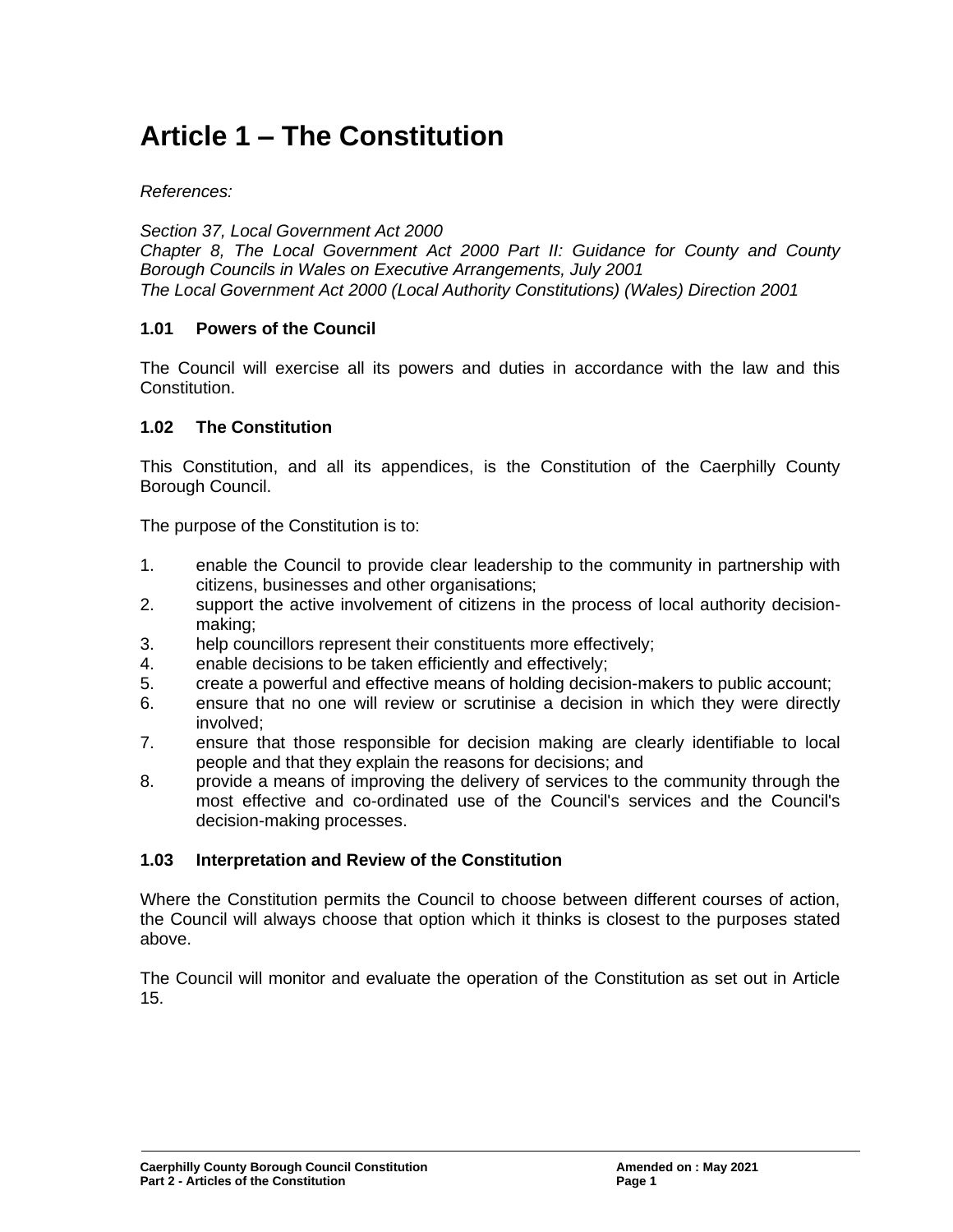# Article 1 – The Constitution

*References:*

*Section 37, Local Government Act 2000*
*Chapter 8, The Local Government Act 2000 Part II: Guidance for County and County Borough Councils in Wales on Executive Arrangements, July 2001*
*The Local Government Act 2000 (Local Authority Constitutions) (Wales) Direction 2001*

### 1.01 Powers of the Council

The Council will exercise all its powers and duties in accordance with the law and this Constitution.

### 1.02 The Constitution

This Constitution, and all its appendices, is the Constitution of the Caerphilly County Borough Council.

The purpose of the Constitution is to:

1. enable the Council to provide clear leadership to the community in partnership with citizens, businesses and other organisations;
2. support the active involvement of citizens in the process of local authority decision-making;
3. help councillors represent their constituents more effectively;
4. enable decisions to be taken efficiently and effectively;
5. create a powerful and effective means of holding decision-makers to public account;
6. ensure that no one will review or scrutinise a decision in which they were directly involved;
7. ensure that those responsible for decision making are clearly identifiable to local people and that they explain the reasons for decisions; and
8. provide a means of improving the delivery of services to the community through the most effective and co-ordinated use of the Council's services and the Council's decision-making processes.

### 1.03 Interpretation and Review of the Constitution

Where the Constitution permits the Council to choose between different courses of action, the Council will always choose that option which it thinks is closest to the purposes stated above.

The Council will monitor and evaluate the operation of the Constitution as set out in Article 15.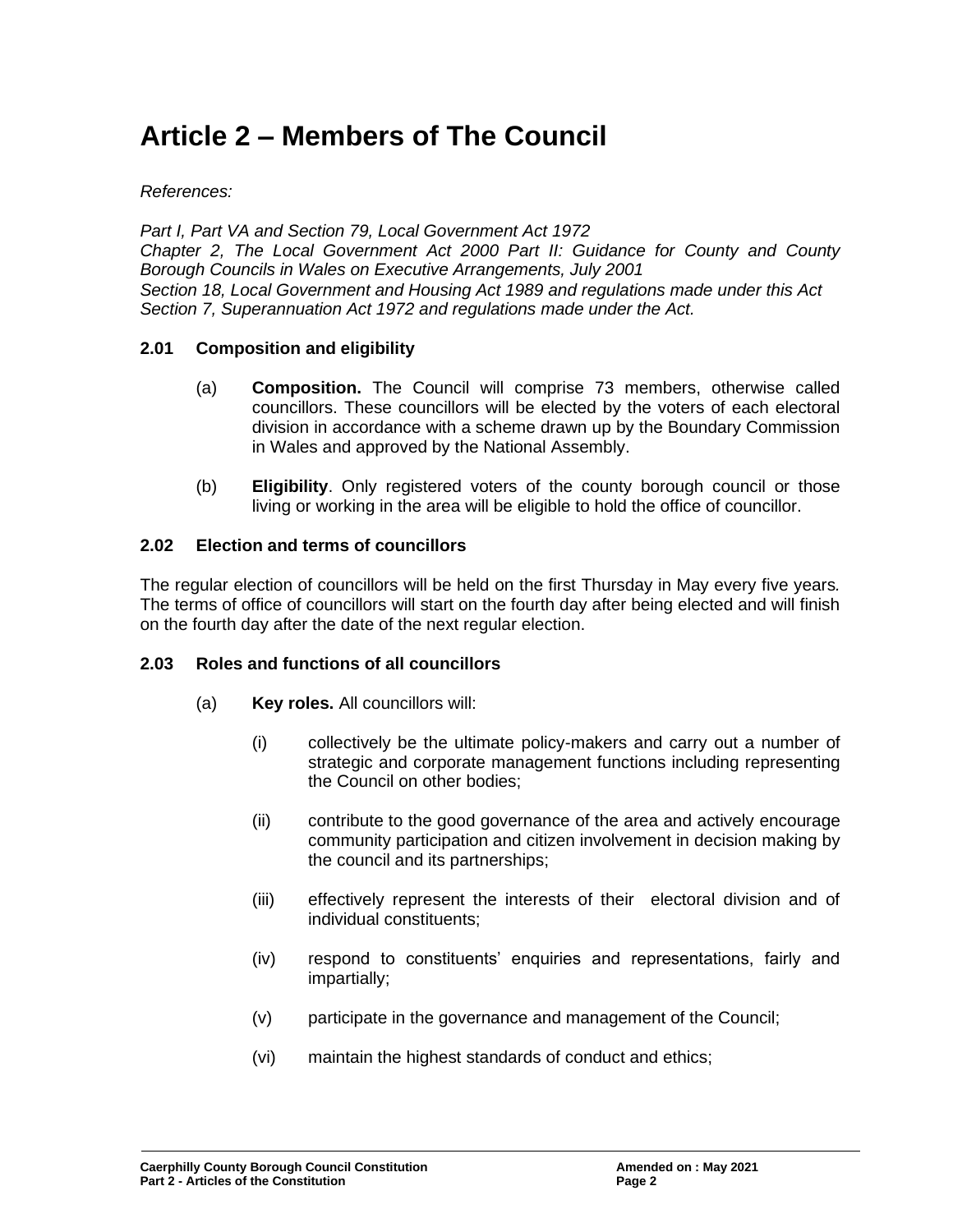# Article 2 – Members of The Council

*References:*

*Part I, Part VA and Section 79, Local Government Act 1972*
*Chapter 2, The Local Government Act 2000 Part II: Guidance for County and County Borough Councils in Wales on Executive Arrangements, July 2001*
*Section 18, Local Government and Housing Act 1989 and regulations made under this Act*
*Section 7, Superannuation Act 1972 and regulations made under the Act.*

### 2.01 Composition and eligibility

(a) **Composition.** The Council will comprise 73 members, otherwise called councillors. These councillors will be elected by the voters of each electoral division in accordance with a scheme drawn up by the Boundary Commission in Wales and approved by the National Assembly.

(b) **Eligibility**. Only registered voters of the county borough council or those living or working in the area will be eligible to hold the office of councillor.

### 2.02 Election and terms of councillors

The regular election of councillors will be held on the first Thursday in May every five years. The terms of office of councillors will start on the fourth day after being elected and will finish on the fourth day after the date of the next regular election.

### 2.03 Roles and functions of all councillors

(a) **Key roles.** All councillors will:

(i) collectively be the ultimate policy-makers and carry out a number of strategic and corporate management functions including representing the Council on other bodies;

(ii) contribute to the good governance of the area and actively encourage community participation and citizen involvement in decision making by the council and its partnerships;

(iii) effectively represent the interests of their electoral division and of individual constituents;

(iv) respond to constituents' enquiries and representations, fairly and impartially;

(v) participate in the governance and management of the Council;

(vi) maintain the highest standards of conduct and ethics;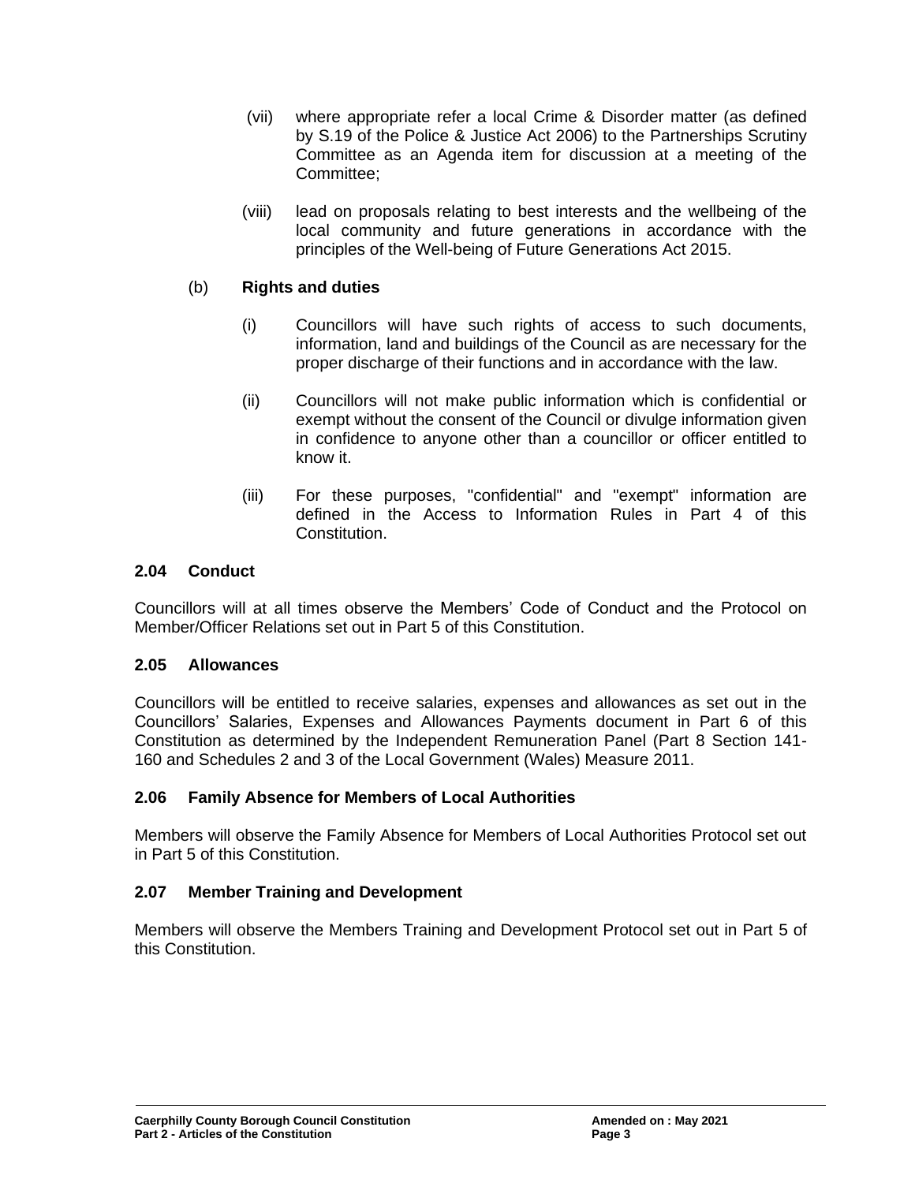(vii) where appropriate refer a local Crime & Disorder matter (as defined by S.19 of the Police & Justice Act 2006) to the Partnerships Scrutiny Committee as an Agenda item for discussion at a meeting of the Committee;

(viii) lead on proposals relating to best interests and the wellbeing of the local community and future generations in accordance with the principles of the Well-being of Future Generations Act 2015.

(b) **Rights and duties**

(i) Councillors will have such rights of access to such documents, information, land and buildings of the Council as are necessary for the proper discharge of their functions and in accordance with the law.

(ii) Councillors will not make public information which is confidential or exempt without the consent of the Council or divulge information given in confidence to anyone other than a councillor or officer entitled to know it.

(iii) For these purposes, "confidential" and "exempt" information are defined in the Access to Information Rules in Part 4 of this Constitution.

### 2.04 Conduct

Councillors will at all times observe the Members' Code of Conduct and the Protocol on Member/Officer Relations set out in Part 5 of this Constitution.

### 2.05 Allowances

Councillors will be entitled to receive salaries, expenses and allowances as set out in the Councillors' Salaries, Expenses and Allowances Payments document in Part 6 of this Constitution as determined by the Independent Remuneration Panel (Part 8 Section 141-160 and Schedules 2 and 3 of the Local Government (Wales) Measure 2011.

### 2.06 Family Absence for Members of Local Authorities

Members will observe the Family Absence for Members of Local Authorities Protocol set out in Part 5 of this Constitution.

### 2.07 Member Training and Development

Members will observe the Members Training and Development Protocol set out in Part 5 of this Constitution.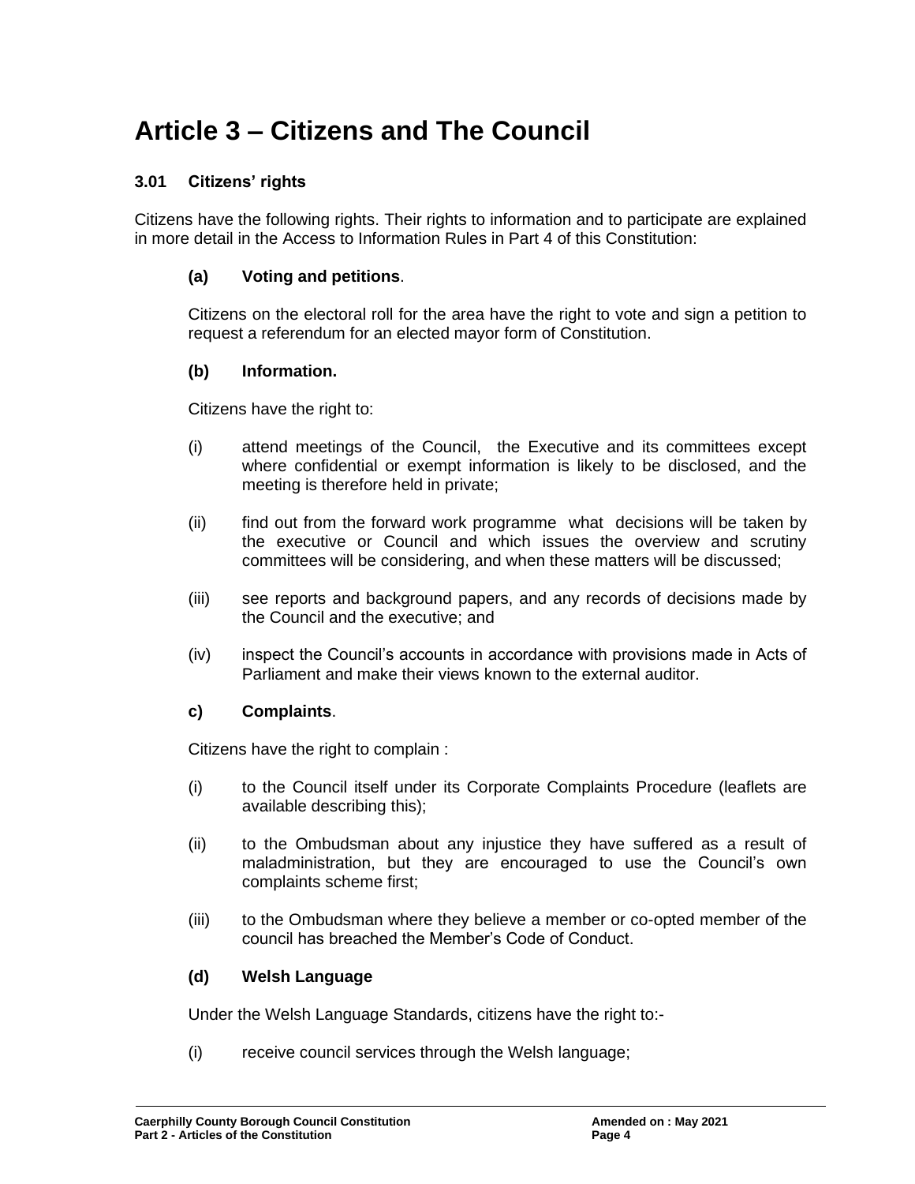# Article 3 – Citizens and The Council

### 3.01 Citizens' rights

Citizens have the following rights. Their rights to information and to participate are explained in more detail in the Access to Information Rules in Part 4 of this Constitution:

**(a) Voting and petitions**.

Citizens on the electoral roll for the area have the right to vote and sign a petition to request a referendum for an elected mayor form of Constitution.

**(b) Information.**

Citizens have the right to:

(i) attend meetings of the Council, the Executive and its committees except where confidential or exempt information is likely to be disclosed, and the meeting is therefore held in private;

(ii) find out from the forward work programme what decisions will be taken by the executive or Council and which issues the overview and scrutiny committees will be considering, and when these matters will be discussed;

(iii) see reports and background papers, and any records of decisions made by the Council and the executive; and

(iv) inspect the Council's accounts in accordance with provisions made in Acts of Parliament and make their views known to the external auditor.

**c) Complaints**.

Citizens have the right to complain :

(i) to the Council itself under its Corporate Complaints Procedure (leaflets are available describing this);

(ii) to the Ombudsman about any injustice they have suffered as a result of maladministration, but they are encouraged to use the Council's own complaints scheme first;

(iii) to the Ombudsman where they believe a member or co-opted member of the council has breached the Member's Code of Conduct.

**(d) Welsh Language**

Under the Welsh Language Standards, citizens have the right to:-

(i) receive council services through the Welsh language;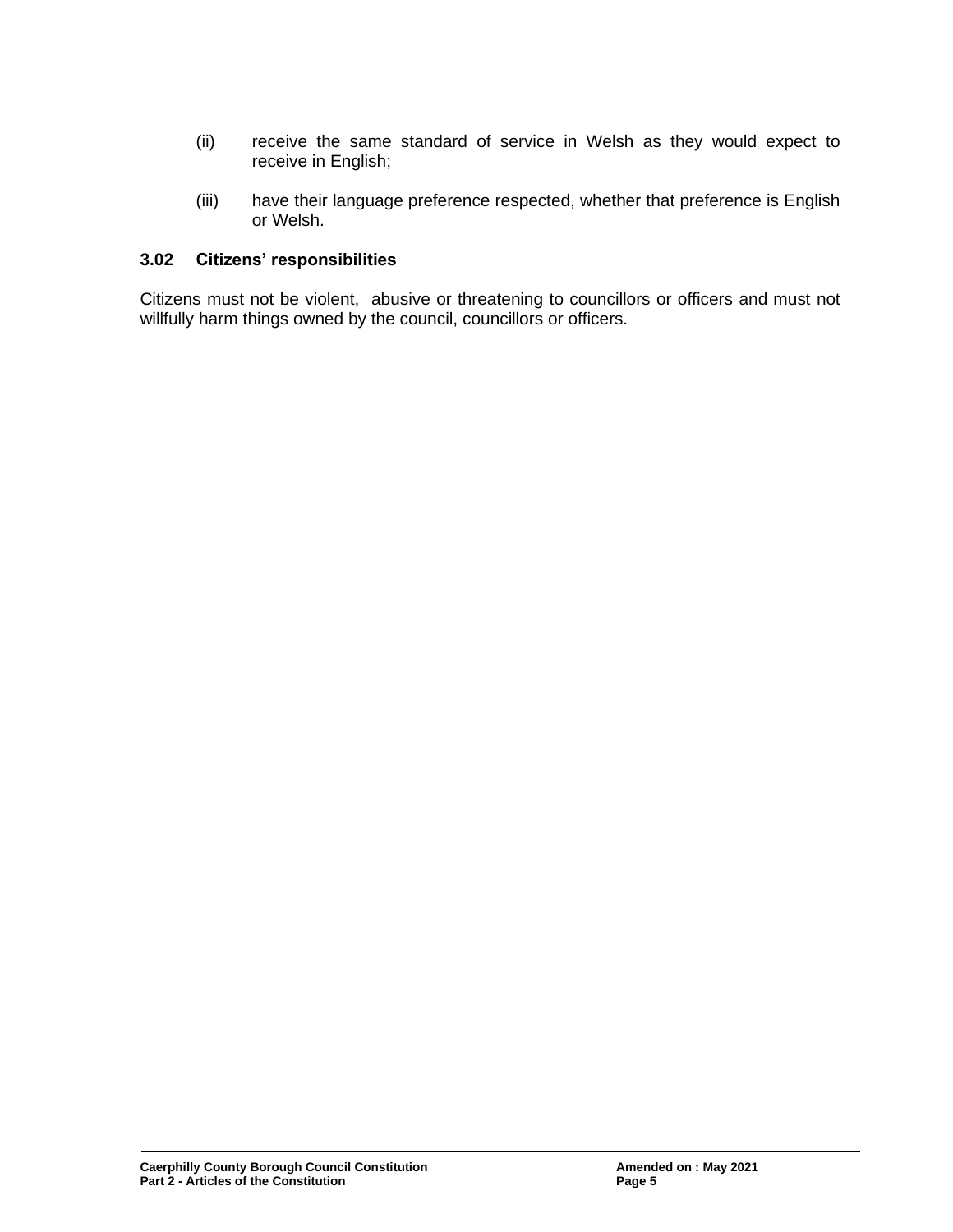(ii) receive the same standard of service in Welsh as they would expect to receive in English;

(iii) have their language preference respected, whether that preference is English or Welsh.

### 3.02 Citizens' responsibilities

Citizens must not be violent, abusive or threatening to councillors or officers and must not willfully harm things owned by the council, councillors or officers.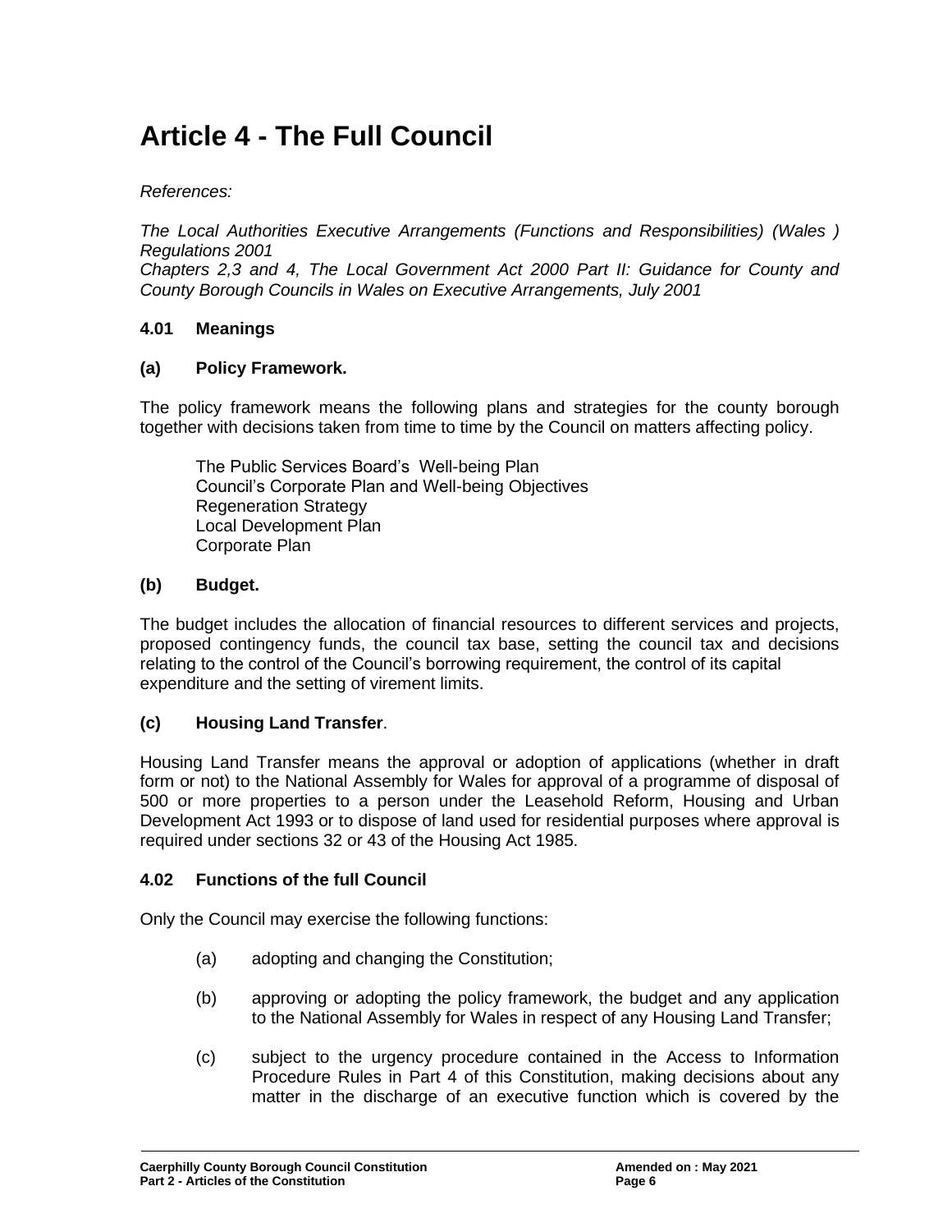# Article 4 - The Full Council

*References:*

*The Local Authorities Executive Arrangements (Functions and Responsibilities) (Wales ) Regulations 2001*
*Chapters 2,3 and 4, The Local Government Act 2000 Part II: Guidance for County and County Borough Councils in Wales on Executive Arrangements, July 2001*

### 4.01 Meanings

**(a) Policy Framework.**

The policy framework means the following plans and strategies for the county borough together with decisions taken from time to time by the Council on matters affecting policy.

The Public Services Board's Well-being Plan
Council's Corporate Plan and Well-being Objectives
Regeneration Strategy
Local Development Plan
Corporate Plan

**(b) Budget.**

The budget includes the allocation of financial resources to different services and projects, proposed contingency funds, the council tax base, setting the council tax and decisions relating to the control of the Council's borrowing requirement, the control of its capital expenditure and the setting of virement limits.

**(c) Housing Land Transfer**.

Housing Land Transfer means the approval or adoption of applications (whether in draft form or not) to the National Assembly for Wales for approval of a programme of disposal of 500 or more properties to a person under the Leasehold Reform, Housing and Urban Development Act 1993 or to dispose of land used for residential purposes where approval is required under sections 32 or 43 of the Housing Act 1985.

### 4.02 Functions of the full Council

Only the Council may exercise the following functions:

(a) adopting and changing the Constitution;

(b) approving or adopting the policy framework, the budget and any application to the National Assembly for Wales in respect of any Housing Land Transfer;

(c) subject to the urgency procedure contained in the Access to Information Procedure Rules in Part 4 of this Constitution, making decisions about any matter in the discharge of an executive function which is covered by the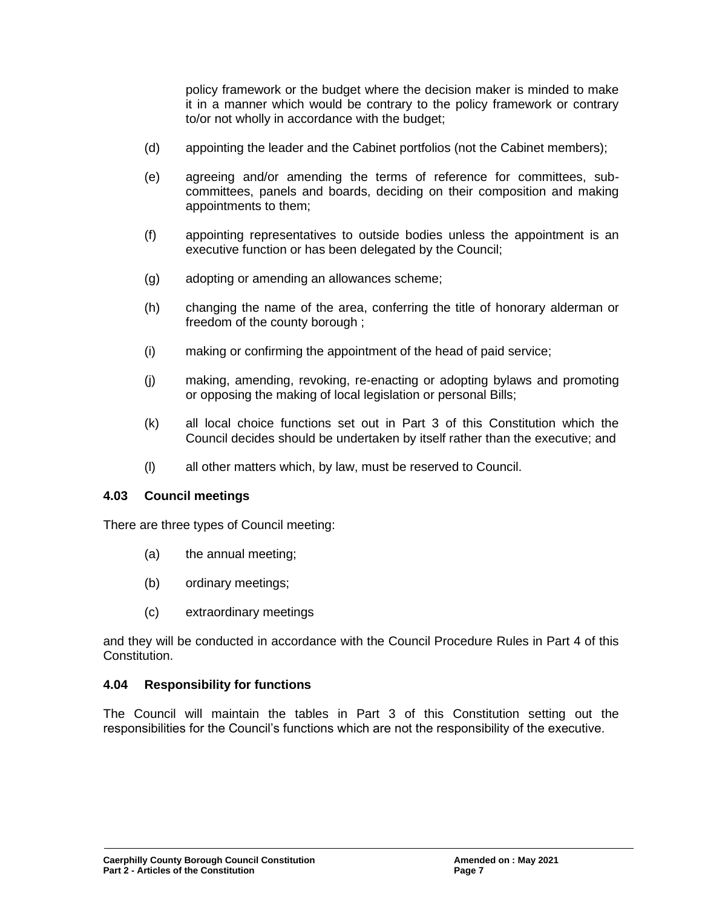policy framework or the budget where the decision maker is minded to make it in a manner which would be contrary to the policy framework or contrary to/or not wholly in accordance with the budget;

(d) appointing the leader and the Cabinet portfolios (not the Cabinet members);

(e) agreeing and/or amending the terms of reference for committees, sub-committees, panels and boards, deciding on their composition and making appointments to them;

(f) appointing representatives to outside bodies unless the appointment is an executive function or has been delegated by the Council;

(g) adopting or amending an allowances scheme;

(h) changing the name of the area, conferring the title of honorary alderman or freedom of the county borough ;

(i) making or confirming the appointment of the head of paid service;

(j) making, amending, revoking, re-enacting or adopting bylaws and promoting or opposing the making of local legislation or personal Bills;

(k) all local choice functions set out in Part 3 of this Constitution which the Council decides should be undertaken by itself rather than the executive; and

(l) all other matters which, by law, must be reserved to Council.

### 4.03 Council meetings

There are three types of Council meeting:

(a) the annual meeting;

(b) ordinary meetings;

(c) extraordinary meetings

and they will be conducted in accordance with the Council Procedure Rules in Part 4 of this Constitution.

### 4.04 Responsibility for functions

The Council will maintain the tables in Part 3 of this Constitution setting out the responsibilities for the Council's functions which are not the responsibility of the executive.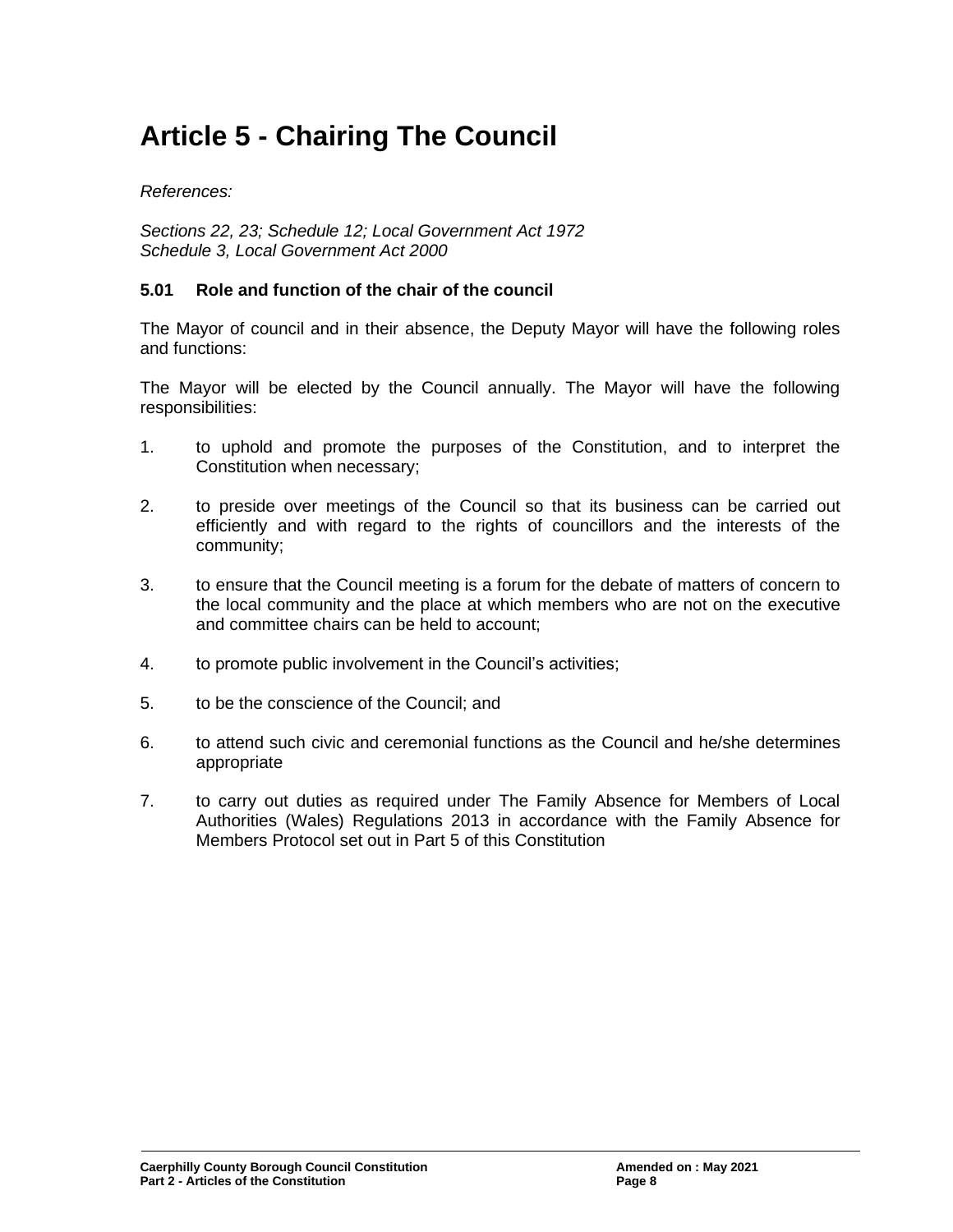# Article 5 - Chairing The Council

*References:*

*Sections 22, 23; Schedule 12; Local Government Act 1972*
*Schedule 3, Local Government Act 2000*

### 5.01 Role and function of the chair of the council

The Mayor of council and in their absence, the Deputy Mayor will have the following roles and functions:

The Mayor will be elected by the Council annually. The Mayor will have the following responsibilities:

1. to uphold and promote the purposes of the Constitution, and to interpret the Constitution when necessary;

2. to preside over meetings of the Council so that its business can be carried out efficiently and with regard to the rights of councillors and the interests of the community;

3. to ensure that the Council meeting is a forum for the debate of matters of concern to the local community and the place at which members who are not on the executive and committee chairs can be held to account;

4. to promote public involvement in the Council's activities;

5. to be the conscience of the Council; and

6. to attend such civic and ceremonial functions as the Council and he/she determines appropriate

7. to carry out duties as required under The Family Absence for Members of Local Authorities (Wales) Regulations 2013 in accordance with the Family Absence for Members Protocol set out in Part 5 of this Constitution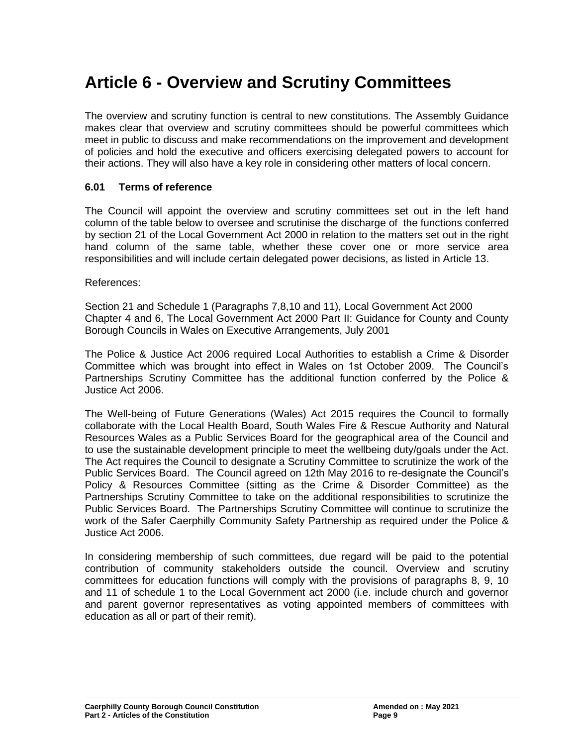# Article 6 - Overview and Scrutiny Committees

The overview and scrutiny function is central to new constitutions. The Assembly Guidance makes clear that overview and scrutiny committees should be powerful committees which meet in public to discuss and make recommendations on the improvement and development of policies and hold the executive and officers exercising delegated powers to account for their actions. They will also have a key role in considering other matters of local concern.

### 6.01 Terms of reference

The Council will appoint the overview and scrutiny committees set out in the left hand column of the table below to oversee and scrutinise the discharge of the functions conferred by section 21 of the Local Government Act 2000 in relation to the matters set out in the right hand column of the same table, whether these cover one or more service area responsibilities and will include certain delegated power decisions, as listed in Article 13.

References:

Section 21 and Schedule 1 (Paragraphs 7,8,10 and 11), Local Government Act 2000
Chapter 4 and 6, The Local Government Act 2000 Part II: Guidance for County and County Borough Councils in Wales on Executive Arrangements, July 2001

The Police & Justice Act 2006 required Local Authorities to establish a Crime & Disorder Committee which was brought into effect in Wales on 1st October 2009. The Council's Partnerships Scrutiny Committee has the additional function conferred by the Police & Justice Act 2006.

The Well-being of Future Generations (Wales) Act 2015 requires the Council to formally collaborate with the Local Health Board, South Wales Fire & Rescue Authority and Natural Resources Wales as a Public Services Board for the geographical area of the Council and to use the sustainable development principle to meet the wellbeing duty/goals under the Act. The Act requires the Council to designate a Scrutiny Committee to scrutinize the work of the Public Services Board. The Council agreed on 12th May 2016 to re-designate the Council's Policy & Resources Committee (sitting as the Crime & Disorder Committee) as the Partnerships Scrutiny Committee to take on the additional responsibilities to scrutinize the Public Services Board. The Partnerships Scrutiny Committee will continue to scrutinize the work of the Safer Caerphilly Community Safety Partnership as required under the Police & Justice Act 2006.

In considering membership of such committees, due regard will be paid to the potential contribution of community stakeholders outside the council. Overview and scrutiny committees for education functions will comply with the provisions of paragraphs 8, 9, 10 and 11 of schedule 1 to the Local Government act 2000 (i.e. include church and governor and parent governor representatives as voting appointed members of committees with education as all or part of their remit).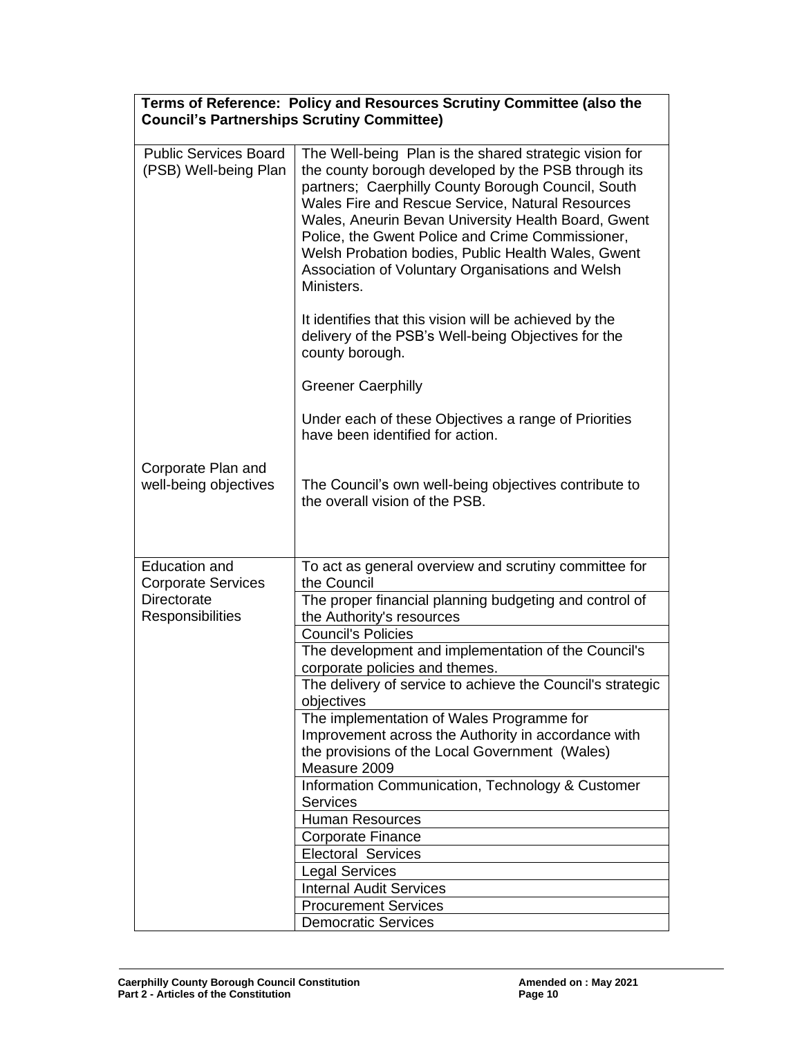| **Terms of Reference: Policy and Resources Scrutiny Committee (also the Council's Partnerships Scrutiny Committee)** | |
|---|---|
| Public Services Board (PSB) Well-being Plan | The Well-being Plan is the shared strategic vision for the county borough developed by the PSB through its partners; Caerphilly County Borough Council, South Wales Fire and Rescue Service, Natural Resources Wales, Aneurin Bevan University Health Board, Gwent Police, the Gwent Police and Crime Commissioner, Welsh Probation bodies, Public Health Wales, Gwent Association of Voluntary Organisations and Welsh Ministers.<br><br>It identifies that this vision will be achieved by the delivery of the PSB's Well-being Objectives for the county borough.<br><br>Greener Caerphilly<br><br>Under each of these Objectives a range of Priorities have been identified for action. |
| Corporate Plan and well-being objectives | The Council's own well-being objectives contribute to the overall vision of the PSB. |
| Education and Corporate Services Directorate Responsibilities | To act as general overview and scrutiny committee for the Council |
| | The proper financial planning budgeting and control of the Authority's resources |
| | Council's Policies |
| | The development and implementation of the Council's corporate policies and themes. |
| | The delivery of service to achieve the Council's strategic objectives |
| | The implementation of Wales Programme for Improvement across the Authority in accordance with the provisions of the Local Government (Wales) Measure 2009 |
| | Information Communication, Technology & Customer Services |
| | Human Resources |
| | Corporate Finance |
| | Electoral Services |
| | Legal Services |
| | Internal Audit Services |
| | Procurement Services |
| | Democratic Services |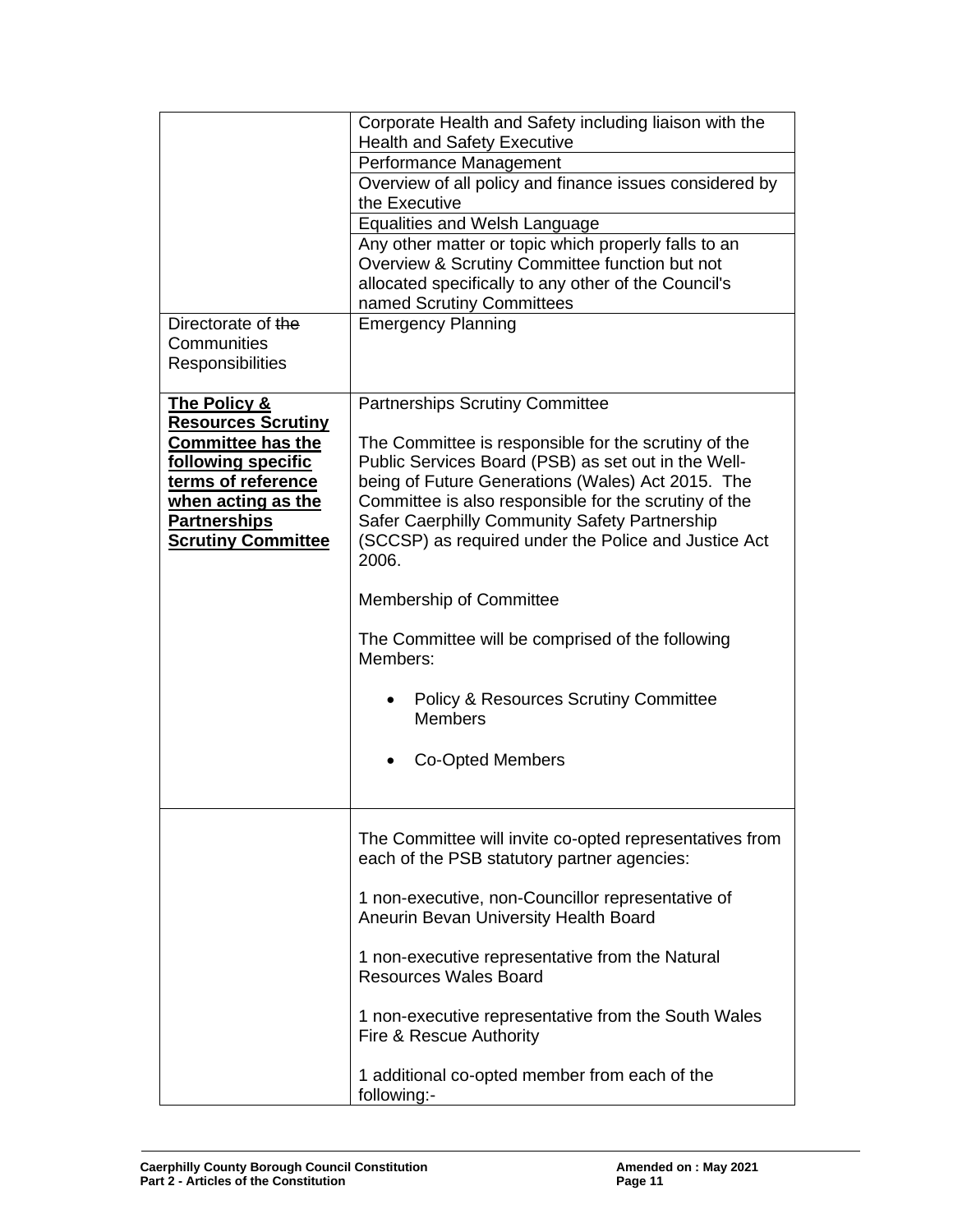|  |  |
|---|---|
|  | Corporate Health and Safety including liaison with the Health and Safety Executive |
|  | Performance Management |
|  | Overview of all policy and finance issues considered by the Executive |
|  | Equalities and Welsh Language |
|  | Any other matter or topic which properly falls to an Overview & Scrutiny Committee function but not allocated specifically to any other of the Council's named Scrutiny Committees |
| Directorate of ~~the~~ Communities Responsibilities | Emergency Planning |
| **<u>The Policy & Resources Scrutiny Committee has the following specific terms of reference when acting as the Partnerships Scrutiny Committee</u>** | Partnerships Scrutiny Committee<br><br>The Committee is responsible for the scrutiny of the Public Services Board (PSB) as set out in the Well-being of Future Generations (Wales) Act 2015. The Committee is also responsible for the scrutiny of the Safer Caerphilly Community Safety Partnership (SCCSP) as required under the Police and Justice Act 2006.<br><br>Membership of Committee<br><br>The Committee will be comprised of the following Members:<br><br>• Policy & Resources Scrutiny Committee Members<br><br>• Co-Opted Members |
|  | The Committee will invite co-opted representatives from each of the PSB statutory partner agencies:<br><br>1 non-executive, non-Councillor representative of Aneurin Bevan University Health Board<br><br>1 non-executive representative from the Natural Resources Wales Board<br><br>1 non-executive representative from the South Wales Fire & Rescue Authority<br><br>1 additional co-opted member from each of the following:- |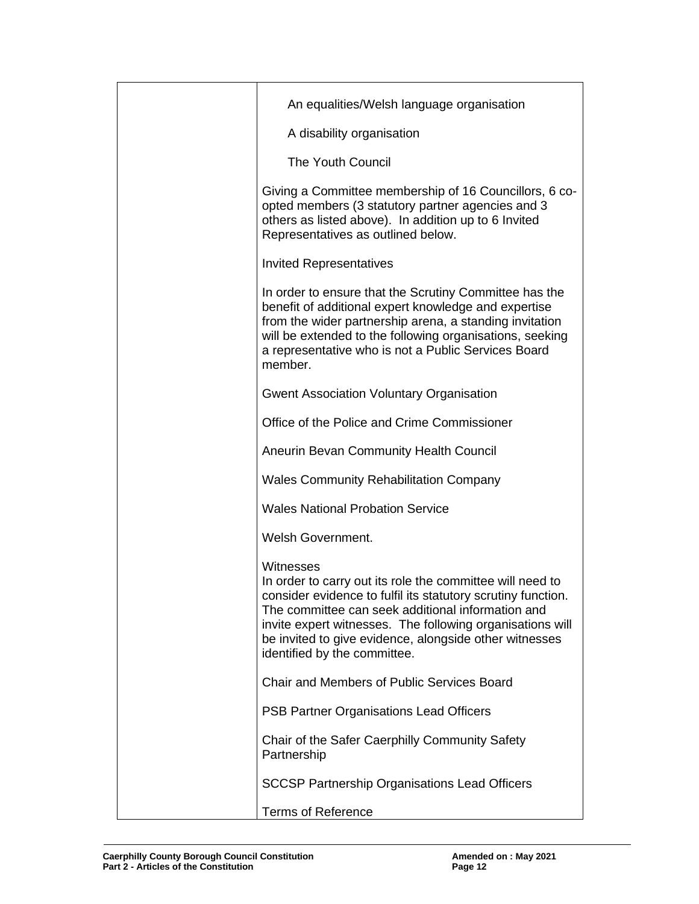| | |
|---|---|
| | An equalities/Welsh language organisation<br><br>A disability organisation<br><br>The Youth Council<br><br>Giving a Committee membership of 16 Councillors, 6 co-opted members (3 statutory partner agencies and 3 others as listed above). In addition up to 6 Invited Representatives as outlined below.<br><br>Invited Representatives<br><br>In order to ensure that the Scrutiny Committee has the benefit of additional expert knowledge and expertise from the wider partnership arena, a standing invitation will be extended to the following organisations, seeking a representative who is not a Public Services Board member.<br><br>Gwent Association Voluntary Organisation<br><br>Office of the Police and Crime Commissioner<br><br>Aneurin Bevan Community Health Council<br><br>Wales Community Rehabilitation Company<br><br>Wales National Probation Service<br><br>Welsh Government.<br><br>Witnesses<br>In order to carry out its role the committee will need to consider evidence to fulfil its statutory scrutiny function. The committee can seek additional information and invite expert witnesses. The following organisations will be invited to give evidence, alongside other witnesses identified by the committee.<br><br>Chair and Members of Public Services Board<br><br>PSB Partner Organisations Lead Officers<br><br>Chair of the Safer Caerphilly Community Safety Partnership<br><br>SCCSP Partnership Organisations Lead Officers<br><br>Terms of Reference |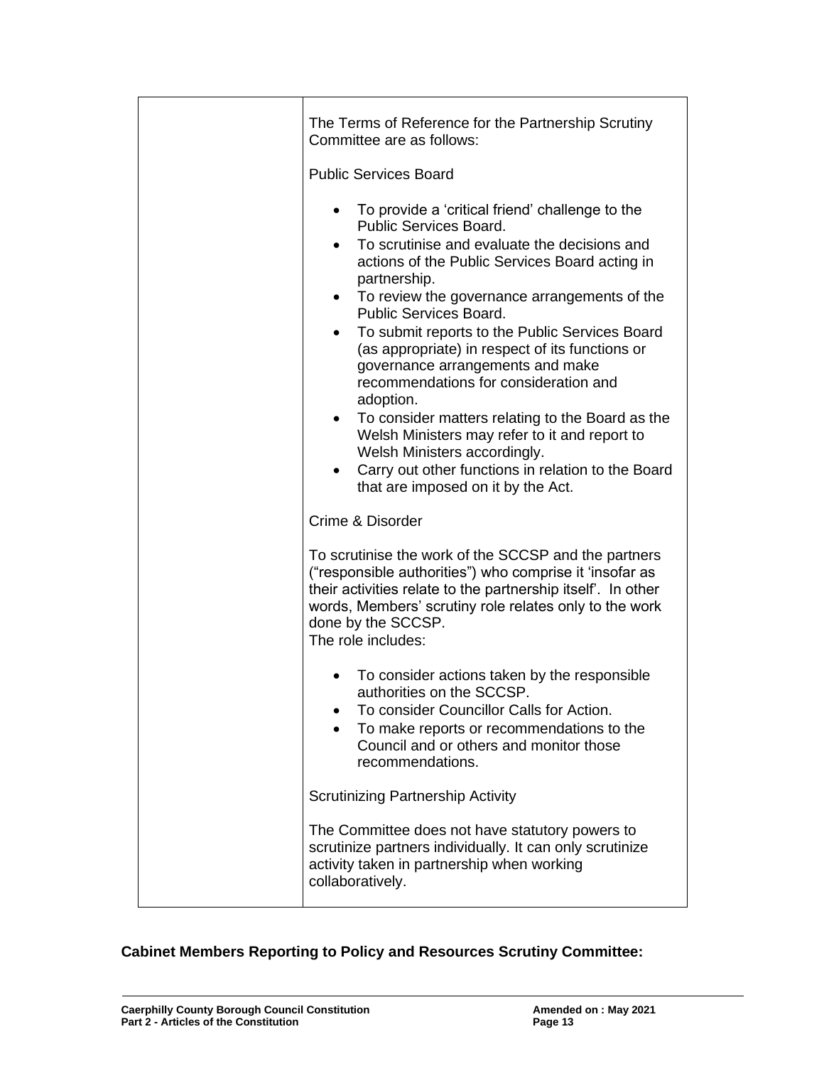|  | The Terms of Reference for the Partnership Scrutiny Committee are as follows:<br><br>Public Services Board<br><br>• To provide a 'critical friend' challenge to the Public Services Board.<br>• To scrutinise and evaluate the decisions and actions of the Public Services Board acting in partnership.<br>• To review the governance arrangements of the Public Services Board.<br>• To submit reports to the Public Services Board (as appropriate) in respect of its functions or governance arrangements and make recommendations for consideration and adoption.<br>• To consider matters relating to the Board as the Welsh Ministers may refer to it and report to Welsh Ministers accordingly.<br>• Carry out other functions in relation to the Board that are imposed on it by the Act.<br><br>Crime & Disorder<br><br>To scrutinise the work of the SCCSP and the partners ("responsible authorities") who comprise it 'insofar as their activities relate to the partnership itself'. In other words, Members' scrutiny role relates only to the work done by the SCCSP.<br>The role includes:<br><br>• To consider actions taken by the responsible authorities on the SCCSP.<br>• To consider Councillor Calls for Action.<br>• To make reports or recommendations to the Council and or others and monitor those recommendations.<br><br>Scrutinizing Partnership Activity<br><br>The Committee does not have statutory powers to scrutinize partners individually. It can only scrutinize activity taken in partnership when working collaboratively. |
|---|---|

**Cabinet Members Reporting to Policy and Resources Scrutiny Committee:**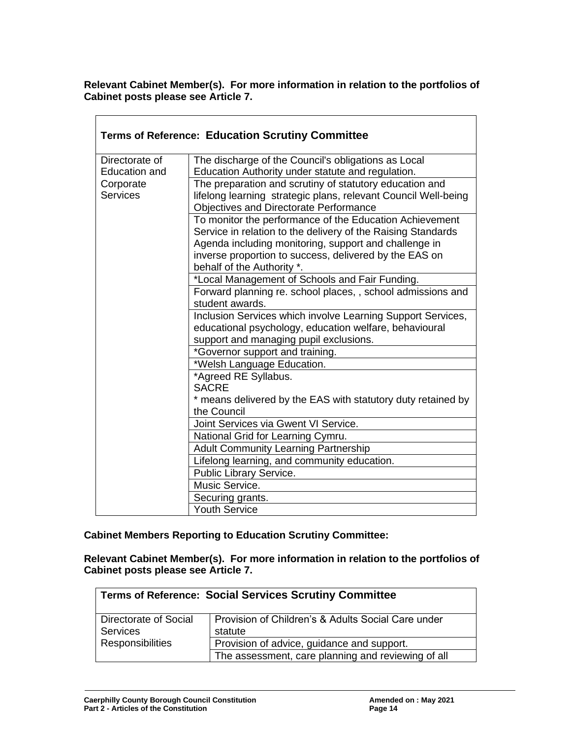**Relevant Cabinet Member(s). For more information in relation to the portfolios of Cabinet posts please see Article 7.**

| **Terms of Reference: Education Scrutiny Committee** | |
|---|---|
| Directorate of Education and Corporate Services | The discharge of the Council's obligations as Local Education Authority under statute and regulation. |
| | The preparation and scrutiny of statutory education and lifelong learning strategic plans, relevant Council Well-being Objectives and Directorate Performance |
| | To monitor the performance of the Education Achievement Service in relation to the delivery of the Raising Standards Agenda including monitoring, support and challenge in inverse proportion to success, delivered by the EAS on behalf of the Authority *. |
| | *Local Management of Schools and Fair Funding. |
| | Forward planning re. school places, , school admissions and student awards. |
| | Inclusion Services which involve Learning Support Services, educational psychology, education welfare, behavioural support and managing pupil exclusions. |
| | *Governor support and training. |
| | *Welsh Language Education. |
| | *Agreed RE Syllabus.<br>SACRE<br>* means delivered by the EAS with statutory duty retained by the Council |
| | Joint Services via Gwent VI Service. |
| | National Grid for Learning Cymru. |
| | Adult Community Learning Partnership |
| | Lifelong learning, and community education. |
| | Public Library Service. |
| | Music Service. |
| | Securing grants. |
| | Youth Service |

**Cabinet Members Reporting to Education Scrutiny Committee:**

**Relevant Cabinet Member(s). For more information in relation to the portfolios of Cabinet posts please see Article 7.**

| **Terms of Reference: Social Services Scrutiny Committee** | |
|---|---|
| Directorate of Social Services Responsibilities | Provision of Children's & Adults Social Care under statute |
| | Provision of advice, guidance and support. |
| | The assessment, care planning and reviewing of all |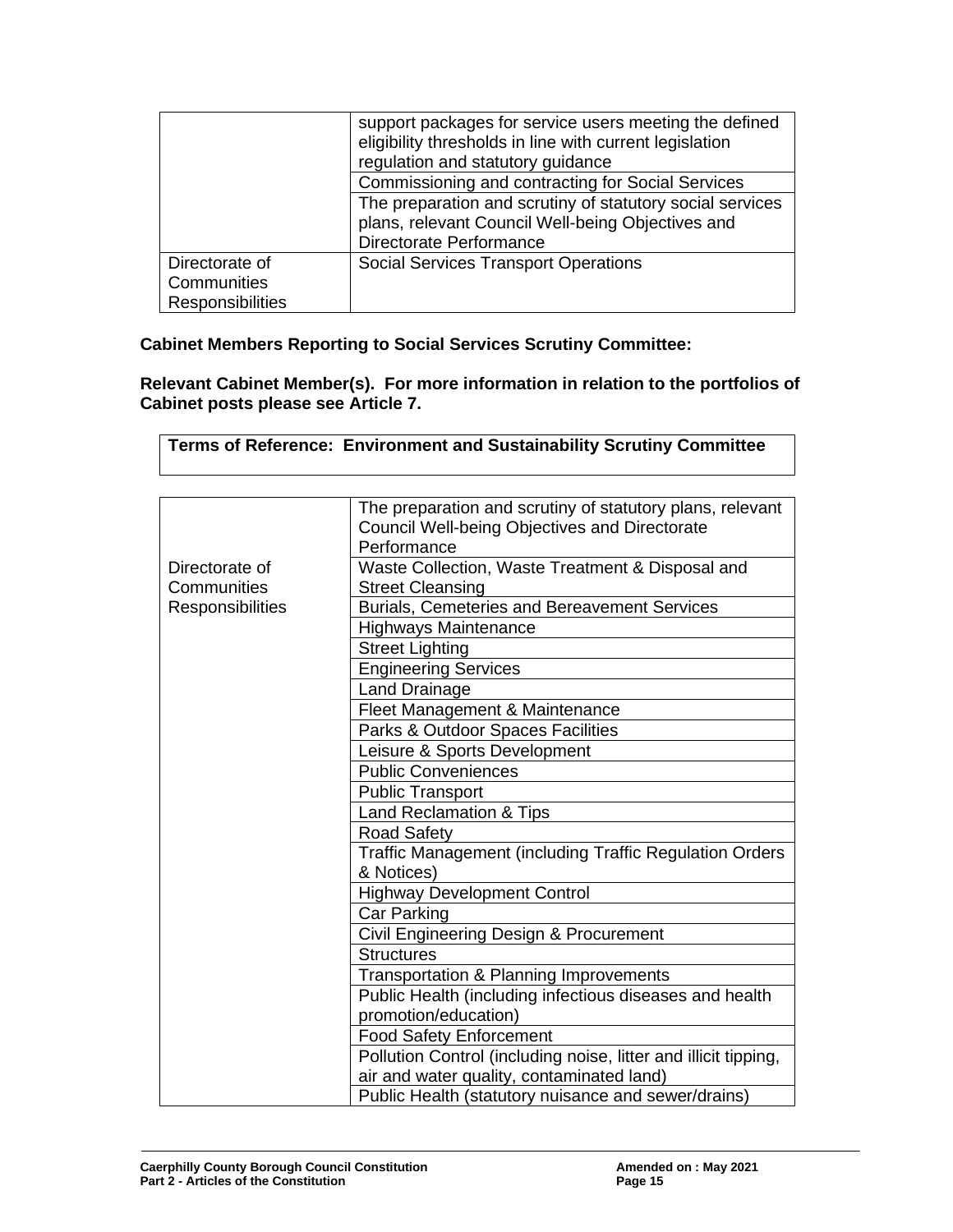| | |
|---|---|
| | support packages for service users meeting the defined eligibility thresholds in line with current legislation regulation and statutory guidance |
| | Commissioning and contracting for Social Services |
| | The preparation and scrutiny of statutory social services plans, relevant Council Well-being Objectives and Directorate Performance |
| Directorate of Communities Responsibilities | Social Services Transport Operations |

**Cabinet Members Reporting to Social Services Scrutiny Committee:**

**Relevant Cabinet Member(s). For more information in relation to the portfolios of Cabinet posts please see Article 7.**

| **Terms of Reference: Environment and Sustainability Scrutiny Committee** |
|---|

| | |
|---|---|
| Directorate of Communities Responsibilities | The preparation and scrutiny of statutory plans, relevant Council Well-being Objectives and Directorate Performance |
| | Waste Collection, Waste Treatment & Disposal and Street Cleansing |
| | Burials, Cemeteries and Bereavement Services |
| | Highways Maintenance |
| | Street Lighting |
| | Engineering Services |
| | Land Drainage |
| | Fleet Management & Maintenance |
| | Parks & Outdoor Spaces Facilities |
| | Leisure & Sports Development |
| | Public Conveniences |
| | Public Transport |
| | Land Reclamation & Tips |
| | Road Safety |
| | Traffic Management (including Traffic Regulation Orders & Notices) |
| | Highway Development Control |
| | Car Parking |
| | Civil Engineering Design & Procurement |
| | Structures |
| | Transportation & Planning Improvements |
| | Public Health (including infectious diseases and health promotion/education) |
| | Food Safety Enforcement |
| | Pollution Control (including noise, litter and illicit tipping, air and water quality, contaminated land) |
| | Public Health (statutory nuisance and sewer/drains) |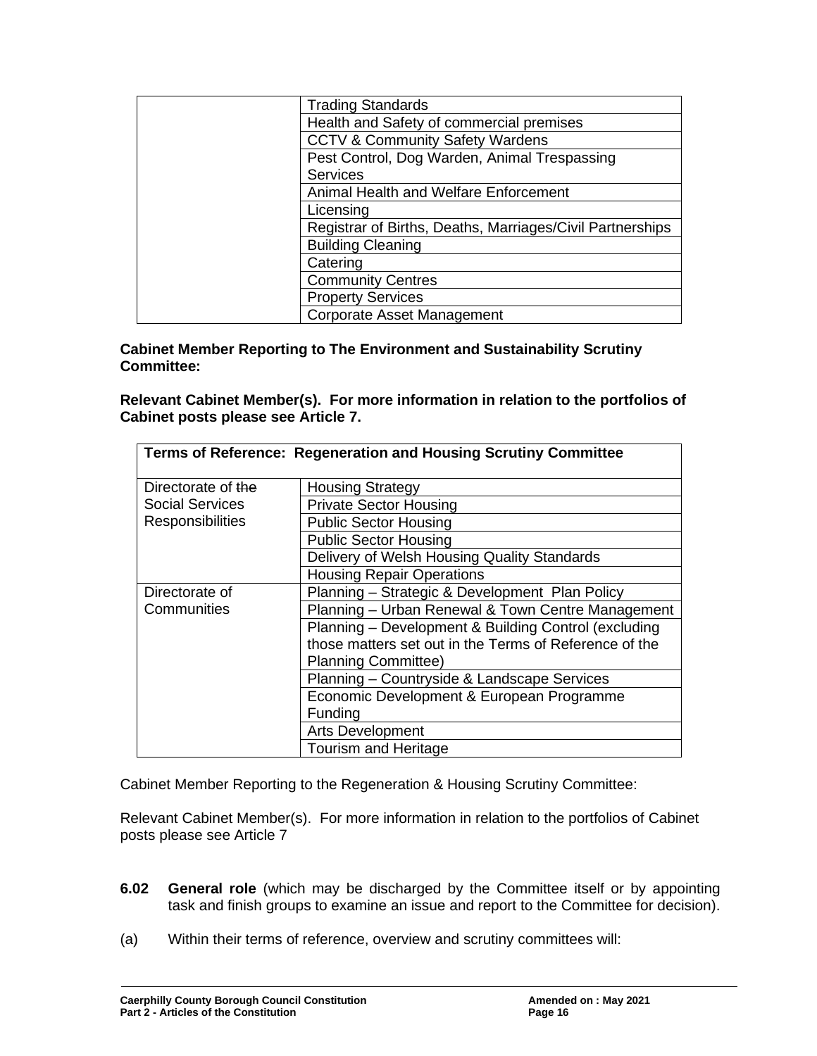| | |
|---|---|
| | Trading Standards |
| | Health and Safety of commercial premises |
| | CCTV & Community Safety Wardens |
| | Pest Control, Dog Warden, Animal Trespassing Services |
| | Animal Health and Welfare Enforcement |
| | Licensing |
| | Registrar of Births, Deaths, Marriages/Civil Partnerships |
| | Building Cleaning |
| | Catering |
| | Community Centres |
| | Property Services |
| | Corporate Asset Management |

**Cabinet Member Reporting to The Environment and Sustainability Scrutiny Committee:**

**Relevant Cabinet Member(s). For more information in relation to the portfolios of Cabinet posts please see Article 7.**

| **Terms of Reference: Regeneration and Housing Scrutiny Committee** | |
|---|---|
| Directorate of ~~the~~ Social Services Responsibilities | Housing Strategy |
| | Private Sector Housing |
| | Public Sector Housing |
| | Public Sector Housing |
| | Delivery of Welsh Housing Quality Standards |
| | Housing Repair Operations |
| Directorate of Communities | Planning – Strategic & Development Plan Policy |
| | Planning – Urban Renewal & Town Centre Management |
| | Planning – Development & Building Control (excluding those matters set out in the Terms of Reference of the Planning Committee) |
| | Planning – Countryside & Landscape Services |
| | Economic Development & European Programme Funding |
| | Arts Development |
| | Tourism and Heritage |

Cabinet Member Reporting to the Regeneration & Housing Scrutiny Committee:

Relevant Cabinet Member(s). For more information in relation to the portfolios of Cabinet posts please see Article 7

**6.02 General role** (which may be discharged by the Committee itself or by appointing task and finish groups to examine an issue and report to the Committee for decision).

(a) Within their terms of reference, overview and scrutiny committees will: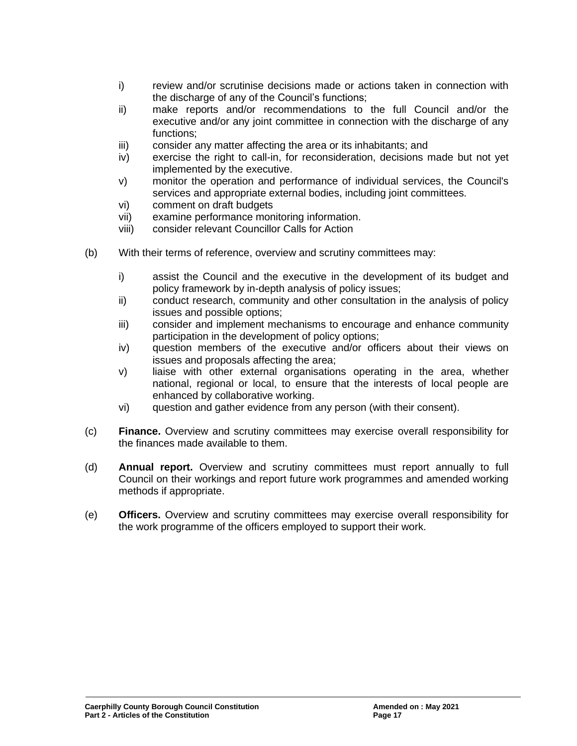i) review and/or scrutinise decisions made or actions taken in connection with the discharge of any of the Council's functions;
ii) make reports and/or recommendations to the full Council and/or the executive and/or any joint committee in connection with the discharge of any functions;
iii) consider any matter affecting the area or its inhabitants; and
iv) exercise the right to call-in, for reconsideration, decisions made but not yet implemented by the executive.
v) monitor the operation and performance of individual services, the Council's services and appropriate external bodies, including joint committees.
vi) comment on draft budgets
vii) examine performance monitoring information.
viii) consider relevant Councillor Calls for Action

(b) With their terms of reference, overview and scrutiny committees may:

i) assist the Council and the executive in the development of its budget and policy framework by in-depth analysis of policy issues;
ii) conduct research, community and other consultation in the analysis of policy issues and possible options;
iii) consider and implement mechanisms to encourage and enhance community participation in the development of policy options;
iv) question members of the executive and/or officers about their views on issues and proposals affecting the area;
v) liaise with other external organisations operating in the area, whether national, regional or local, to ensure that the interests of local people are enhanced by collaborative working.
vi) question and gather evidence from any person (with their consent).

(c) **Finance.** Overview and scrutiny committees may exercise overall responsibility for the finances made available to them.

(d) **Annual report.** Overview and scrutiny committees must report annually to full Council on their workings and report future work programmes and amended working methods if appropriate.

(e) **Officers.** Overview and scrutiny committees may exercise overall responsibility for the work programme of the officers employed to support their work.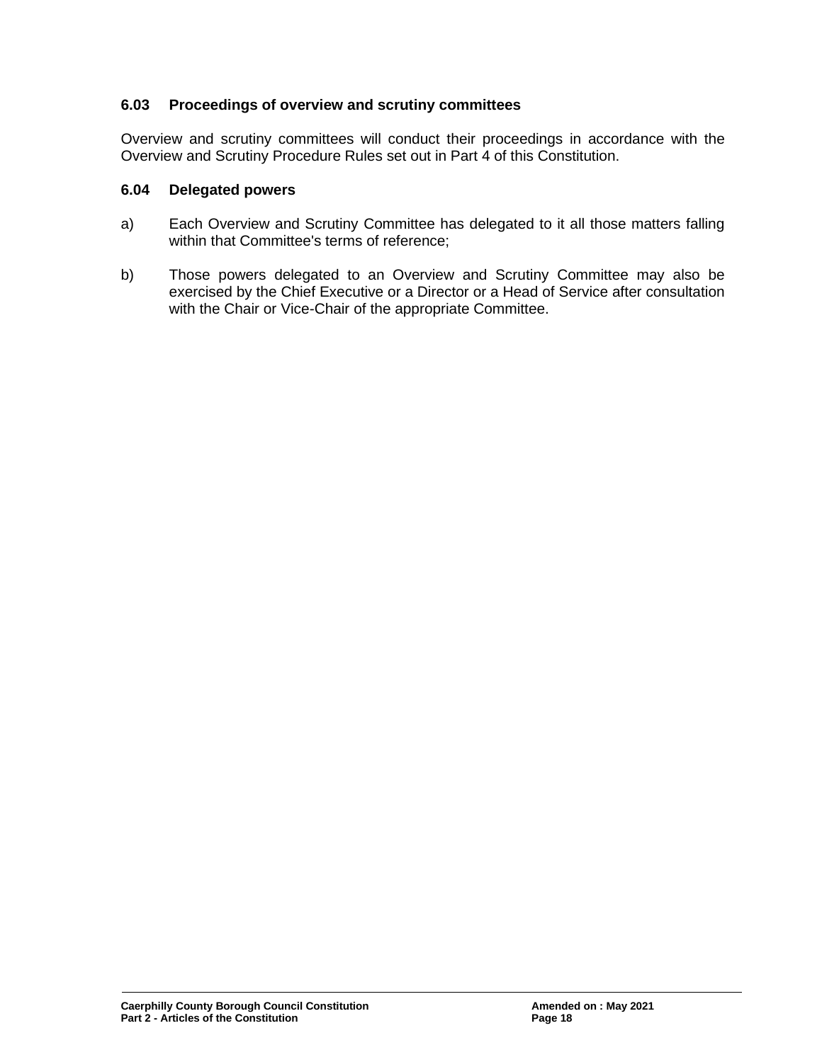### 6.03 Proceedings of overview and scrutiny committees

Overview and scrutiny committees will conduct their proceedings in accordance with the Overview and Scrutiny Procedure Rules set out in Part 4 of this Constitution.

### 6.04 Delegated powers

a) Each Overview and Scrutiny Committee has delegated to it all those matters falling within that Committee's terms of reference;

b) Those powers delegated to an Overview and Scrutiny Committee may also be exercised by the Chief Executive or a Director or a Head of Service after consultation with the Chair or Vice-Chair of the appropriate Committee.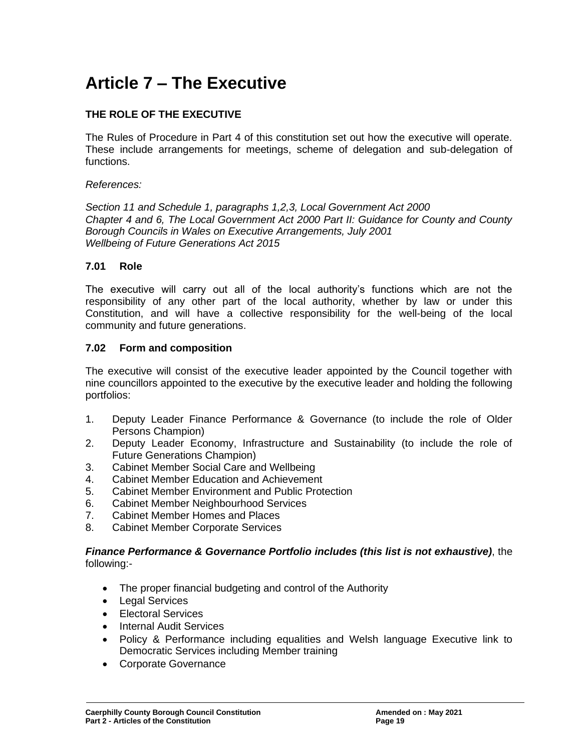# Article 7 – The Executive

**THE ROLE OF THE EXECUTIVE**

The Rules of Procedure in Part 4 of this constitution set out how the executive will operate. These include arrangements for meetings, scheme of delegation and sub-delegation of functions.

*References:*

*Section 11 and Schedule 1, paragraphs 1,2,3, Local Government Act 2000*
*Chapter 4 and 6, The Local Government Act 2000 Part II: Guidance for County and County Borough Councils in Wales on Executive Arrangements, July 2001*
*Wellbeing of Future Generations Act 2015*

### 7.01 Role

The executive will carry out all of the local authority's functions which are not the responsibility of any other part of the local authority, whether by law or under this Constitution, and will have a collective responsibility for the well-being of the local community and future generations.

### 7.02 Form and composition

The executive will consist of the executive leader appointed by the Council together with nine councillors appointed to the executive by the executive leader and holding the following portfolios:

1. Deputy Leader Finance Performance & Governance (to include the role of Older Persons Champion)
2. Deputy Leader Economy, Infrastructure and Sustainability (to include the role of Future Generations Champion)
3. Cabinet Member Social Care and Wellbeing
4. Cabinet Member Education and Achievement
5. Cabinet Member Environment and Public Protection
6. Cabinet Member Neighbourhood Services
7. Cabinet Member Homes and Places
8. Cabinet Member Corporate Services

***Finance Performance & Governance Portfolio includes (this list is not exhaustive)***, the following:-

- The proper financial budgeting and control of the Authority
- Legal Services
- Electoral Services
- Internal Audit Services
- Policy & Performance including equalities and Welsh language Executive link to Democratic Services including Member training
- Corporate Governance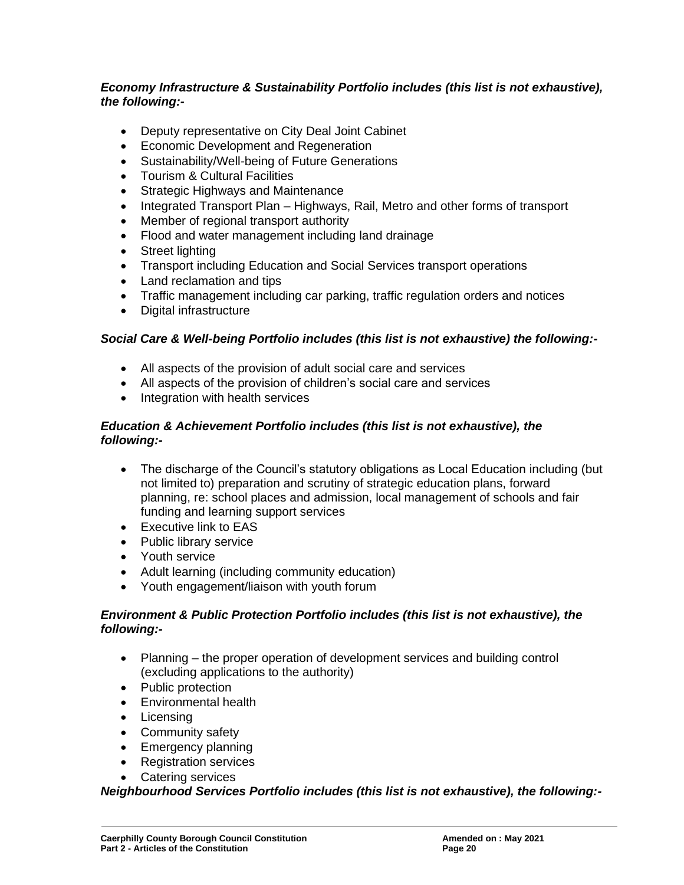***Economy Infrastructure & Sustainability Portfolio includes (this list is not exhaustive), the following:-***

- Deputy representative on City Deal Joint Cabinet
- Economic Development and Regeneration
- Sustainability/Well-being of Future Generations
- Tourism & Cultural Facilities
- Strategic Highways and Maintenance
- Integrated Transport Plan – Highways, Rail, Metro and other forms of transport
- Member of regional transport authority
- Flood and water management including land drainage
- Street lighting
- Transport including Education and Social Services transport operations
- Land reclamation and tips
- Traffic management including car parking, traffic regulation orders and notices
- Digital infrastructure

***Social Care & Well-being Portfolio includes (this list is not exhaustive) the following:-***

- All aspects of the provision of adult social care and services
- All aspects of the provision of children's social care and services
- Integration with health services

***Education & Achievement Portfolio includes (this list is not exhaustive), the following:-***

- The discharge of the Council's statutory obligations as Local Education including (but not limited to) preparation and scrutiny of strategic education plans, forward planning, re: school places and admission, local management of schools and fair funding and learning support services
- Executive link to EAS
- Public library service
- Youth service
- Adult learning (including community education)
- Youth engagement/liaison with youth forum

***Environment & Public Protection Portfolio includes (this list is not exhaustive), the following:-***

- Planning – the proper operation of development services and building control (excluding applications to the authority)
- Public protection
- Environmental health
- Licensing
- Community safety
- Emergency planning
- Registration services
- Catering services

***Neighbourhood Services Portfolio includes (this list is not exhaustive), the following:-***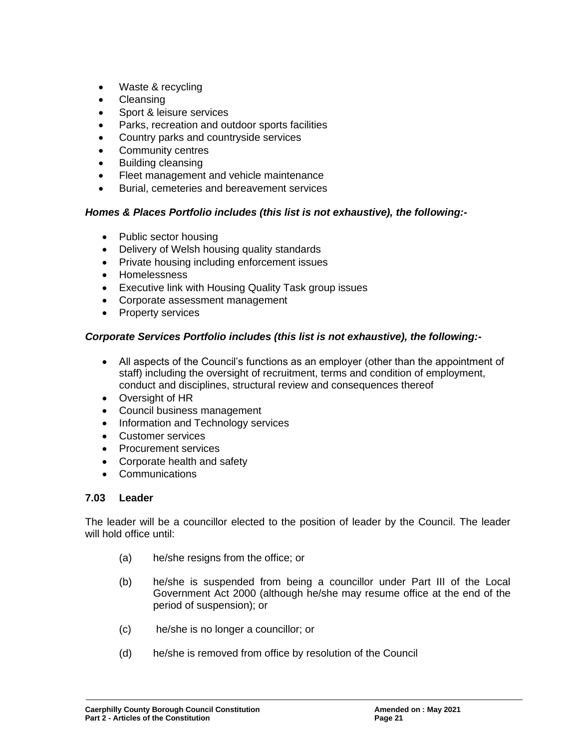- Waste & recycling
- Cleansing
- Sport & leisure services
- Parks, recreation and outdoor sports facilities
- Country parks and countryside services
- Community centres
- Building cleansing
- Fleet management and vehicle maintenance
- Burial, cemeteries and bereavement services

***Homes & Places Portfolio includes (this list is not exhaustive), the following:-***

- Public sector housing
- Delivery of Welsh housing quality standards
- Private housing including enforcement issues
- Homelessness
- Executive link with Housing Quality Task group issues
- Corporate assessment management
- Property services

***Corporate Services Portfolio includes (this list is not exhaustive), the following:-***

- All aspects of the Council's functions as an employer (other than the appointment of staff) including the oversight of recruitment, terms and condition of employment, conduct and disciplines, structural review and consequences thereof
- Oversight of HR
- Council business management
- Information and Technology services
- Customer services
- Procurement services
- Corporate health and safety
- Communications

### 7.03 Leader

The leader will be a councillor elected to the position of leader by the Council. The leader will hold office until:

(a) he/she resigns from the office; or

(b) he/she is suspended from being a councillor under Part III of the Local Government Act 2000 (although he/she may resume office at the end of the period of suspension); or

(c) he/she is no longer a councillor; or

(d) he/she is removed from office by resolution of the Council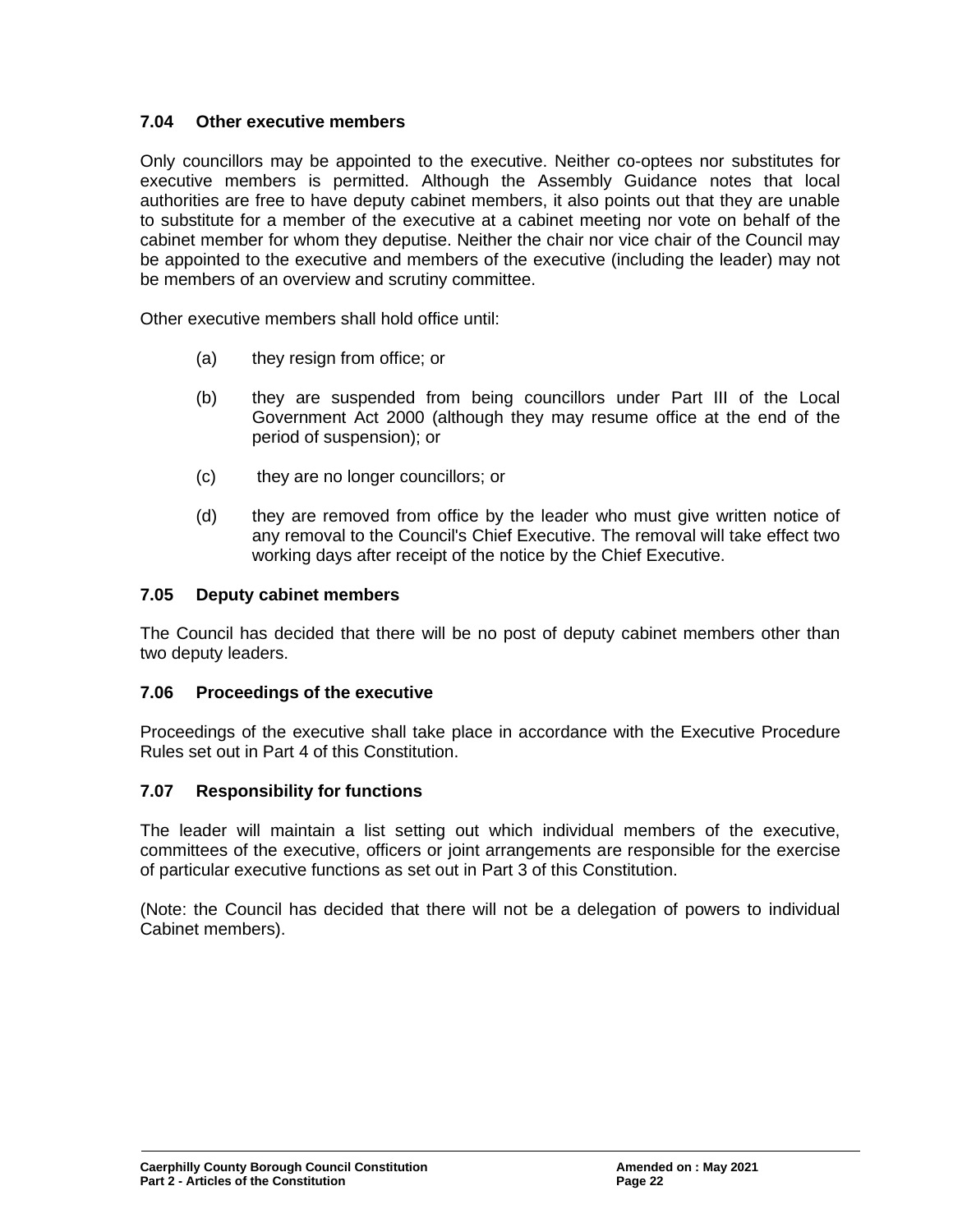### 7.04 Other executive members

Only councillors may be appointed to the executive. Neither co-optees nor substitutes for executive members is permitted. Although the Assembly Guidance notes that local authorities are free to have deputy cabinet members, it also points out that they are unable to substitute for a member of the executive at a cabinet meeting nor vote on behalf of the cabinet member for whom they deputise. Neither the chair nor vice chair of the Council may be appointed to the executive and members of the executive (including the leader) may not be members of an overview and scrutiny committee.

Other executive members shall hold office until:

(a) they resign from office; or

(b) they are suspended from being councillors under Part III of the Local Government Act 2000 (although they may resume office at the end of the period of suspension); or

(c) they are no longer councillors; or

(d) they are removed from office by the leader who must give written notice of any removal to the Council's Chief Executive. The removal will take effect two working days after receipt of the notice by the Chief Executive.

### 7.05 Deputy cabinet members

The Council has decided that there will be no post of deputy cabinet members other than two deputy leaders.

### 7.06 Proceedings of the executive

Proceedings of the executive shall take place in accordance with the Executive Procedure Rules set out in Part 4 of this Constitution.

### 7.07 Responsibility for functions

The leader will maintain a list setting out which individual members of the executive, committees of the executive, officers or joint arrangements are responsible for the exercise of particular executive functions as set out in Part 3 of this Constitution.

(Note: the Council has decided that there will not be a delegation of powers to individual Cabinet members).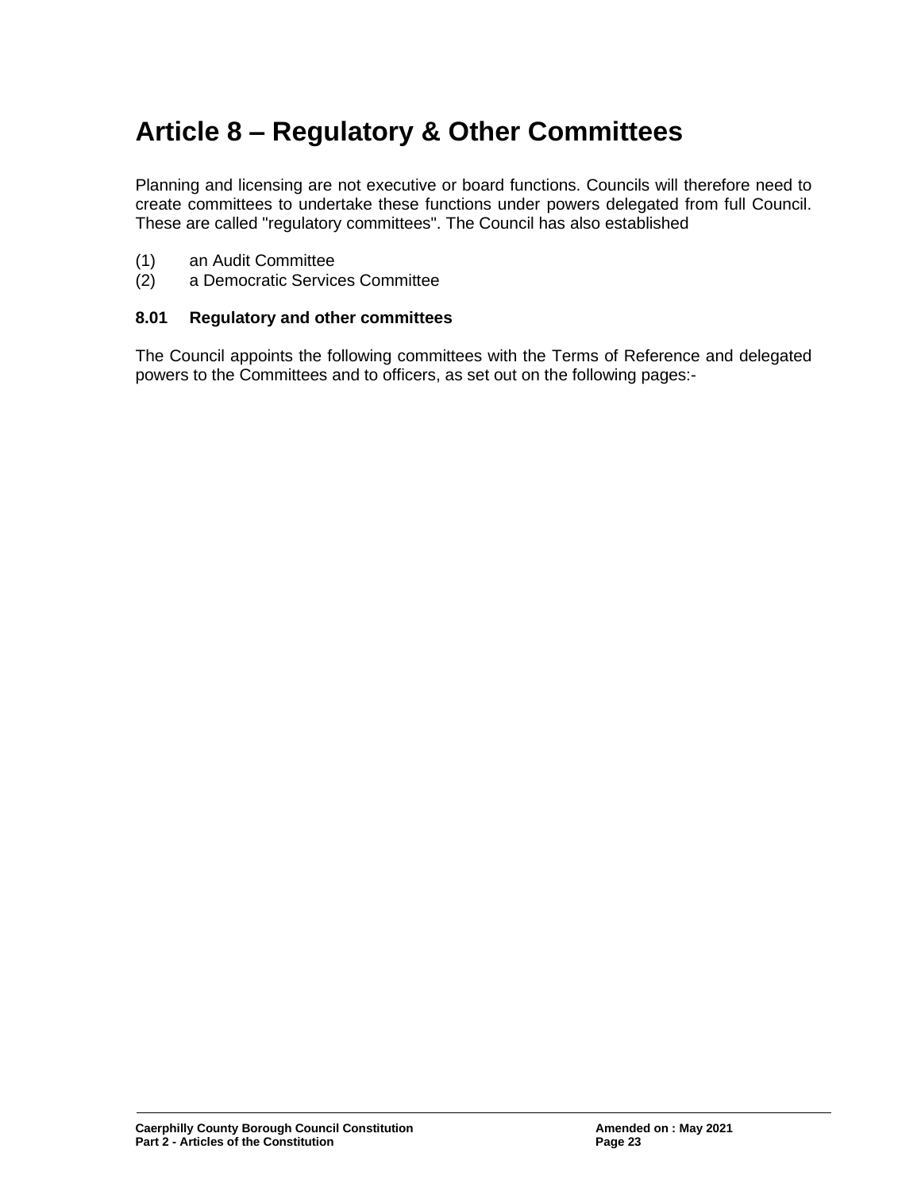# Article 8 – Regulatory & Other Committees

Planning and licensing are not executive or board functions. Councils will therefore need to create committees to undertake these functions under powers delegated from full Council. These are called "regulatory committees". The Council has also established

(1) an Audit Committee
(2) a Democratic Services Committee

### 8.01 Regulatory and other committees

The Council appoints the following committees with the Terms of Reference and delegated powers to the Committees and to officers, as set out on the following pages:-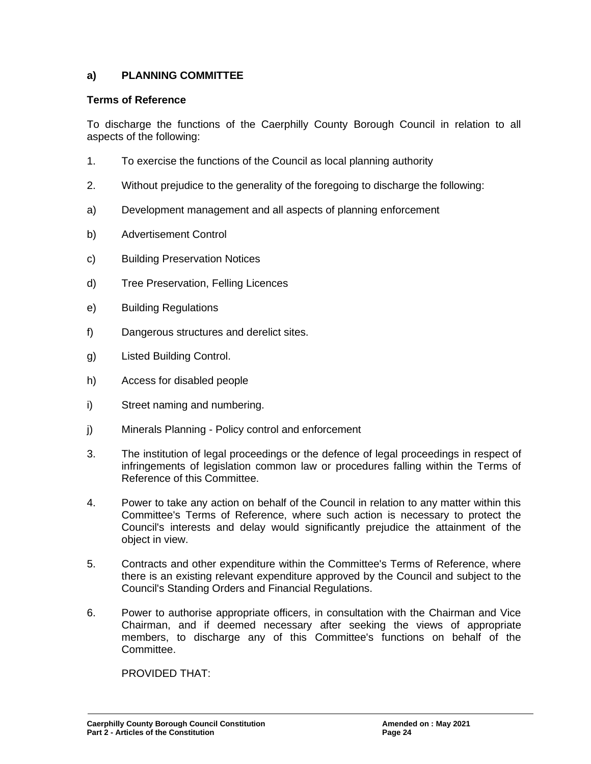### a) PLANNING COMMITTEE

**Terms of Reference**

To discharge the functions of the Caerphilly County Borough Council in relation to all aspects of the following:

1. To exercise the functions of the Council as local planning authority

2. Without prejudice to the generality of the foregoing to discharge the following:

a) Development management and all aspects of planning enforcement

b) Advertisement Control

c) Building Preservation Notices

d) Tree Preservation, Felling Licences

e) Building Regulations

f) Dangerous structures and derelict sites.

g) Listed Building Control.

h) Access for disabled people

i) Street naming and numbering.

j) Minerals Planning - Policy control and enforcement

3. The institution of legal proceedings or the defence of legal proceedings in respect of infringements of legislation common law or procedures falling within the Terms of Reference of this Committee.

4. Power to take any action on behalf of the Council in relation to any matter within this Committee's Terms of Reference, where such action is necessary to protect the Council's interests and delay would significantly prejudice the attainment of the object in view.

5. Contracts and other expenditure within the Committee's Terms of Reference, where there is an existing relevant expenditure approved by the Council and subject to the Council's Standing Orders and Financial Regulations.

6. Power to authorise appropriate officers, in consultation with the Chairman and Vice Chairman, and if deemed necessary after seeking the views of appropriate members, to discharge any of this Committee's functions on behalf of the Committee.

   PROVIDED THAT: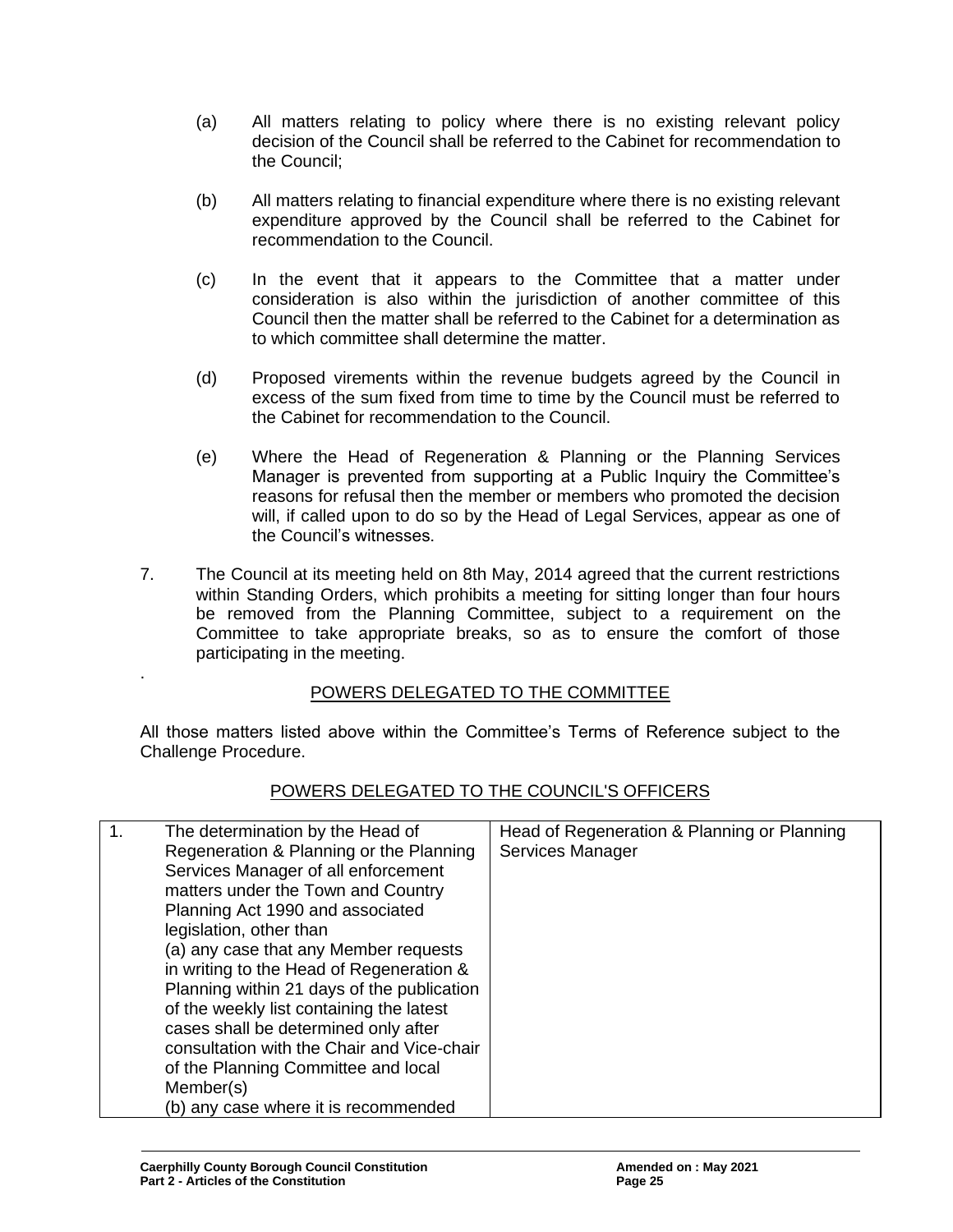(a) All matters relating to policy where there is no existing relevant policy decision of the Council shall be referred to the Cabinet for recommendation to the Council;

(b) All matters relating to financial expenditure where there is no existing relevant expenditure approved by the Council shall be referred to the Cabinet for recommendation to the Council.

(c) In the event that it appears to the Committee that a matter under consideration is also within the jurisdiction of another committee of this Council then the matter shall be referred to the Cabinet for a determination as to which committee shall determine the matter.

(d) Proposed virements within the revenue budgets agreed by the Council in excess of the sum fixed from time to time by the Council must be referred to the Cabinet for recommendation to the Council.

(e) Where the Head of Regeneration & Planning or the Planning Services Manager is prevented from supporting at a Public Inquiry the Committee's reasons for refusal then the member or members who promoted the decision will, if called upon to do so by the Head of Legal Services, appear as one of the Council's witnesses.

7. The Council at its meeting held on 8th May, 2014 agreed that the current restrictions within Standing Orders, which prohibits a meeting for sitting longer than four hours be removed from the Planning Committee, subject to a requirement on the Committee to take appropriate breaks, so as to ensure the comfort of those participating in the meeting.

## POWERS DELEGATED TO THE COMMITTEE

All those matters listed above within the Committee's Terms of Reference subject to the Challenge Procedure.

## POWERS DELEGATED TO THE COUNCIL'S OFFICERS

| | | |
|---|---|---|
| 1. | The determination by the Head of Regeneration & Planning or the Planning Services Manager of all enforcement matters under the Town and Country Planning Act 1990 and associated legislation, other than<br>(a) any case that any Member requests in writing to the Head of Regeneration & Planning within 21 days of the publication of the weekly list containing the latest cases shall be determined only after consultation with the Chair and Vice-chair of the Planning Committee and local Member(s)<br>(b) any case where it is recommended | Head of Regeneration & Planning or Planning Services Manager |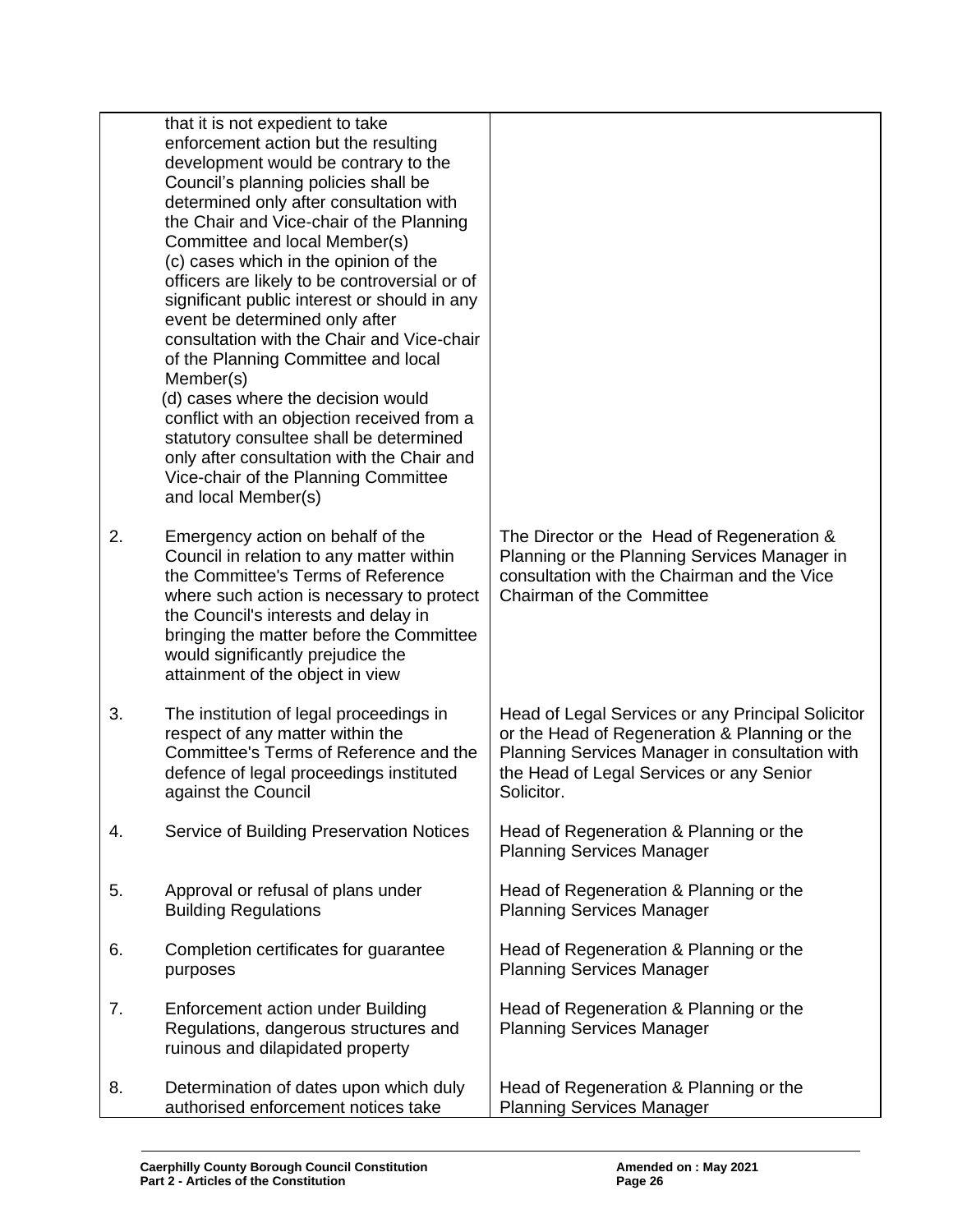| | | |
|---|---|---|
| | that it is not expedient to take enforcement action but the resulting development would be contrary to the Council's planning policies shall be determined only after consultation with the Chair and Vice-chair of the Planning Committee and local Member(s)<br>(c) cases which in the opinion of the officers are likely to be controversial or of significant public interest or should in any event be determined only after consultation with the Chair and Vice-chair of the Planning Committee and local Member(s)<br>(d) cases where the decision would conflict with an objection received from a statutory consultee shall be determined only after consultation with the Chair and Vice-chair of the Planning Committee and local Member(s) | |
| 2. | Emergency action on behalf of the Council in relation to any matter within the Committee's Terms of Reference where such action is necessary to protect the Council's interests and delay in bringing the matter before the Committee would significantly prejudice the attainment of the object in view | The Director or the Head of Regeneration & Planning or the Planning Services Manager in consultation with the Chairman and the Vice Chairman of the Committee |
| 3. | The institution of legal proceedings in respect of any matter within the Committee's Terms of Reference and the defence of legal proceedings instituted against the Council | Head of Legal Services or any Principal Solicitor or the Head of Regeneration & Planning or the Planning Services Manager in consultation with the Head of Legal Services or any Senior Solicitor. |
| 4. | Service of Building Preservation Notices | Head of Regeneration & Planning or the Planning Services Manager |
| 5. | Approval or refusal of plans under Building Regulations | Head of Regeneration & Planning or the Planning Services Manager |
| 6. | Completion certificates for guarantee purposes | Head of Regeneration & Planning or the Planning Services Manager |
| 7. | Enforcement action under Building Regulations, dangerous structures and ruinous and dilapidated property | Head of Regeneration & Planning or the Planning Services Manager |
| 8. | Determination of dates upon which duly authorised enforcement notices take | Head of Regeneration & Planning or the Planning Services Manager |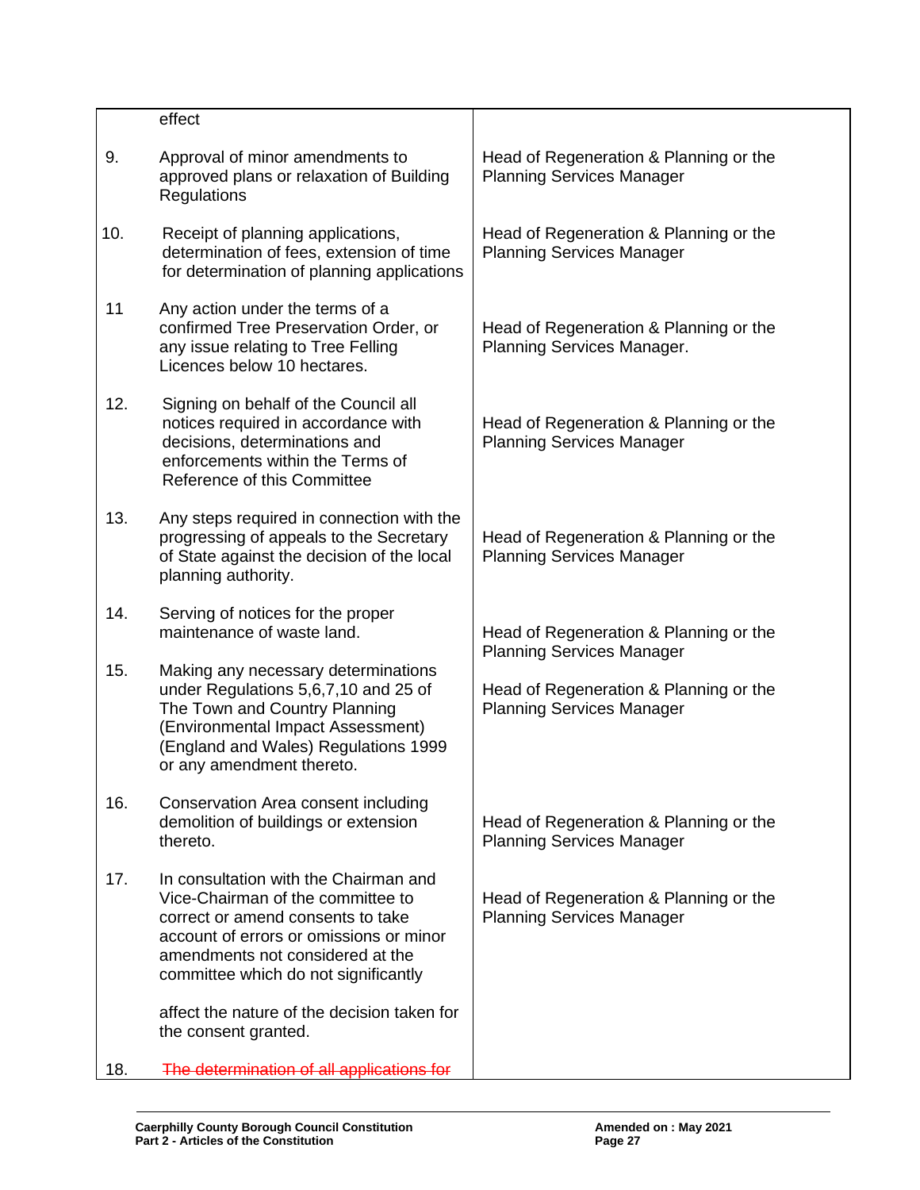| | | |
|---|---|---|
| | effect | |
| 9. | Approval of minor amendments to approved plans or relaxation of Building Regulations | Head of Regeneration & Planning or the Planning Services Manager |
| 10. | Receipt of planning applications, determination of fees, extension of time for determination of planning applications | Head of Regeneration & Planning or the Planning Services Manager |
| 11 | Any action under the terms of a confirmed Tree Preservation Order, or any issue relating to Tree Felling Licences below 10 hectares. | Head of Regeneration & Planning or the Planning Services Manager. |
| 12. | Signing on behalf of the Council all notices required in accordance with decisions, determinations and enforcements within the Terms of Reference of this Committee | Head of Regeneration & Planning or the Planning Services Manager |
| 13. | Any steps required in connection with the progressing of appeals to the Secretary of State against the decision of the local planning authority. | Head of Regeneration & Planning or the Planning Services Manager |
| 14. | Serving of notices for the proper maintenance of waste land. | Head of Regeneration & Planning or the Planning Services Manager |
| 15. | Making any necessary determinations under Regulations 5,6,7,10 and 25 of The Town and Country Planning (Environmental Impact Assessment) (England and Wales) Regulations 1999 or any amendment thereto. | Head of Regeneration & Planning or the Planning Services Manager |
| 16. | Conservation Area consent including demolition of buildings or extension thereto. | Head of Regeneration & Planning or the Planning Services Manager |
| 17. | In consultation with the Chairman and Vice-Chairman of the committee to correct or amend consents to take account of errors or omissions or minor amendments not considered at the committee which do not significantly affect the nature of the decision taken for the consent granted. | Head of Regeneration & Planning or the Planning Services Manager |
| 18. | ~~The determination of all applications for~~ | |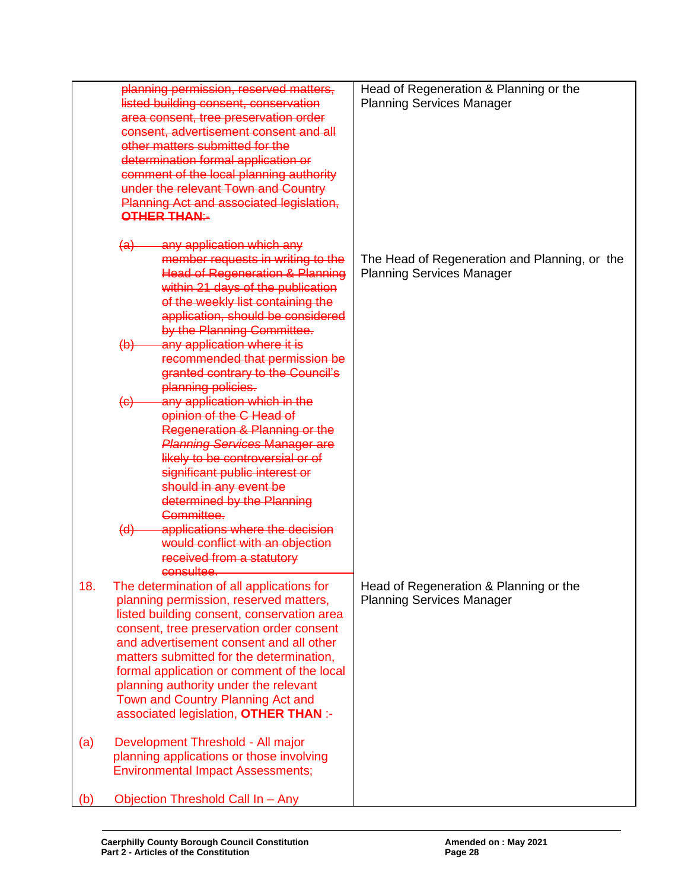| | |
|---|---|
| ~~planning permission, reserved matters, listed building consent, conservation area consent, tree preservation order consent, advertisement consent and all other matters submitted for the determination formal application or comment of the local planning authority under the relevant Town and Country Planning Act and associated legislation,~~ ~~**OTHER THAN**:-~~ | Head of Regeneration & Planning or the Planning Services Manager |
| ~~(a) any application which any member requests in writing to the Head of Regeneration & Planning within 21 days of the publication of the weekly list containing the application, should be considered by the Planning Committee.~~<br>~~(b) any application where it is recommended that permission be granted contrary to the Council's planning policies.~~<br>~~(c) any application which in the opinion of the C Head of Regeneration & Planning or the *Planning Services* Manager are likely to be controversial or of significant public interest or should in any event be determined by the Planning Committee.~~<br>~~(d) applications where the decision would conflict with an objection received from a statutory consultee.~~ | The Head of Regeneration and Planning, or the Planning Services Manager |
| 18. The determination of all applications for planning permission, reserved matters, listed building consent, conservation area consent, tree preservation order consent and advertisement consent and all other matters submitted for the determination, formal application or comment of the local planning authority under the relevant Town and Country Planning Act and associated legislation, **OTHER THAN** :-<br><br>(a) Development Threshold - All major planning applications or those involving Environmental Impact Assessments;<br><br>(b) Objection Threshold Call In – Any | Head of Regeneration & Planning or the Planning Services Manager |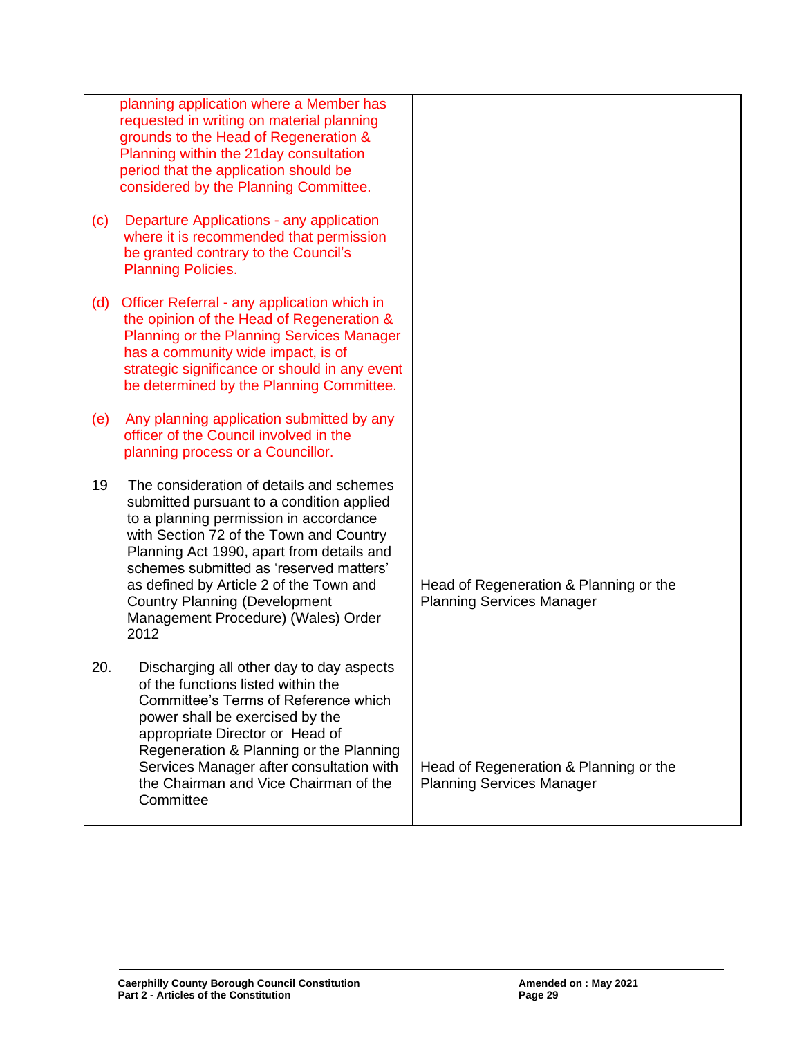| | |
|---|---|
| planning application where a Member has requested in writing on material planning grounds to the Head of Regeneration & Planning within the 21day consultation period that the application should be considered by the Planning Committee.<br><br>(c) Departure Applications - any application where it is recommended that permission be granted contrary to the Council's Planning Policies.<br><br>(d) Officer Referral - any application which in the opinion of the Head of Regeneration & Planning or the Planning Services Manager has a community wide impact, is of strategic significance or should in any event be determined by the Planning Committee.<br><br>(e) Any planning application submitted by any officer of the Council involved in the planning process or a Councillor. | |
| 19 The consideration of details and schemes submitted pursuant to a condition applied to a planning permission in accordance with Section 72 of the Town and Country Planning Act 1990, apart from details and schemes submitted as 'reserved matters' as defined by Article 2 of the Town and Country Planning (Development Management Procedure) (Wales) Order 2012 | Head of Regeneration & Planning or the Planning Services Manager |
| 20. Discharging all other day to day aspects of the functions listed within the Committee's Terms of Reference which power shall be exercised by the appropriate Director or Head of Regeneration & Planning or the Planning Services Manager after consultation with the Chairman and Vice Chairman of the Committee | Head of Regeneration & Planning or the Planning Services Manager |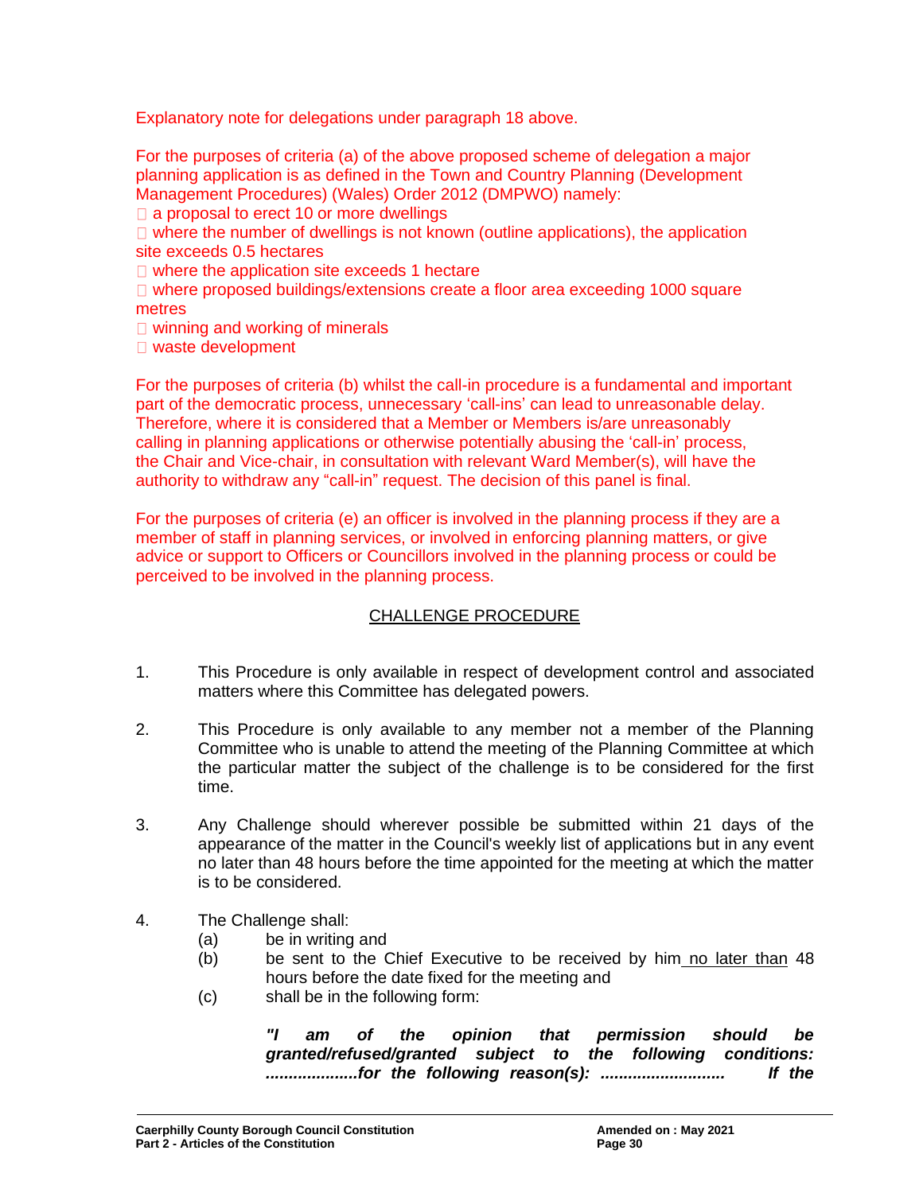Explanatory note for delegations under paragraph 18 above.

For the purposes of criteria (a) of the above proposed scheme of delegation a major planning application is as defined in the Town and Country Planning (Development Management Procedures) (Wales) Order 2012 (DMPWO) namely:

- a proposal to erect 10 or more dwellings
- where the number of dwellings is not known (outline applications), the application site exceeds 0.5 hectares
- where the application site exceeds 1 hectare
- where proposed buildings/extensions create a floor area exceeding 1000 square metres
- winning and working of minerals
- waste development

For the purposes of criteria (b) whilst the call-in procedure is a fundamental and important part of the democratic process, unnecessary 'call-ins' can lead to unreasonable delay. Therefore, where it is considered that a Member or Members is/are unreasonably calling in planning applications or otherwise potentially abusing the 'call-in' process, the Chair and Vice-chair, in consultation with relevant Ward Member(s), will have the authority to withdraw any "call-in" request. The decision of this panel is final.

For the purposes of criteria (e) an officer is involved in the planning process if they are a member of staff in planning services, or involved in enforcing planning matters, or give advice or support to Officers or Councillors involved in the planning process or could be perceived to be involved in the planning process.

## CHALLENGE PROCEDURE

1. This Procedure is only available in respect of development control and associated matters where this Committee has delegated powers.

2. This Procedure is only available to any member not a member of the Planning Committee who is unable to attend the meeting of the Planning Committee at which the particular matter the subject of the challenge is to be considered for the first time.

3. Any Challenge should wherever possible be submitted within 21 days of the appearance of the matter in the Council's weekly list of applications but in any event no later than 48 hours before the time appointed for the meeting at which the matter is to be considered.

4. The Challenge shall:
   (a) be in writing and
   (b) be sent to the Chief Executive to be received by him <u>no later than</u> 48 hours before the date fixed for the meeting and
   (c) shall be in the following form:

   ***"I am of the opinion that permission should be granted/refused/granted subject to the following conditions: ....................for the following reason(s): .......................... If the***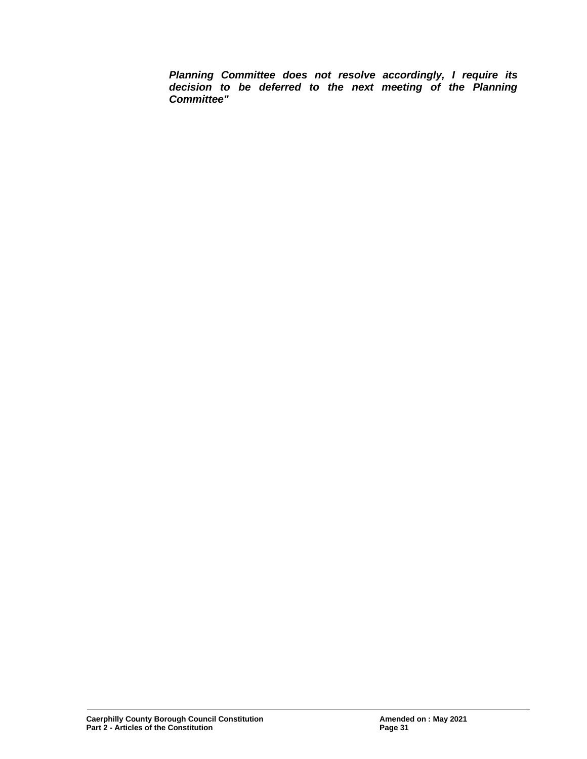***Planning Committee does not resolve accordingly, I require its decision to be deferred to the next meeting of the Planning Committee"***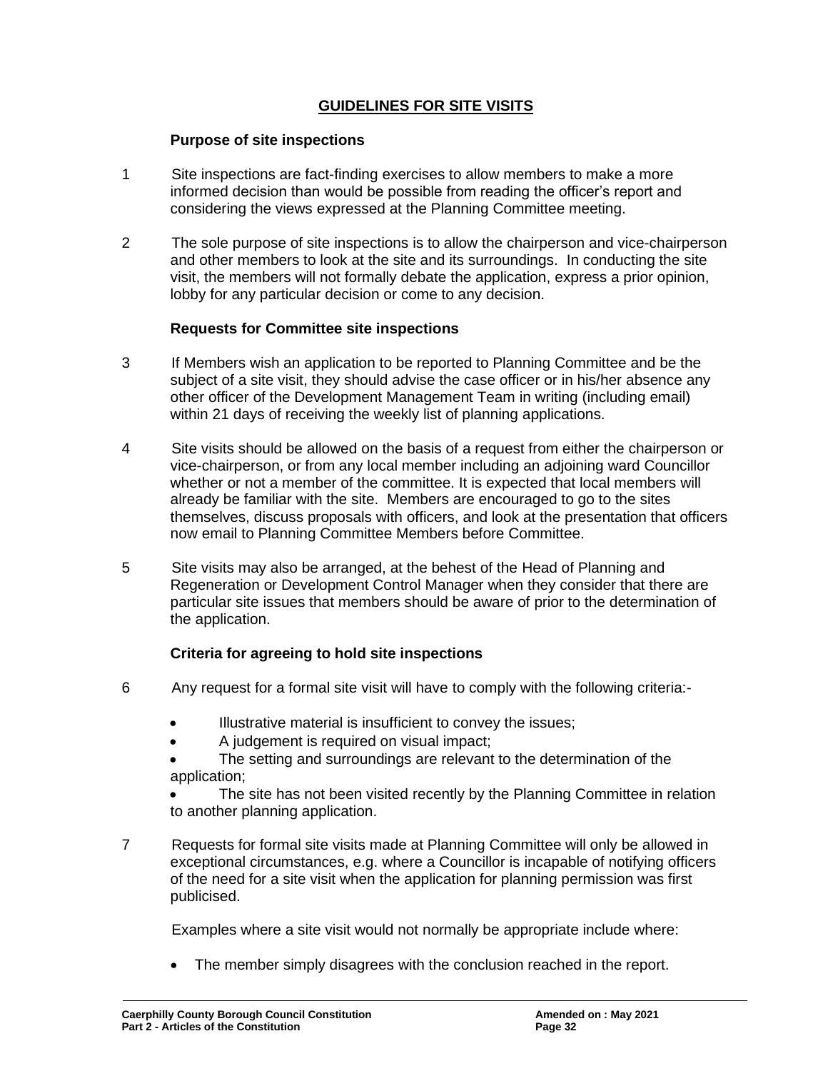## GUIDELINES FOR SITE VISITS

### Purpose of site inspections

1 Site inspections are fact-finding exercises to allow members to make a more informed decision than would be possible from reading the officer's report and considering the views expressed at the Planning Committee meeting.

2 The sole purpose of site inspections is to allow the chairperson and vice-chairperson and other members to look at the site and its surroundings. In conducting the site visit, the members will not formally debate the application, express a prior opinion, lobby for any particular decision or come to any decision.

### Requests for Committee site inspections

3 If Members wish an application to be reported to Planning Committee and be the subject of a site visit, they should advise the case officer or in his/her absence any other officer of the Development Management Team in writing (including email) within 21 days of receiving the weekly list of planning applications.

4 Site visits should be allowed on the basis of a request from either the chairperson or vice-chairperson, or from any local member including an adjoining ward Councillor whether or not a member of the committee. It is expected that local members will already be familiar with the site. Members are encouraged to go to the sites themselves, discuss proposals with officers, and look at the presentation that officers now email to Planning Committee Members before Committee.

5 Site visits may also be arranged, at the behest of the Head of Planning and Regeneration or Development Control Manager when they consider that there are particular site issues that members should be aware of prior to the determination of the application.

### Criteria for agreeing to hold site inspections

6 Any request for a formal site visit will have to comply with the following criteria:-

- Illustrative material is insufficient to convey the issues;
- A judgement is required on visual impact;
- The setting and surroundings are relevant to the determination of the application;
- The site has not been visited recently by the Planning Committee in relation to another planning application.

7 Requests for formal site visits made at Planning Committee will only be allowed in exceptional circumstances, e.g. where a Councillor is incapable of notifying officers of the need for a site visit when the application for planning permission was first publicised.

Examples where a site visit would not normally be appropriate include where:

- The member simply disagrees with the conclusion reached in the report.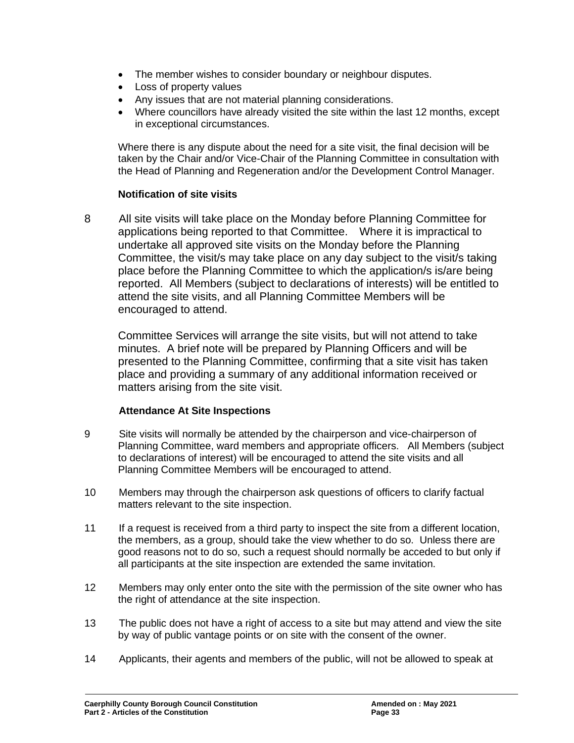- The member wishes to consider boundary or neighbour disputes.
- Loss of property values
- Any issues that are not material planning considerations.
- Where councillors have already visited the site within the last 12 months, except in exceptional circumstances.

Where there is any dispute about the need for a site visit, the final decision will be taken by the Chair and/or Vice-Chair of the Planning Committee in consultation with the Head of Planning and Regeneration and/or the Development Control Manager.

**Notification of site visits**

8 All site visits will take place on the Monday before Planning Committee for applications being reported to that Committee. Where it is impractical to undertake all approved site visits on the Monday before the Planning Committee, the visit/s may take place on any day subject to the visit/s taking place before the Planning Committee to which the application/s is/are being reported. All Members (subject to declarations of interests) will be entitled to attend the site visits, and all Planning Committee Members will be encouraged to attend.

Committee Services will arrange the site visits, but will not attend to take minutes. A brief note will be prepared by Planning Officers and will be presented to the Planning Committee, confirming that a site visit has taken place and providing a summary of any additional information received or matters arising from the site visit.

**Attendance At Site Inspections**

9 Site visits will normally be attended by the chairperson and vice-chairperson of Planning Committee, ward members and appropriate officers. All Members (subject to declarations of interest) will be encouraged to attend the site visits and all Planning Committee Members will be encouraged to attend.

10 Members may through the chairperson ask questions of officers to clarify factual matters relevant to the site inspection.

11 If a request is received from a third party to inspect the site from a different location, the members, as a group, should take the view whether to do so. Unless there are good reasons not to do so, such a request should normally be acceded to but only if all participants at the site inspection are extended the same invitation.

12 Members may only enter onto the site with the permission of the site owner who has the right of attendance at the site inspection.

13 The public does not have a right of access to a site but may attend and view the site by way of public vantage points or on site with the consent of the owner.

14 Applicants, their agents and members of the public, will not be allowed to speak at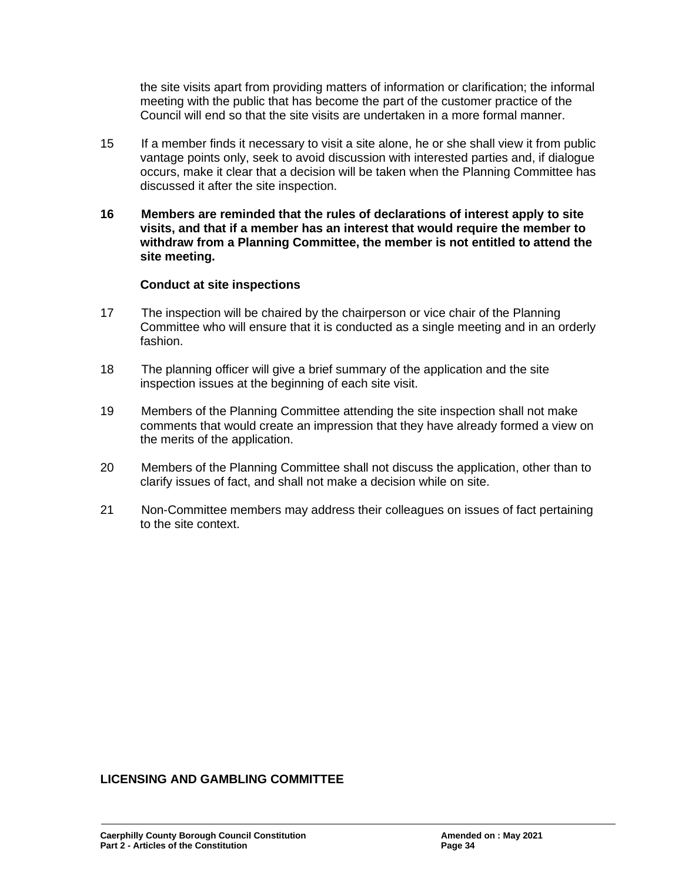the site visits apart from providing matters of information or clarification; the informal meeting with the public that has become the part of the customer practice of the Council will end so that the site visits are undertaken in a more formal manner.

15 If a member finds it necessary to visit a site alone, he or she shall view it from public vantage points only, seek to avoid discussion with interested parties and, if dialogue occurs, make it clear that a decision will be taken when the Planning Committee has discussed it after the site inspection.

**16 Members are reminded that the rules of declarations of interest apply to site visits, and that if a member has an interest that would require the member to withdraw from a Planning Committee, the member is not entitled to attend the site meeting.**

**Conduct at site inspections**

17 The inspection will be chaired by the chairperson or vice chair of the Planning Committee who will ensure that it is conducted as a single meeting and in an orderly fashion.

18 The planning officer will give a brief summary of the application and the site inspection issues at the beginning of each site visit.

19 Members of the Planning Committee attending the site inspection shall not make comments that would create an impression that they have already formed a view on the merits of the application.

20 Members of the Planning Committee shall not discuss the application, other than to clarify issues of fact, and shall not make a decision while on site.

21 Non-Committee members may address their colleagues on issues of fact pertaining to the site context.

## LICENSING AND GAMBLING COMMITTEE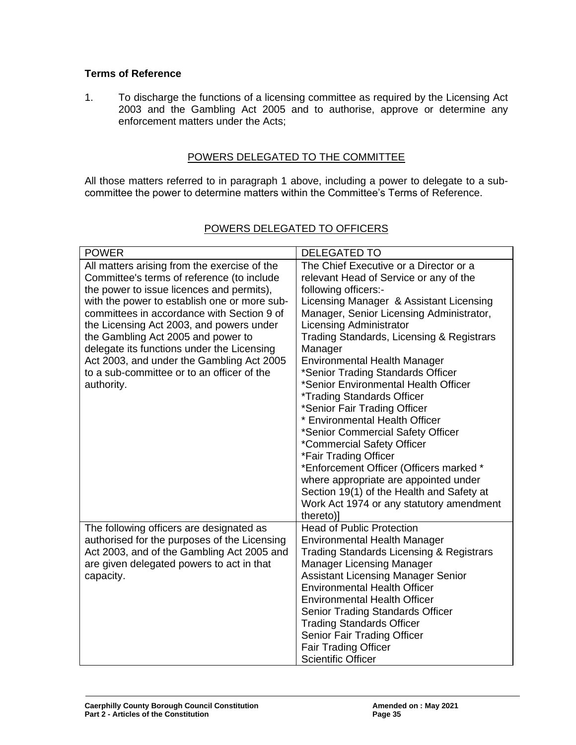**Terms of Reference**

1. To discharge the functions of a licensing committee as required by the Licensing Act 2003 and the Gambling Act 2005 and to authorise, approve or determine any enforcement matters under the Acts;

<u>POWERS DELEGATED TO THE COMMITTEE</u>

All those matters referred to in paragraph 1 above, including a power to delegate to a sub-committee the power to determine matters within the Committee's Terms of Reference.

<u>POWERS DELEGATED TO OFFICERS</u>

| POWER | DELEGATED TO |
|---|---|
| All matters arising from the exercise of the Committee's terms of reference (to include the power to issue licences and permits), with the power to establish one or more sub-committees in accordance with Section 9 of the Licensing Act 2003, and powers under the Gambling Act 2005 and power to delegate its functions under the Licensing Act 2003, and under the Gambling Act 2005 to a sub-committee or to an officer of the authority. | The Chief Executive or a Director or a relevant Head of Service or any of the following officers:-<br>Licensing Manager & Assistant Licensing Manager, Senior Licensing Administrator, Licensing Administrator<br>Trading Standards, Licensing & Registrars Manager<br>Environmental Health Manager<br>*Senior Trading Standards Officer<br>*Senior Environmental Health Officer<br>*Trading Standards Officer<br>*Senior Fair Trading Officer<br>* Environmental Health Officer<br>*Senior Commercial Safety Officer<br>*Commercial Safety Officer<br>*Fair Trading Officer<br>*Enforcement Officer (Officers marked * where appropriate are appointed under Section 19(1) of the Health and Safety at Work Act 1974 or any statutory amendment thereto)] |
| The following officers are designated as authorised for the purposes of the Licensing Act 2003, and of the Gambling Act 2005 and are given delegated powers to act in that capacity. | Head of Public Protection<br>Environmental Health Manager<br>Trading Standards Licensing & Registrars Manager Licensing Manager<br>Assistant Licensing Manager Senior Environmental Health Officer<br>Environmental Health Officer<br>Senior Trading Standards Officer<br>Trading Standards Officer<br>Senior Fair Trading Officer<br>Fair Trading Officer<br>Scientific Officer |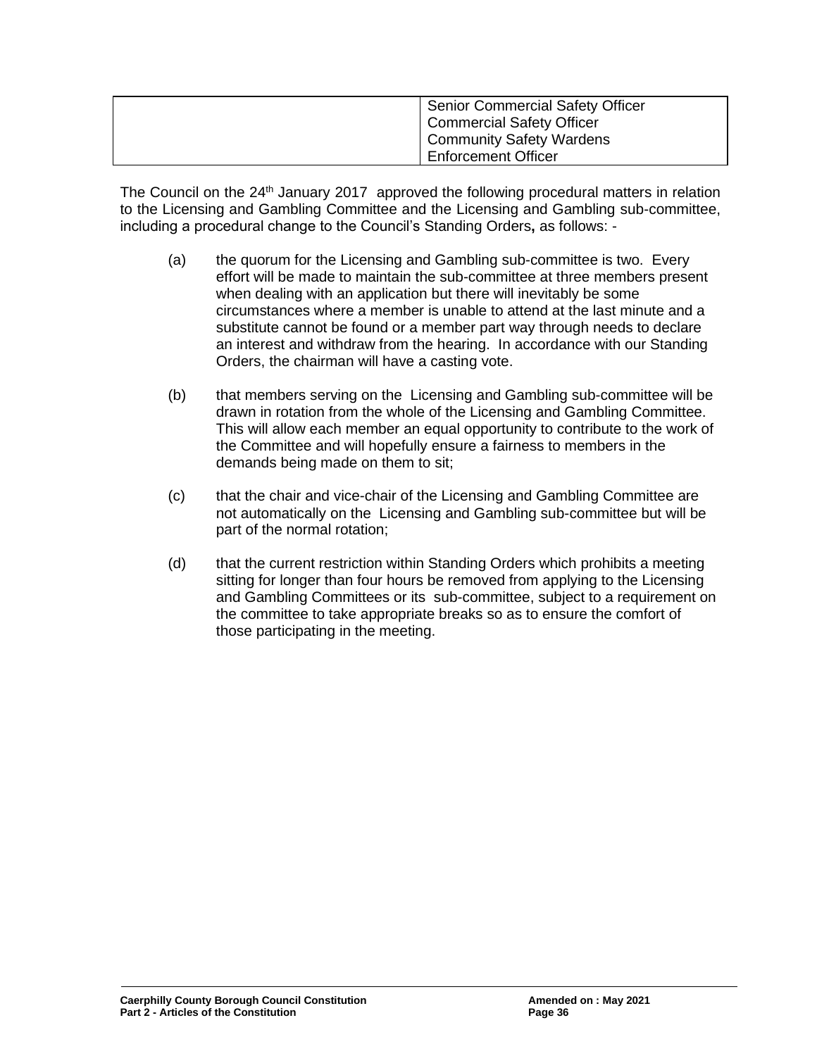| | Senior Commercial Safety Officer<br>Commercial Safety Officer<br>Community Safety Wardens<br>Enforcement Officer |
|---|---|

The Council on the 24th January 2017 approved the following procedural matters in relation to the Licensing and Gambling Committee and the Licensing and Gambling sub-committee, including a procedural change to the Council's Standing Orders**,** as follows: -

(a) the quorum for the Licensing and Gambling sub-committee is two. Every effort will be made to maintain the sub-committee at three members present when dealing with an application but there will inevitably be some circumstances where a member is unable to attend at the last minute and a substitute cannot be found or a member part way through needs to declare an interest and withdraw from the hearing. In accordance with our Standing Orders, the chairman will have a casting vote.

(b) that members serving on the Licensing and Gambling sub-committee will be drawn in rotation from the whole of the Licensing and Gambling Committee. This will allow each member an equal opportunity to contribute to the work of the Committee and will hopefully ensure a fairness to members in the demands being made on them to sit;

(c) that the chair and vice-chair of the Licensing and Gambling Committee are not automatically on the Licensing and Gambling sub-committee but will be part of the normal rotation;

(d) that the current restriction within Standing Orders which prohibits a meeting sitting for longer than four hours be removed from applying to the Licensing and Gambling Committees or its sub-committee, subject to a requirement on the committee to take appropriate breaks so as to ensure the comfort of those participating in the meeting.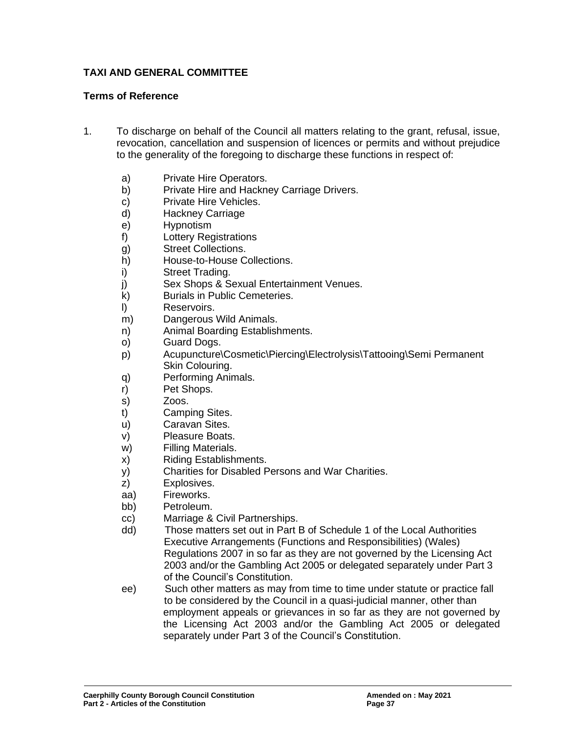**TAXI AND GENERAL COMMITTEE**

**Terms of Reference**

1. To discharge on behalf of the Council all matters relating to the grant, refusal, issue, revocation, cancellation and suspension of licences or permits and without prejudice to the generality of the foregoing to discharge these functions in respect of:

   a) Private Hire Operators.
   b) Private Hire and Hackney Carriage Drivers.
   c) Private Hire Vehicles.
   d) Hackney Carriage
   e) Hypnotism
   f) Lottery Registrations
   g) Street Collections.
   h) House-to-House Collections.
   i) Street Trading.
   j) Sex Shops & Sexual Entertainment Venues.
   k) Burials in Public Cemeteries.
   l) Reservoirs.
   m) Dangerous Wild Animals.
   n) Animal Boarding Establishments.
   o) Guard Dogs.
   p) Acupuncture\Cosmetic\Piercing\Electrolysis\Tattooing\Semi Permanent Skin Colouring.
   q) Performing Animals.
   r) Pet Shops.
   s) Zoos.
   t) Camping Sites.
   u) Caravan Sites.
   v) Pleasure Boats.
   w) Filling Materials.
   x) Riding Establishments.
   y) Charities for Disabled Persons and War Charities.
   z) Explosives.
   aa) Fireworks.
   bb) Petroleum.
   cc) Marriage & Civil Partnerships.
   dd) Those matters set out in Part B of Schedule 1 of the Local Authorities Executive Arrangements (Functions and Responsibilities) (Wales) Regulations 2007 in so far as they are not governed by the Licensing Act 2003 and/or the Gambling Act 2005 or delegated separately under Part 3 of the Council's Constitution.
   ee) Such other matters as may from time to time under statute or practice fall to be considered by the Council in a quasi-judicial manner, other than employment appeals or grievances in so far as they are not governed by the Licensing Act 2003 and/or the Gambling Act 2005 or delegated separately under Part 3 of the Council's Constitution.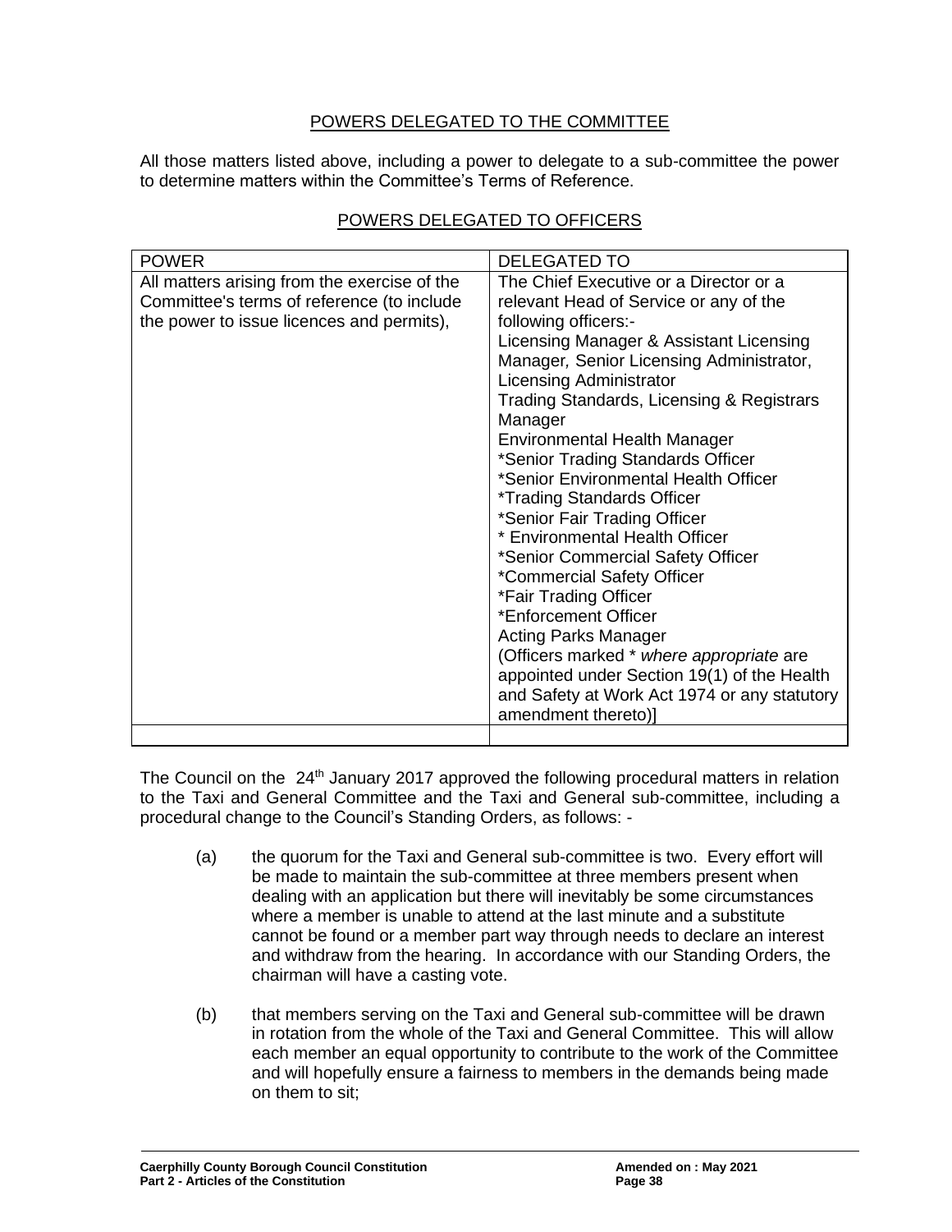## POWERS DELEGATED TO THE COMMITTEE

All those matters listed above, including a power to delegate to a sub-committee the power to determine matters within the Committee's Terms of Reference.

## POWERS DELEGATED TO OFFICERS

| POWER | DELEGATED TO |
|---|---|
| All matters arising from the exercise of the Committee's terms of reference (to include the power to issue licences and permits), | The Chief Executive or a Director or a relevant Head of Service or any of the following officers:-<br>Licensing Manager & Assistant Licensing Manager, Senior Licensing Administrator, Licensing Administrator<br>Trading Standards, Licensing & Registrars Manager<br>Environmental Health Manager<br>*Senior Trading Standards Officer<br>*Senior Environmental Health Officer<br>*Trading Standards Officer<br>*Senior Fair Trading Officer<br>* Environmental Health Officer<br>*Senior Commercial Safety Officer<br>*Commercial Safety Officer<br>*Fair Trading Officer<br>*Enforcement Officer<br>Acting Parks Manager<br>(Officers marked * *where appropriate* are appointed under Section 19(1) of the Health and Safety at Work Act 1974 or any statutory amendment thereto)] |
| | |

The Council on the 24th January 2017 approved the following procedural matters in relation to the Taxi and General Committee and the Taxi and General sub-committee, including a procedural change to the Council's Standing Orders, as follows: -

(a) the quorum for the Taxi and General sub-committee is two. Every effort will be made to maintain the sub-committee at three members present when dealing with an application but there will inevitably be some circumstances where a member is unable to attend at the last minute and a substitute cannot be found or a member part way through needs to declare an interest and withdraw from the hearing. In accordance with our Standing Orders, the chairman will have a casting vote.

(b) that members serving on the Taxi and General sub-committee will be drawn in rotation from the whole of the Taxi and General Committee. This will allow each member an equal opportunity to contribute to the work of the Committee and will hopefully ensure a fairness to members in the demands being made on them to sit;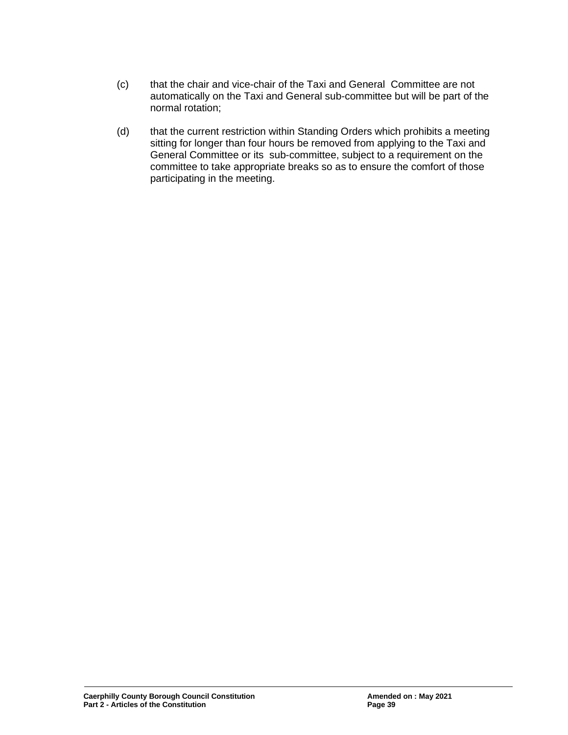(c) that the chair and vice-chair of the Taxi and General Committee are not automatically on the Taxi and General sub-committee but will be part of the normal rotation;

(d) that the current restriction within Standing Orders which prohibits a meeting sitting for longer than four hours be removed from applying to the Taxi and General Committee or its sub-committee, subject to a requirement on the committee to take appropriate breaks so as to ensure the comfort of those participating in the meeting.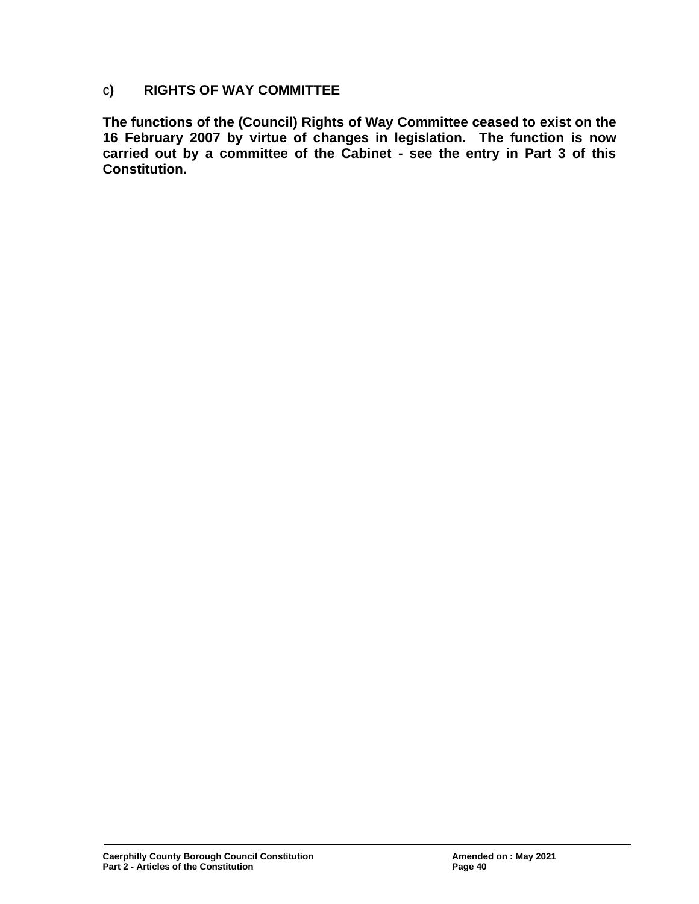### c) RIGHTS OF WAY COMMITTEE

**The functions of the (Council) Rights of Way Committee ceased to exist on the 16 February 2007 by virtue of changes in legislation. The function is now carried out by a committee of the Cabinet - see the entry in Part 3 of this Constitution.**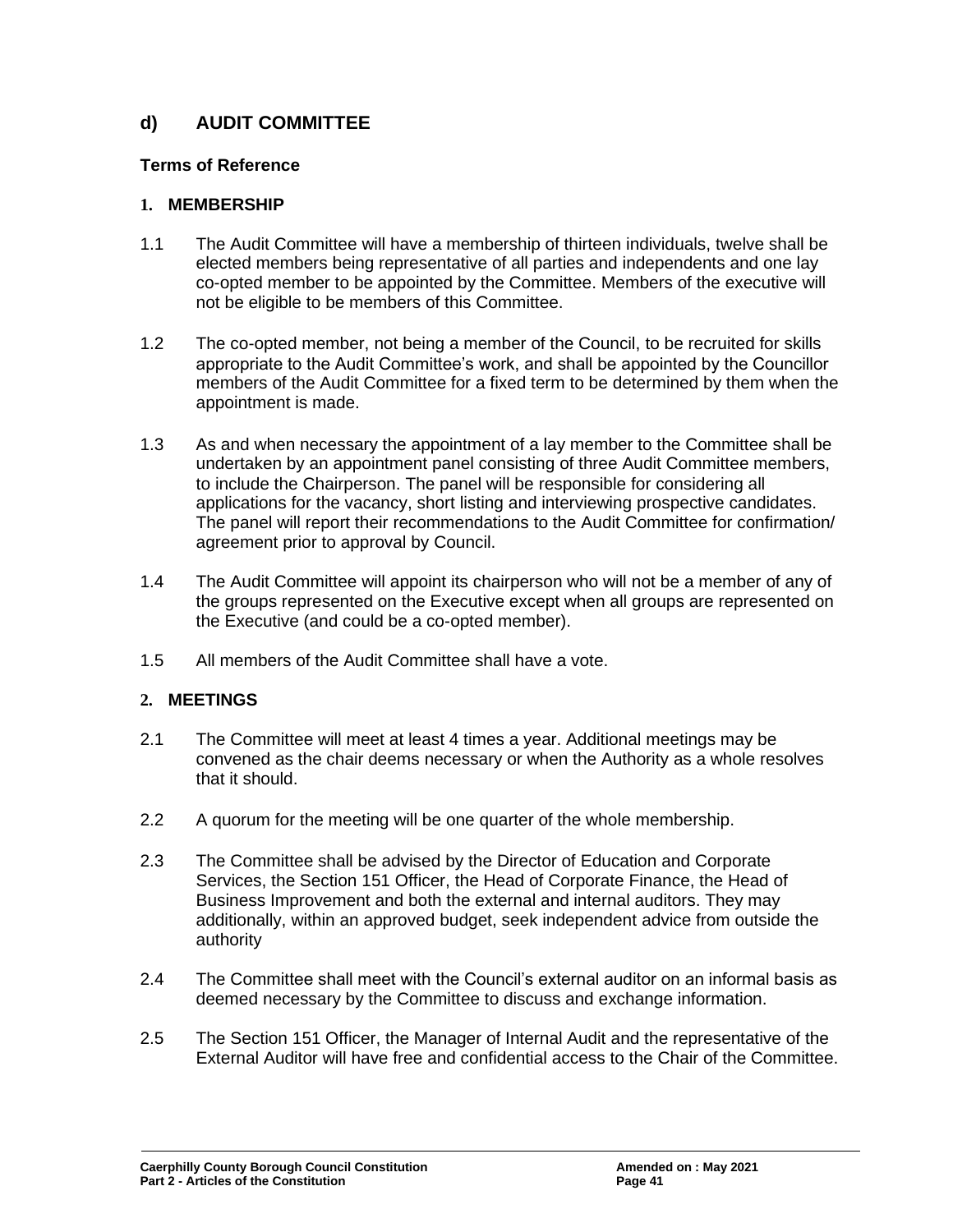## d) AUDIT COMMITTEE

### Terms of Reference

### 1. MEMBERSHIP

1.1 The Audit Committee will have a membership of thirteen individuals, twelve shall be elected members being representative of all parties and independents and one lay co-opted member to be appointed by the Committee. Members of the executive will not be eligible to be members of this Committee.

1.2 The co-opted member, not being a member of the Council, to be recruited for skills appropriate to the Audit Committee's work, and shall be appointed by the Councillor members of the Audit Committee for a fixed term to be determined by them when the appointment is made.

1.3 As and when necessary the appointment of a lay member to the Committee shall be undertaken by an appointment panel consisting of three Audit Committee members, to include the Chairperson. The panel will be responsible for considering all applications for the vacancy, short listing and interviewing prospective candidates. The panel will report their recommendations to the Audit Committee for confirmation/ agreement prior to approval by Council.

1.4 The Audit Committee will appoint its chairperson who will not be a member of any of the groups represented on the Executive except when all groups are represented on the Executive (and could be a co-opted member).

1.5 All members of the Audit Committee shall have a vote.

### 2. MEETINGS

2.1 The Committee will meet at least 4 times a year. Additional meetings may be convened as the chair deems necessary or when the Authority as a whole resolves that it should.

2.2 A quorum for the meeting will be one quarter of the whole membership.

2.3 The Committee shall be advised by the Director of Education and Corporate Services, the Section 151 Officer, the Head of Corporate Finance, the Head of Business Improvement and both the external and internal auditors. They may additionally, within an approved budget, seek independent advice from outside the authority

2.4 The Committee shall meet with the Council's external auditor on an informal basis as deemed necessary by the Committee to discuss and exchange information.

2.5 The Section 151 Officer, the Manager of Internal Audit and the representative of the External Auditor will have free and confidential access to the Chair of the Committee.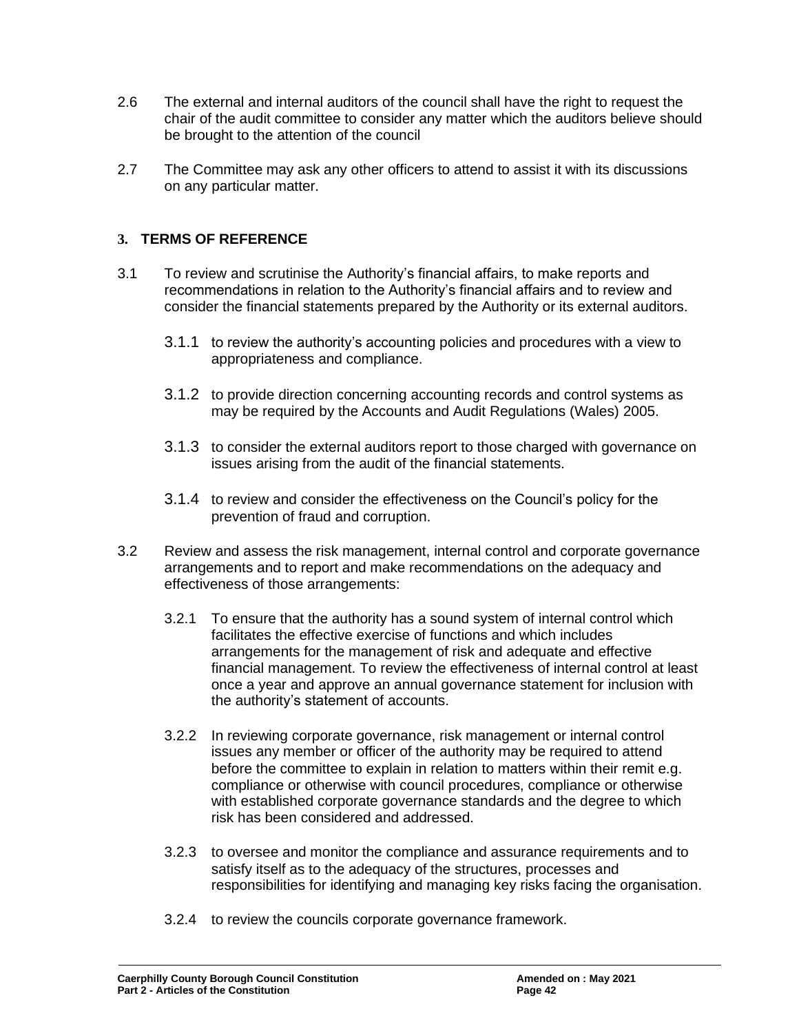2.6 The external and internal auditors of the council shall have the right to request the chair of the audit committee to consider any matter which the auditors believe should be brought to the attention of the council

2.7 The Committee may ask any other officers to attend to assist it with its discussions on any particular matter.

## 3. TERMS OF REFERENCE

3.1 To review and scrutinise the Authority's financial affairs, to make reports and recommendations in relation to the Authority's financial affairs and to review and consider the financial statements prepared by the Authority or its external auditors.

3.1.1 to review the authority's accounting policies and procedures with a view to appropriateness and compliance.

3.1.2 to provide direction concerning accounting records and control systems as may be required by the Accounts and Audit Regulations (Wales) 2005.

3.1.3 to consider the external auditors report to those charged with governance on issues arising from the audit of the financial statements.

3.1.4 to review and consider the effectiveness on the Council's policy for the prevention of fraud and corruption.

3.2 Review and assess the risk management, internal control and corporate governance arrangements and to report and make recommendations on the adequacy and effectiveness of those arrangements:

3.2.1 To ensure that the authority has a sound system of internal control which facilitates the effective exercise of functions and which includes arrangements for the management of risk and adequate and effective financial management. To review the effectiveness of internal control at least once a year and approve an annual governance statement for inclusion with the authority's statement of accounts.

3.2.2 In reviewing corporate governance, risk management or internal control issues any member or officer of the authority may be required to attend before the committee to explain in relation to matters within their remit e.g. compliance or otherwise with council procedures, compliance or otherwise with established corporate governance standards and the degree to which risk has been considered and addressed.

3.2.3 to oversee and monitor the compliance and assurance requirements and to satisfy itself as to the adequacy of the structures, processes and responsibilities for identifying and managing key risks facing the organisation.

3.2.4 to review the councils corporate governance framework.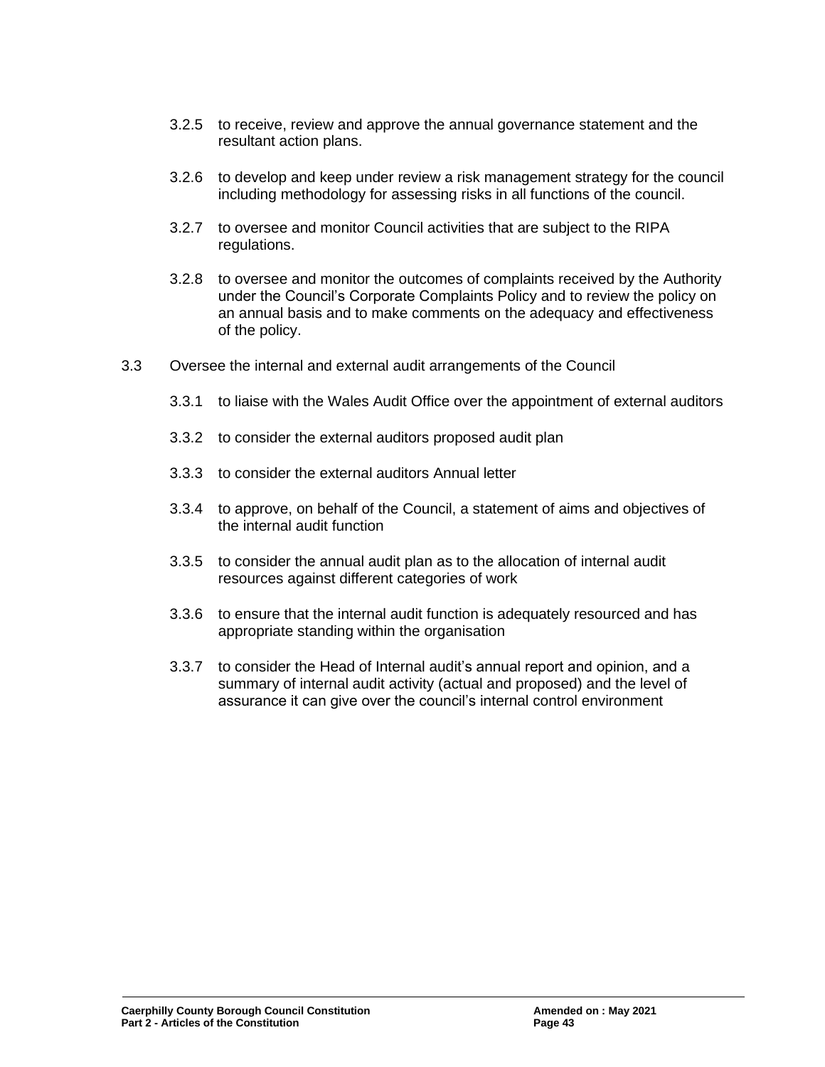3.2.5 to receive, review and approve the annual governance statement and the resultant action plans.

3.2.6 to develop and keep under review a risk management strategy for the council including methodology for assessing risks in all functions of the council.

3.2.7 to oversee and monitor Council activities that are subject to the RIPA regulations.

3.2.8 to oversee and monitor the outcomes of complaints received by the Authority under the Council's Corporate Complaints Policy and to review the policy on an annual basis and to make comments on the adequacy and effectiveness of the policy.

3.3 Oversee the internal and external audit arrangements of the Council

3.3.1 to liaise with the Wales Audit Office over the appointment of external auditors

3.3.2 to consider the external auditors proposed audit plan

3.3.3 to consider the external auditors Annual letter

3.3.4 to approve, on behalf of the Council, a statement of aims and objectives of the internal audit function

3.3.5 to consider the annual audit plan as to the allocation of internal audit resources against different categories of work

3.3.6 to ensure that the internal audit function is adequately resourced and has appropriate standing within the organisation

3.3.7 to consider the Head of Internal audit's annual report and opinion, and a summary of internal audit activity (actual and proposed) and the level of assurance it can give over the council's internal control environment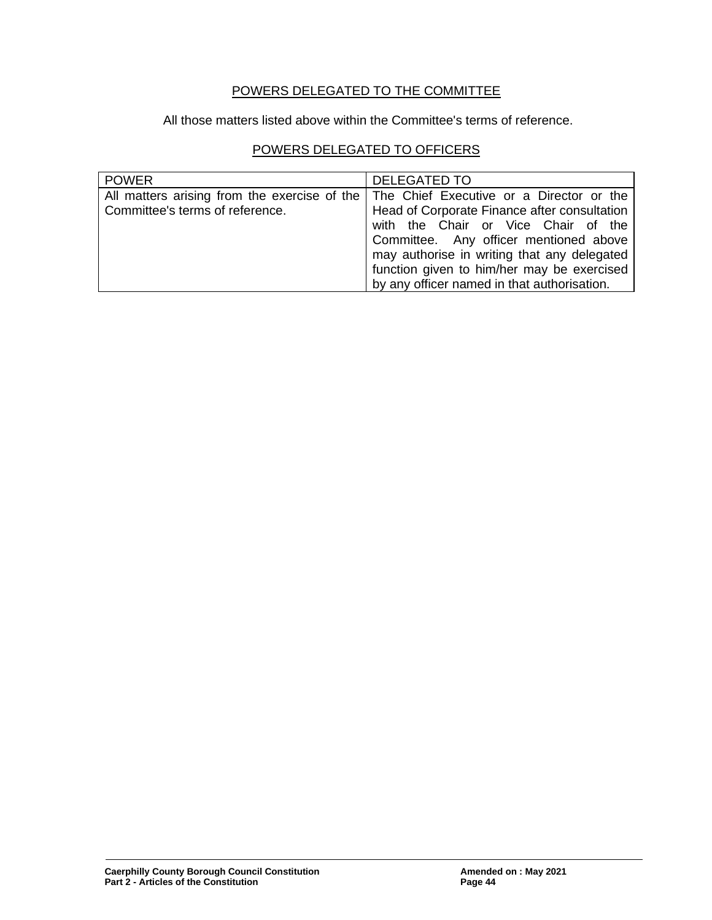## POWERS DELEGATED TO THE COMMITTEE

All those matters listed above within the Committee's terms of reference.

## POWERS DELEGATED TO OFFICERS

| POWER | DELEGATED TO |
|---|---|
| All matters arising from the exercise of the Committee's terms of reference. | The Chief Executive or a Director or the Head of Corporate Finance after consultation with the Chair or Vice Chair of the Committee. Any officer mentioned above may authorise in writing that any delegated function given to him/her may be exercised by any officer named in that authorisation. |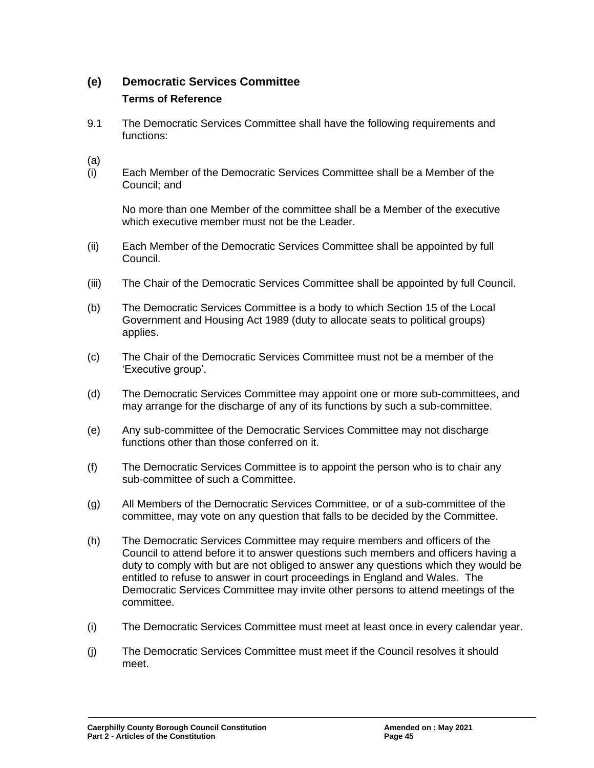## (e) Democratic Services Committee

### Terms of Reference

9.1 The Democratic Services Committee shall have the following requirements and functions:

(a)

(i) Each Member of the Democratic Services Committee shall be a Member of the Council; and

No more than one Member of the committee shall be a Member of the executive which executive member must not be the Leader.

(ii) Each Member of the Democratic Services Committee shall be appointed by full Council.

(iii) The Chair of the Democratic Services Committee shall be appointed by full Council.

(b) The Democratic Services Committee is a body to which Section 15 of the Local Government and Housing Act 1989 (duty to allocate seats to political groups) applies.

(c) The Chair of the Democratic Services Committee must not be a member of the 'Executive group'.

(d) The Democratic Services Committee may appoint one or more sub-committees, and may arrange for the discharge of any of its functions by such a sub-committee.

(e) Any sub-committee of the Democratic Services Committee may not discharge functions other than those conferred on it.

(f) The Democratic Services Committee is to appoint the person who is to chair any sub-committee of such a Committee.

(g) All Members of the Democratic Services Committee, or of a sub-committee of the committee, may vote on any question that falls to be decided by the Committee.

(h) The Democratic Services Committee may require members and officers of the Council to attend before it to answer questions such members and officers having a duty to comply with but are not obliged to answer any questions which they would be entitled to refuse to answer in court proceedings in England and Wales. The Democratic Services Committee may invite other persons to attend meetings of the committee.

(i) The Democratic Services Committee must meet at least once in every calendar year.

(j) The Democratic Services Committee must meet if the Council resolves it should meet.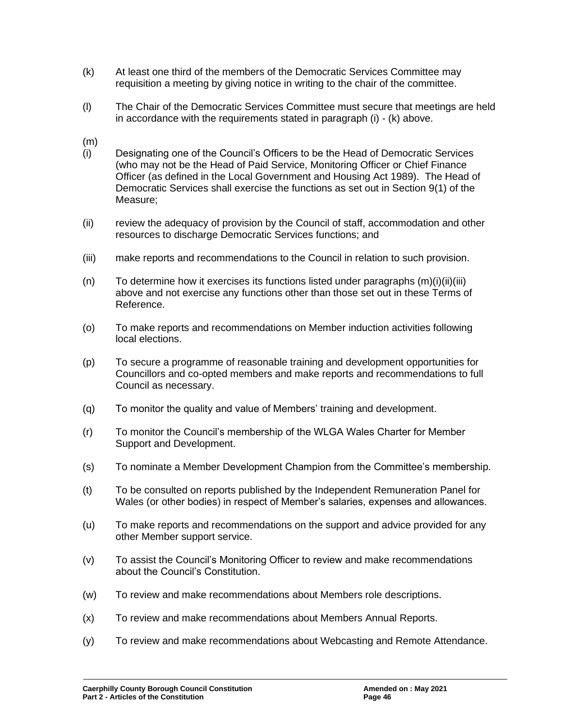(k) At least one third of the members of the Democratic Services Committee may requisition a meeting by giving notice in writing to the chair of the committee.

(l) The Chair of the Democratic Services Committee must secure that meetings are held in accordance with the requirements stated in paragraph (i) - (k) above.

(m)

(i) Designating one of the Council's Officers to be the Head of Democratic Services (who may not be the Head of Paid Service, Monitoring Officer or Chief Finance Officer (as defined in the Local Government and Housing Act 1989). The Head of Democratic Services shall exercise the functions as set out in Section 9(1) of the Measure;

(ii) review the adequacy of provision by the Council of staff, accommodation and other resources to discharge Democratic Services functions; and

(iii) make reports and recommendations to the Council in relation to such provision.

(n) To determine how it exercises its functions listed under paragraphs (m)(i)(ii)(iii) above and not exercise any functions other than those set out in these Terms of Reference.

(o) To make reports and recommendations on Member induction activities following local elections.

(p) To secure a programme of reasonable training and development opportunities for Councillors and co-opted members and make reports and recommendations to full Council as necessary.

(q) To monitor the quality and value of Members' training and development.

(r) To monitor the Council's membership of the WLGA Wales Charter for Member Support and Development.

(s) To nominate a Member Development Champion from the Committee's membership.

(t) To be consulted on reports published by the Independent Remuneration Panel for Wales (or other bodies) in respect of Member's salaries, expenses and allowances.

(u) To make reports and recommendations on the support and advice provided for any other Member support service.

(v) To assist the Council's Monitoring Officer to review and make recommendations about the Council's Constitution.

(w) To review and make recommendations about Members role descriptions.

(x) To review and make recommendations about Members Annual Reports.

(y) To review and make recommendations about Webcasting and Remote Attendance.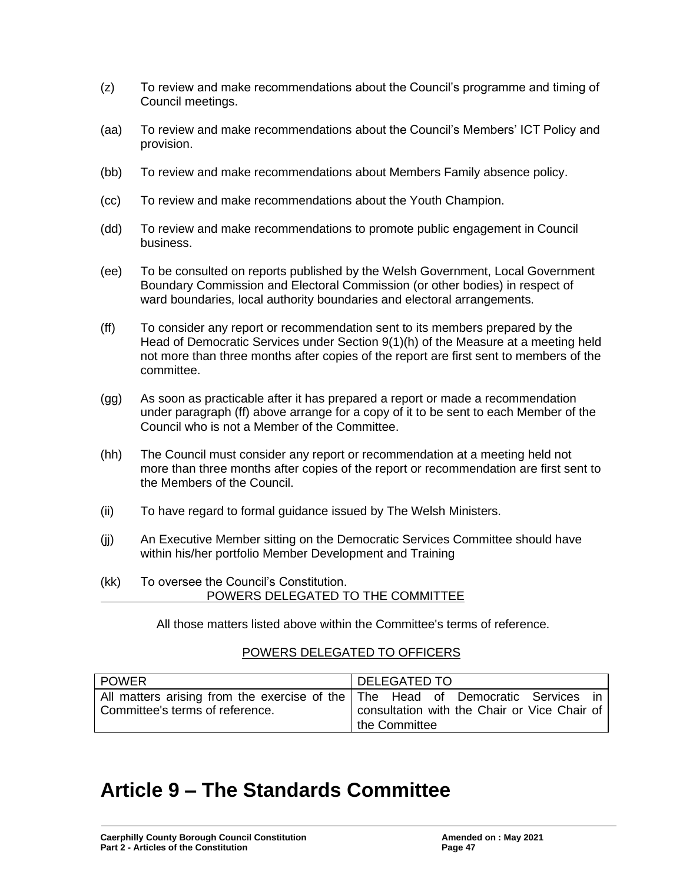(z) To review and make recommendations about the Council's programme and timing of Council meetings.

(aa) To review and make recommendations about the Council's Members' ICT Policy and provision.

(bb) To review and make recommendations about Members Family absence policy.

(cc) To review and make recommendations about the Youth Champion.

(dd) To review and make recommendations to promote public engagement in Council business.

(ee) To be consulted on reports published by the Welsh Government, Local Government Boundary Commission and Electoral Commission (or other bodies) in respect of ward boundaries, local authority boundaries and electoral arrangements.

(ff) To consider any report or recommendation sent to its members prepared by the Head of Democratic Services under Section 9(1)(h) of the Measure at a meeting held not more than three months after copies of the report are first sent to members of the committee.

(gg) As soon as practicable after it has prepared a report or made a recommendation under paragraph (ff) above arrange for a copy of it to be sent to each Member of the Council who is not a Member of the Committee.

(hh) The Council must consider any report or recommendation at a meeting held not more than three months after copies of the report or recommendation are first sent to the Members of the Council.

(ii) To have regard to formal guidance issued by The Welsh Ministers.

(jj) An Executive Member sitting on the Democratic Services Committee should have within his/her portfolio Member Development and Training

(kk) To oversee the Council's Constitution.

POWERS DELEGATED TO THE COMMITTEE

All those matters listed above within the Committee's terms of reference.

POWERS DELEGATED TO OFFICERS

| POWER | DELEGATED TO |
|---|---|
| All matters arising from the exercise of the Committee's terms of reference. | The Head of Democratic Services in consultation with the Chair or Vice Chair of the Committee |

# Article 9 – The Standards Committee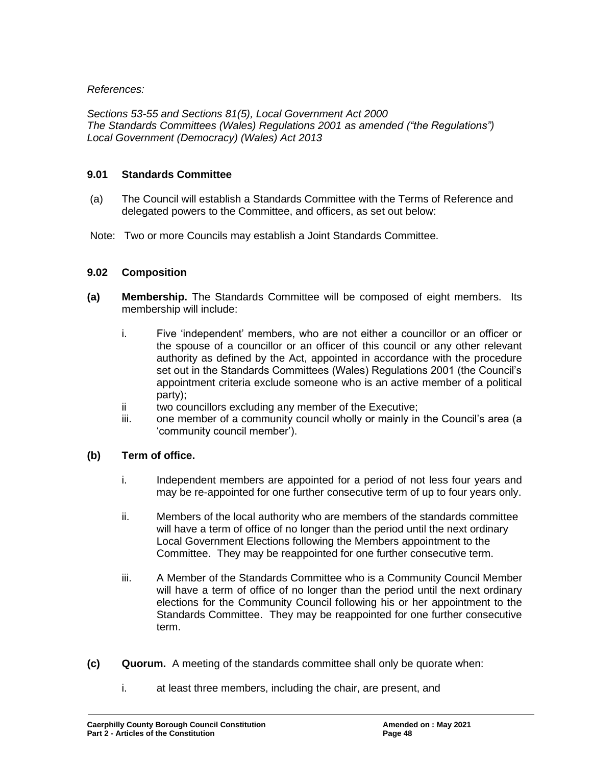*References:*

*Sections 53-55 and Sections 81(5), Local Government Act 2000*
*The Standards Committees (Wales) Regulations 2001 as amended ("the Regulations")*
*Local Government (Democracy) (Wales) Act 2013*

### 9.01 Standards Committee

(a) The Council will establish a Standards Committee with the Terms of Reference and delegated powers to the Committee, and officers, as set out below:

Note: Two or more Councils may establish a Joint Standards Committee.

### 9.02 Composition

**(a) Membership.** The Standards Committee will be composed of eight members. Its membership will include:

i. Five 'independent' members, who are not either a councillor or an officer or the spouse of a councillor or an officer of this council or any other relevant authority as defined by the Act, appointed in accordance with the procedure set out in the Standards Committees (Wales) Regulations 2001 (the Council's appointment criteria exclude someone who is an active member of a political party);

ii two councillors excluding any member of the Executive;

iii. one member of a community council wholly or mainly in the Council's area (a 'community council member').

**(b) Term of office.**

i. Independent members are appointed for a period of not less four years and may be re-appointed for one further consecutive term of up to four years only.

ii. Members of the local authority who are members of the standards committee will have a term of office of no longer than the period until the next ordinary Local Government Elections following the Members appointment to the Committee. They may be reappointed for one further consecutive term.

iii. A Member of the Standards Committee who is a Community Council Member will have a term of office of no longer than the period until the next ordinary elections for the Community Council following his or her appointment to the Standards Committee. They may be reappointed for one further consecutive term.

**(c) Quorum.** A meeting of the standards committee shall only be quorate when:

i. at least three members, including the chair, are present, and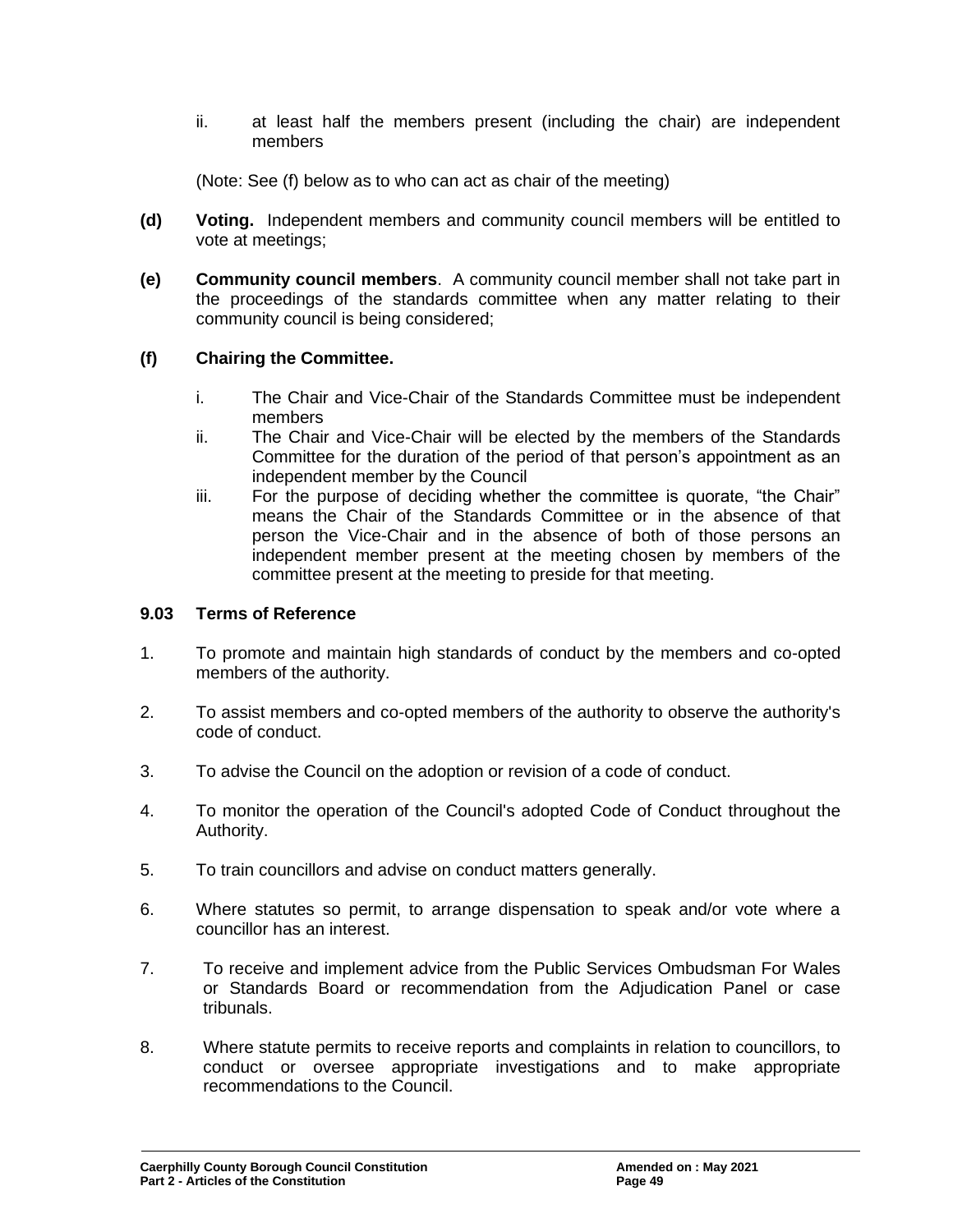ii. at least half the members present (including the chair) are independent members

(Note: See (f) below as to who can act as chair of the meeting)

**(d) Voting.** Independent members and community council members will be entitled to vote at meetings;

**(e) Community council members**. A community council member shall not take part in the proceedings of the standards committee when any matter relating to their community council is being considered;

**(f) Chairing the Committee.**

i. The Chair and Vice-Chair of the Standards Committee must be independent members
ii. The Chair and Vice-Chair will be elected by the members of the Standards Committee for the duration of the period of that person's appointment as an independent member by the Council
iii. For the purpose of deciding whether the committee is quorate, "the Chair" means the Chair of the Standards Committee or in the absence of that person the Vice-Chair and in the absence of both of those persons an independent member present at the meeting chosen by members of the committee present at the meeting to preside for that meeting.

**9.03 Terms of Reference**

1. To promote and maintain high standards of conduct by the members and co-opted members of the authority.

2. To assist members and co-opted members of the authority to observe the authority's code of conduct.

3. To advise the Council on the adoption or revision of a code of conduct.

4. To monitor the operation of the Council's adopted Code of Conduct throughout the Authority.

5. To train councillors and advise on conduct matters generally.

6. Where statutes so permit, to arrange dispensation to speak and/or vote where a councillor has an interest.

7. To receive and implement advice from the Public Services Ombudsman For Wales or Standards Board or recommendation from the Adjudication Panel or case tribunals.

8. Where statute permits to receive reports and complaints in relation to councillors, to conduct or oversee appropriate investigations and to make appropriate recommendations to the Council.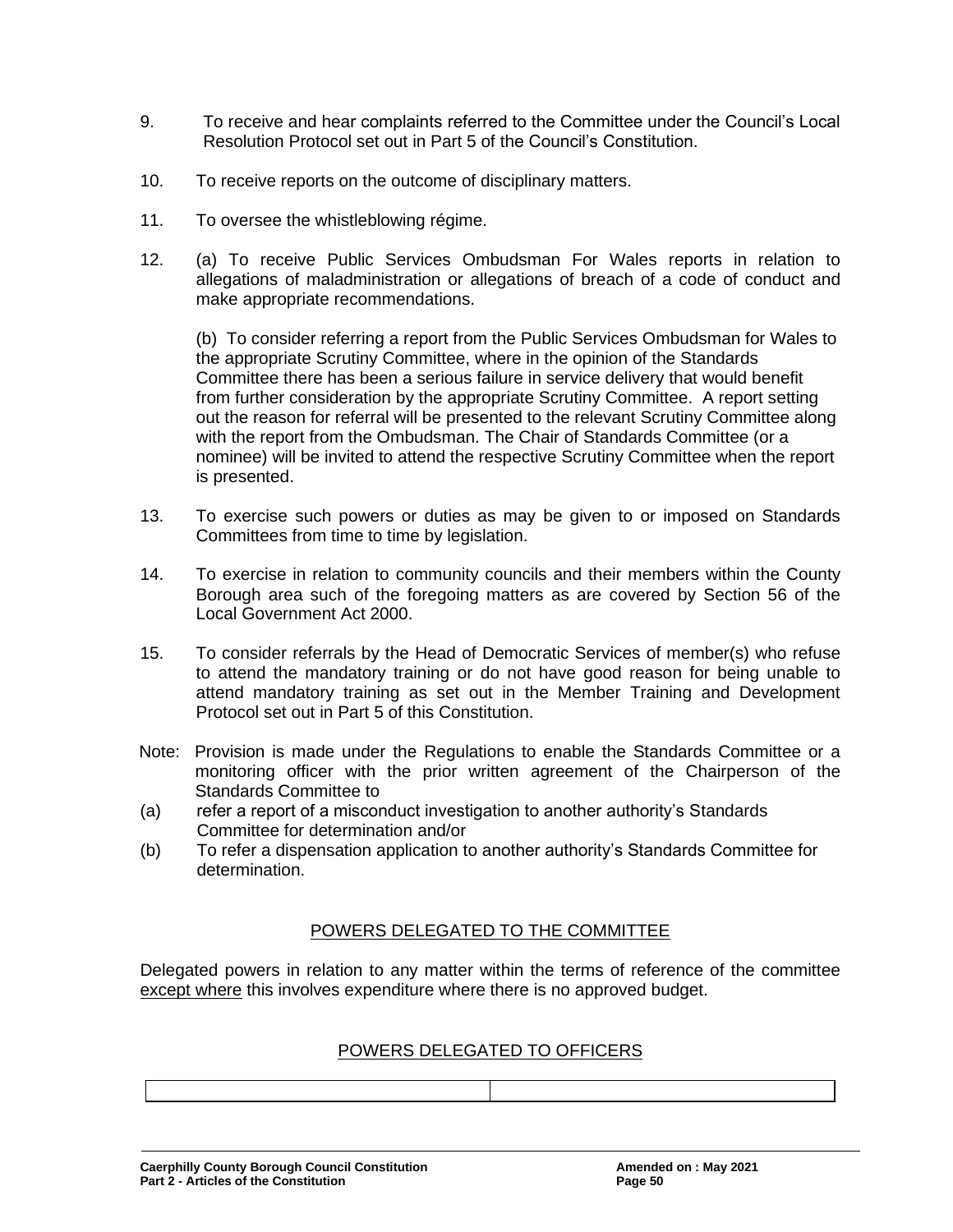9. To receive and hear complaints referred to the Committee under the Council's Local Resolution Protocol set out in Part 5 of the Council's Constitution.

10. To receive reports on the outcome of disciplinary matters.

11. To oversee the whistleblowing régime.

12. (a) To receive Public Services Ombudsman For Wales reports in relation to allegations of maladministration or allegations of breach of a code of conduct and make appropriate recommendations.

    (b) To consider referring a report from the Public Services Ombudsman for Wales to the appropriate Scrutiny Committee, where in the opinion of the Standards Committee there has been a serious failure in service delivery that would benefit from further consideration by the appropriate Scrutiny Committee. A report setting out the reason for referral will be presented to the relevant Scrutiny Committee along with the report from the Ombudsman. The Chair of Standards Committee (or a nominee) will be invited to attend the respective Scrutiny Committee when the report is presented.

13. To exercise such powers or duties as may be given to or imposed on Standards Committees from time to time by legislation.

14. To exercise in relation to community councils and their members within the County Borough area such of the foregoing matters as are covered by Section 56 of the Local Government Act 2000.

15. To consider referrals by the Head of Democratic Services of member(s) who refuse to attend the mandatory training or do not have good reason for being unable to attend mandatory training as set out in the Member Training and Development Protocol set out in Part 5 of this Constitution.

Note: Provision is made under the Regulations to enable the Standards Committee or a monitoring officer with the prior written agreement of the Chairperson of the Standards Committee to

(a) refer a report of a misconduct investigation to another authority's Standards Committee for determination and/or

(b) To refer a dispensation application to another authority's Standards Committee for determination.

## POWERS DELEGATED TO THE COMMITTEE

Delegated powers in relation to any matter within the terms of reference of the committee <u>except where</u> this involves expenditure where there is no approved budget.

## POWERS DELEGATED TO OFFICERS

| | |
|---|---|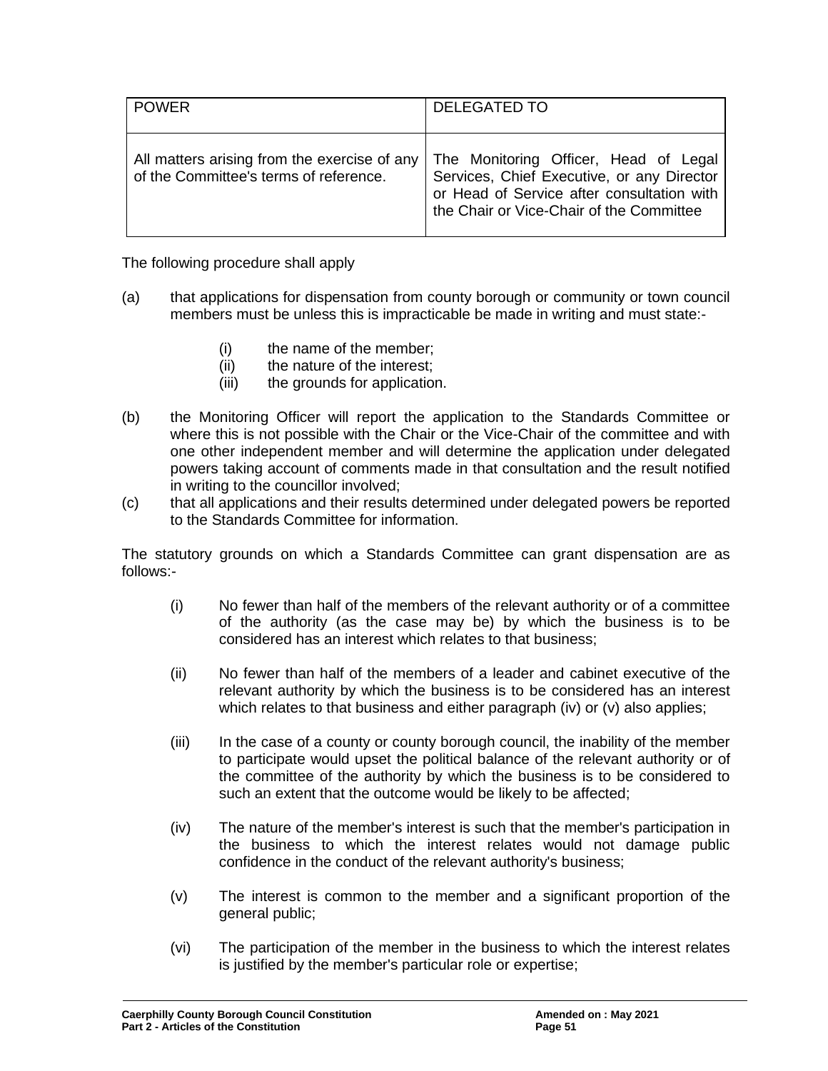| POWER | DELEGATED TO |
|---|---|
| All matters arising from the exercise of any of the Committee's terms of reference. | The Monitoring Officer, Head of Legal Services, Chief Executive, or any Director or Head of Service after consultation with the Chair or Vice-Chair of the Committee |

The following procedure shall apply

(a) that applications for dispensation from county borough or community or town council members must be unless this is impracticable be made in writing and must state:-

- (i) the name of the member;
- (ii) the nature of the interest;
- (iii) the grounds for application.

(b) the Monitoring Officer will report the application to the Standards Committee or where this is not possible with the Chair or the Vice-Chair of the committee and with one other independent member and will determine the application under delegated powers taking account of comments made in that consultation and the result notified in writing to the councillor involved;

(c) that all applications and their results determined under delegated powers be reported to the Standards Committee for information.

The statutory grounds on which a Standards Committee can grant dispensation are as follows:-

(i) No fewer than half of the members of the relevant authority or of a committee of the authority (as the case may be) by which the business is to be considered has an interest which relates to that business;

(ii) No fewer than half of the members of a leader and cabinet executive of the relevant authority by which the business is to be considered has an interest which relates to that business and either paragraph (iv) or (v) also applies;

(iii) In the case of a county or county borough council, the inability of the member to participate would upset the political balance of the relevant authority or of the committee of the authority by which the business is to be considered to such an extent that the outcome would be likely to be affected;

(iv) The nature of the member's interest is such that the member's participation in the business to which the interest relates would not damage public confidence in the conduct of the relevant authority's business;

(v) The interest is common to the member and a significant proportion of the general public;

(vi) The participation of the member in the business to which the interest relates is justified by the member's particular role or expertise;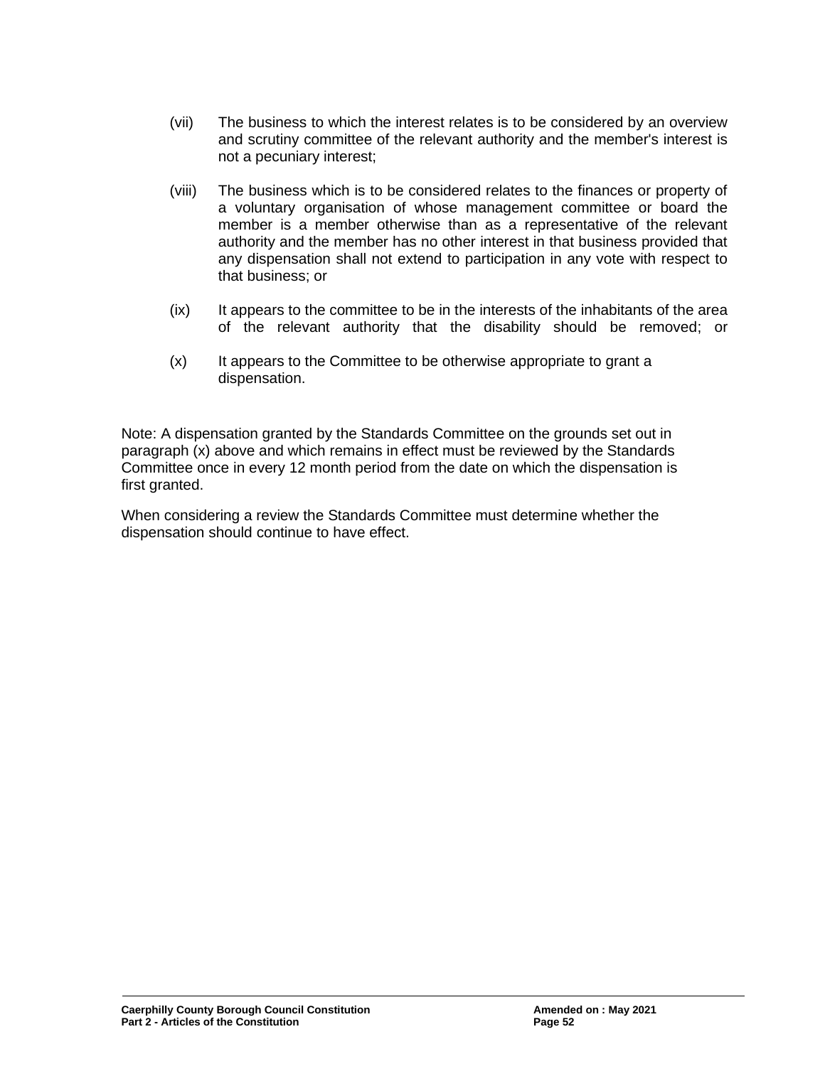(vii) The business to which the interest relates is to be considered by an overview and scrutiny committee of the relevant authority and the member's interest is not a pecuniary interest;

(viii) The business which is to be considered relates to the finances or property of a voluntary organisation of whose management committee or board the member is a member otherwise than as a representative of the relevant authority and the member has no other interest in that business provided that any dispensation shall not extend to participation in any vote with respect to that business; or

(ix) It appears to the committee to be in the interests of the inhabitants of the area of the relevant authority that the disability should be removed; or

(x) It appears to the Committee to be otherwise appropriate to grant a dispensation.

Note: A dispensation granted by the Standards Committee on the grounds set out in paragraph (x) above and which remains in effect must be reviewed by the Standards Committee once in every 12 month period from the date on which the dispensation is first granted.

When considering a review the Standards Committee must determine whether the dispensation should continue to have effect.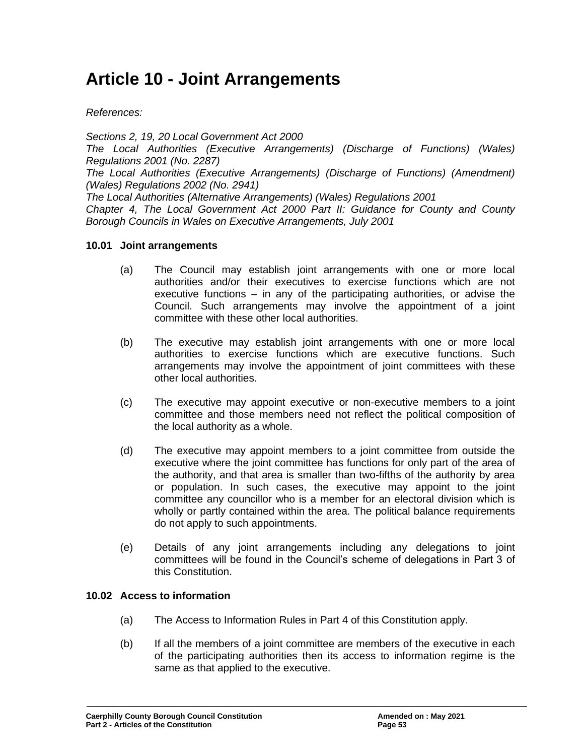# Article 10 - Joint Arrangements

*References:*

*Sections 2, 19, 20 Local Government Act 2000*
*The Local Authorities (Executive Arrangements) (Discharge of Functions) (Wales) Regulations 2001 (No. 2287)*
*The Local Authorities (Executive Arrangements) (Discharge of Functions) (Amendment) (Wales) Regulations 2002 (No. 2941)*
*The Local Authorities (Alternative Arrangements) (Wales) Regulations 2001*
*Chapter 4, The Local Government Act 2000 Part II: Guidance for County and County Borough Councils in Wales on Executive Arrangements, July 2001*

**10.01 Joint arrangements**

(a) The Council may establish joint arrangements with one or more local authorities and/or their executives to exercise functions which are not executive functions – in any of the participating authorities, or advise the Council. Such arrangements may involve the appointment of a joint committee with these other local authorities.

(b) The executive may establish joint arrangements with one or more local authorities to exercise functions which are executive functions. Such arrangements may involve the appointment of joint committees with these other local authorities.

(c) The executive may appoint executive or non-executive members to a joint committee and those members need not reflect the political composition of the local authority as a whole.

(d) The executive may appoint members to a joint committee from outside the executive where the joint committee has functions for only part of the area of the authority, and that area is smaller than two-fifths of the authority by area or population. In such cases, the executive may appoint to the joint committee any councillor who is a member for an electoral division which is wholly or partly contained within the area. The political balance requirements do not apply to such appointments.

(e) Details of any joint arrangements including any delegations to joint committees will be found in the Council's scheme of delegations in Part 3 of this Constitution.

**10.02 Access to information**

(a) The Access to Information Rules in Part 4 of this Constitution apply.

(b) If all the members of a joint committee are members of the executive in each of the participating authorities then its access to information regime is the same as that applied to the executive.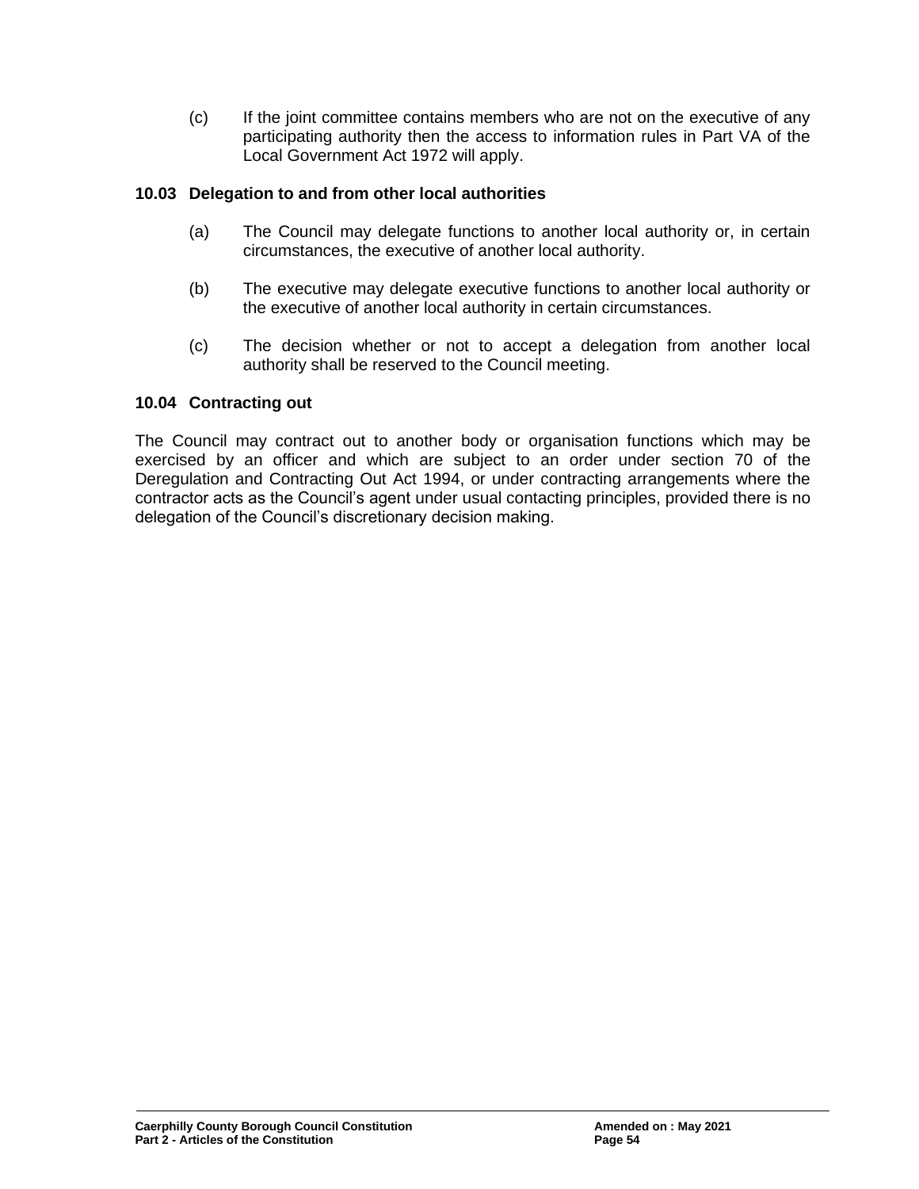(c) If the joint committee contains members who are not on the executive of any participating authority then the access to information rules in Part VA of the Local Government Act 1972 will apply.

### 10.03 Delegation to and from other local authorities

(a) The Council may delegate functions to another local authority or, in certain circumstances, the executive of another local authority.

(b) The executive may delegate executive functions to another local authority or the executive of another local authority in certain circumstances.

(c) The decision whether or not to accept a delegation from another local authority shall be reserved to the Council meeting.

### 10.04 Contracting out

The Council may contract out to another body or organisation functions which may be exercised by an officer and which are subject to an order under section 70 of the Deregulation and Contracting Out Act 1994, or under contracting arrangements where the contractor acts as the Council's agent under usual contacting principles, provided there is no delegation of the Council's discretionary decision making.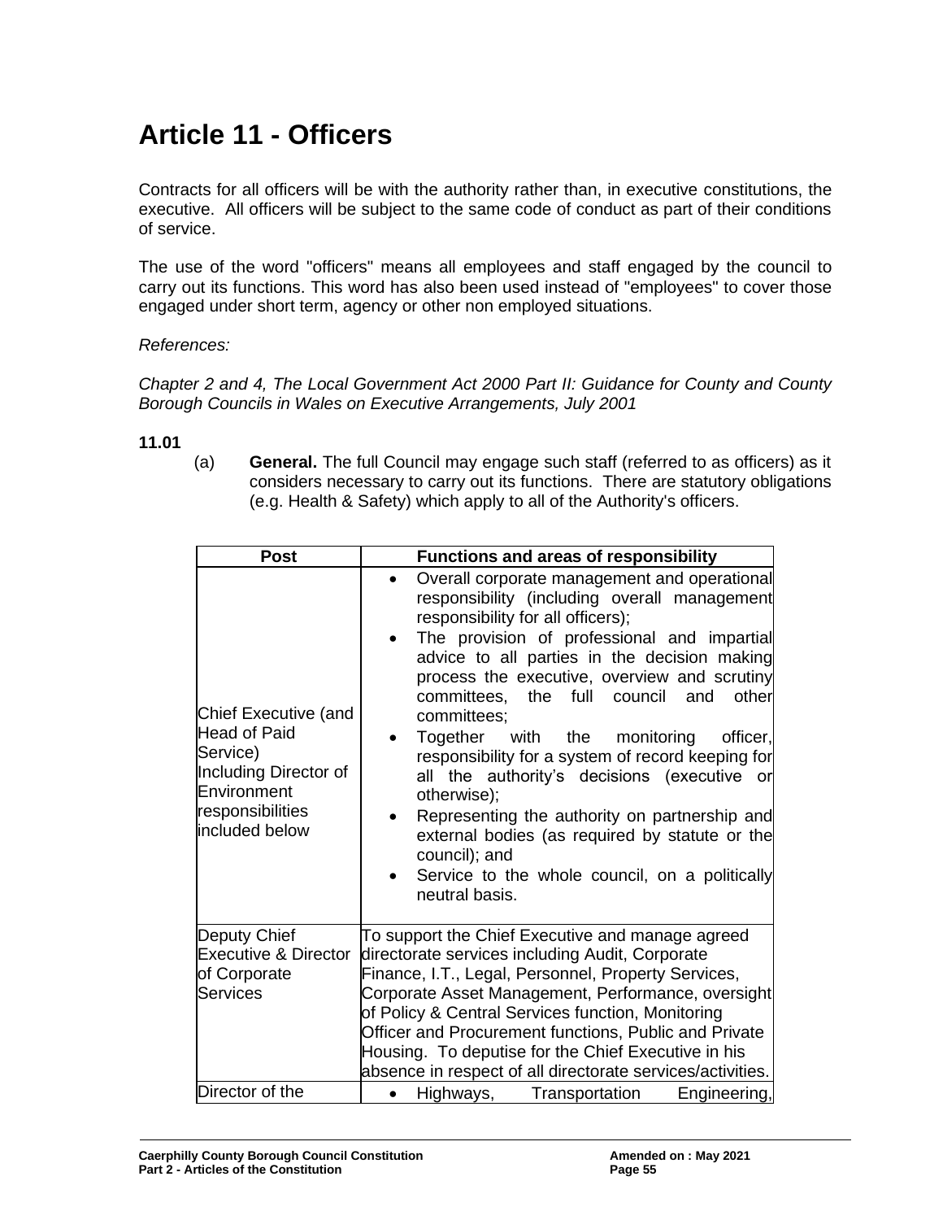# Article 11 - Officers

Contracts for all officers will be with the authority rather than, in executive constitutions, the executive. All officers will be subject to the same code of conduct as part of their conditions of service.

The use of the word "officers" means all employees and staff engaged by the council to carry out its functions. This word has also been used instead of "employees" to cover those engaged under short term, agency or other non employed situations.

*References:*

*Chapter 2 and 4, The Local Government Act 2000 Part II: Guidance for County and County Borough Councils in Wales on Executive Arrangements, July 2001*

**11.01**

(a) **General.** The full Council may engage such staff (referred to as officers) as it considers necessary to carry out its functions. There are statutory obligations (e.g. Health & Safety) which apply to all of the Authority's officers.

| Post | Functions and areas of responsibility |
|---|---|
| Chief Executive (and Head of Paid Service) Including Director of Environment responsibilities included below | • Overall corporate management and operational responsibility (including overall management responsibility for all officers);<br>• The provision of professional and impartial advice to all parties in the decision making process the executive, overview and scrutiny committees, the full council and other committees;<br>• Together with the monitoring officer, responsibility for a system of record keeping for all the authority's decisions (executive or otherwise);<br>• Representing the authority on partnership and external bodies (as required by statute or the council); and<br>• Service to the whole council, on a politically neutral basis. |
| Deputy Chief Executive & Director of Corporate Services | To support the Chief Executive and manage agreed directorate services including Audit, Corporate Finance, I.T., Legal, Personnel, Property Services, Corporate Asset Management, Performance, oversight of Policy & Central Services function, Monitoring Officer and Procurement functions, Public and Private Housing. To deputise for the Chief Executive in his absence in respect of all directorate services/activities. |
| Director of the | • Highways, Transportation Engineering, |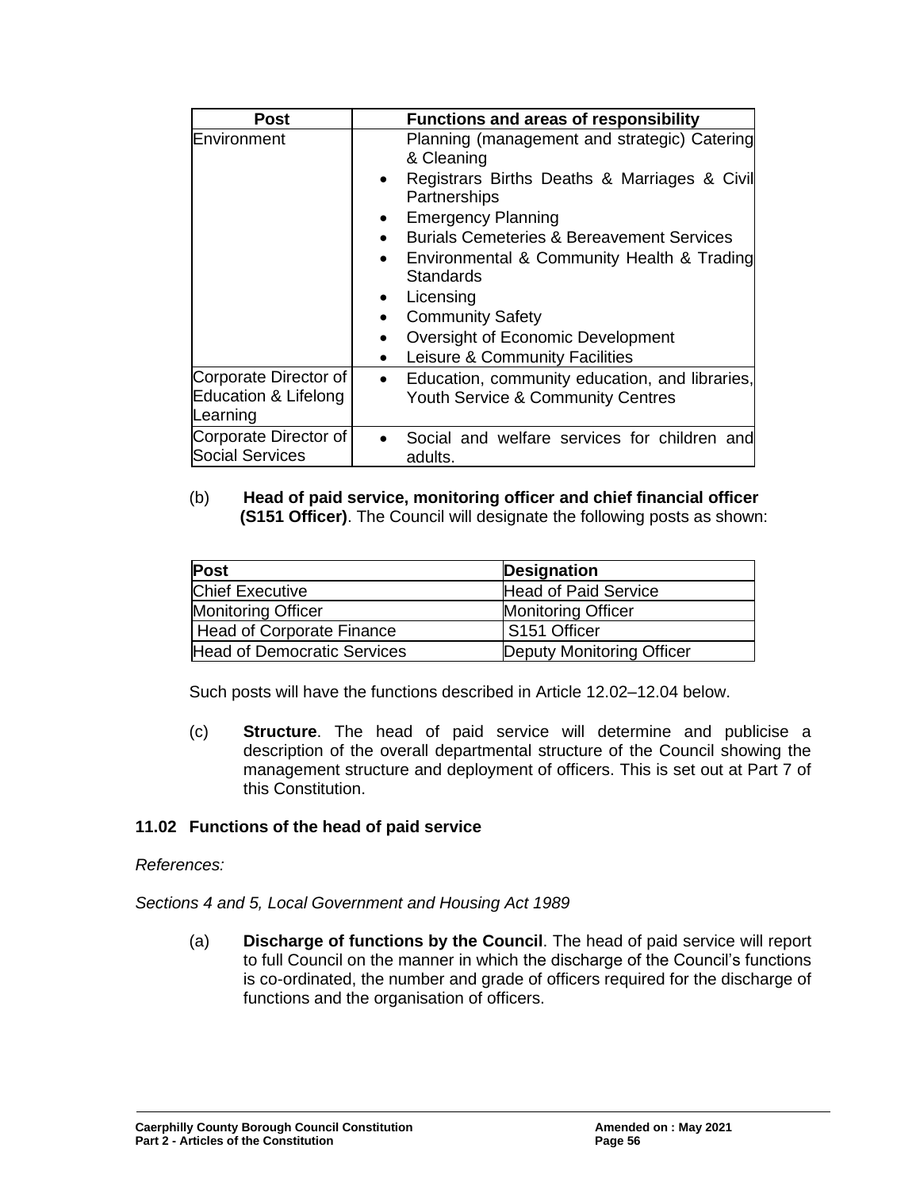| Post | Functions and areas of responsibility |
|---|---|
| Environment | Planning (management and strategic) Catering & Cleaning<br>• Registrars Births Deaths & Marriages & Civil Partnerships<br>• Emergency Planning<br>• Burials Cemeteries & Bereavement Services<br>• Environmental & Community Health & Trading Standards<br>• Licensing<br>• Community Safety<br>• Oversight of Economic Development<br>• Leisure & Community Facilities |
| Corporate Director of Education & Lifelong Learning | • Education, community education, and libraries, Youth Service & Community Centres |
| Corporate Director of Social Services | • Social and welfare services for children and adults. |

(b) **Head of paid service, monitoring officer and chief financial officer (S151 Officer)**. The Council will designate the following posts as shown:

| Post | Designation |
|---|---|
| Chief Executive | Head of Paid Service |
| Monitoring Officer | Monitoring Officer |
| Head of Corporate Finance | S151 Officer |
| Head of Democratic Services | Deputy Monitoring Officer |

Such posts will have the functions described in Article 12.02–12.04 below.

(c) **Structure**. The head of paid service will determine and publicise a description of the overall departmental structure of the Council showing the management structure and deployment of officers. This is set out at Part 7 of this Constitution.

### 11.02 Functions of the head of paid service

*References:*

*Sections 4 and 5, Local Government and Housing Act 1989*

(a) **Discharge of functions by the Council**. The head of paid service will report to full Council on the manner in which the discharge of the Council's functions is co-ordinated, the number and grade of officers required for the discharge of functions and the organisation of officers.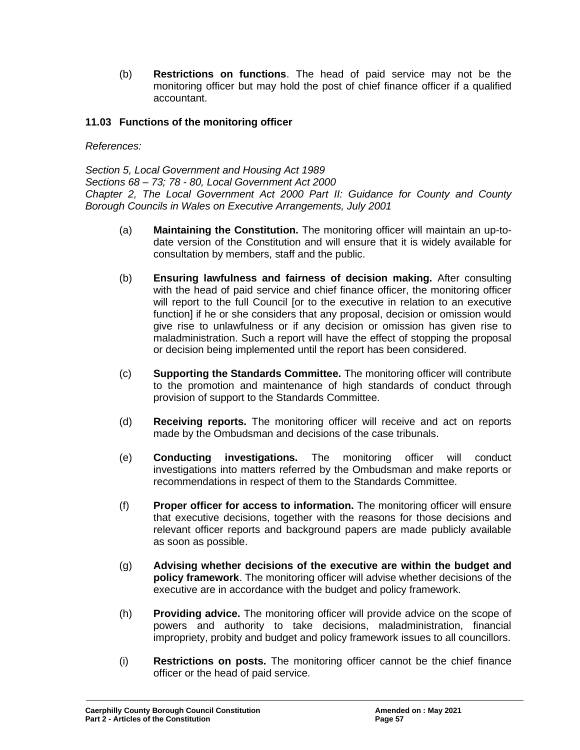(b) **Restrictions on functions**. The head of paid service may not be the monitoring officer but may hold the post of chief finance officer if a qualified accountant.

### 11.03 Functions of the monitoring officer

*References:*

*Section 5, Local Government and Housing Act 1989*
*Sections 68 – 73; 78 - 80, Local Government Act 2000*
*Chapter 2, The Local Government Act 2000 Part II: Guidance for County and County Borough Councils in Wales on Executive Arrangements, July 2001*

(a) **Maintaining the Constitution.** The monitoring officer will maintain an up-to-date version of the Constitution and will ensure that it is widely available for consultation by members, staff and the public.

(b) **Ensuring lawfulness and fairness of decision making.** After consulting with the head of paid service and chief finance officer, the monitoring officer will report to the full Council [or to the executive in relation to an executive function] if he or she considers that any proposal, decision or omission would give rise to unlawfulness or if any decision or omission has given rise to maladministration. Such a report will have the effect of stopping the proposal or decision being implemented until the report has been considered.

(c) **Supporting the Standards Committee.** The monitoring officer will contribute to the promotion and maintenance of high standards of conduct through provision of support to the Standards Committee.

(d) **Receiving reports.** The monitoring officer will receive and act on reports made by the Ombudsman and decisions of the case tribunals.

(e) **Conducting investigations.** The monitoring officer will conduct investigations into matters referred by the Ombudsman and make reports or recommendations in respect of them to the Standards Committee.

(f) **Proper officer for access to information.** The monitoring officer will ensure that executive decisions, together with the reasons for those decisions and relevant officer reports and background papers are made publicly available as soon as possible.

(g) **Advising whether decisions of the executive are within the budget and policy framework**. The monitoring officer will advise whether decisions of the executive are in accordance with the budget and policy framework.

(h) **Providing advice.** The monitoring officer will provide advice on the scope of powers and authority to take decisions, maladministration, financial impropriety, probity and budget and policy framework issues to all councillors.

(i) **Restrictions on posts.** The monitoring officer cannot be the chief finance officer or the head of paid service.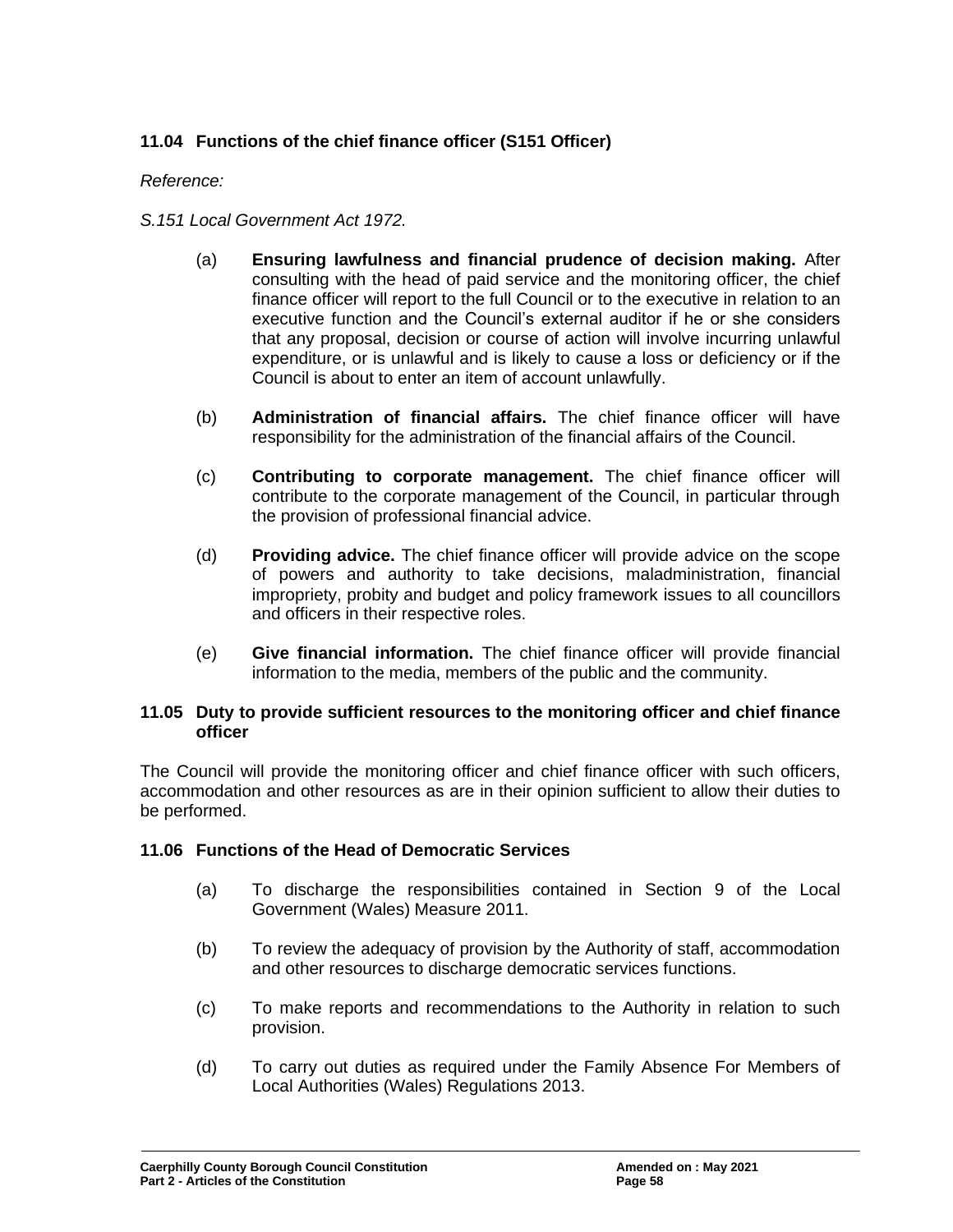### 11.04 Functions of the chief finance officer (S151 Officer)

*Reference:*

*S.151 Local Government Act 1972.*

(a) **Ensuring lawfulness and financial prudence of decision making.** After consulting with the head of paid service and the monitoring officer, the chief finance officer will report to the full Council or to the executive in relation to an executive function and the Council's external auditor if he or she considers that any proposal, decision or course of action will involve incurring unlawful expenditure, or is unlawful and is likely to cause a loss or deficiency or if the Council is about to enter an item of account unlawfully.

(b) **Administration of financial affairs.** The chief finance officer will have responsibility for the administration of the financial affairs of the Council.

(c) **Contributing to corporate management.** The chief finance officer will contribute to the corporate management of the Council, in particular through the provision of professional financial advice.

(d) **Providing advice.** The chief finance officer will provide advice on the scope of powers and authority to take decisions, maladministration, financial impropriety, probity and budget and policy framework issues to all councillors and officers in their respective roles.

(e) **Give financial information.** The chief finance officer will provide financial information to the media, members of the public and the community.

### 11.05 Duty to provide sufficient resources to the monitoring officer and chief finance officer

The Council will provide the monitoring officer and chief finance officer with such officers, accommodation and other resources as are in their opinion sufficient to allow their duties to be performed.

### 11.06 Functions of the Head of Democratic Services

(a) To discharge the responsibilities contained in Section 9 of the Local Government (Wales) Measure 2011.

(b) To review the adequacy of provision by the Authority of staff, accommodation and other resources to discharge democratic services functions.

(c) To make reports and recommendations to the Authority in relation to such provision.

(d) To carry out duties as required under the Family Absence For Members of Local Authorities (Wales) Regulations 2013.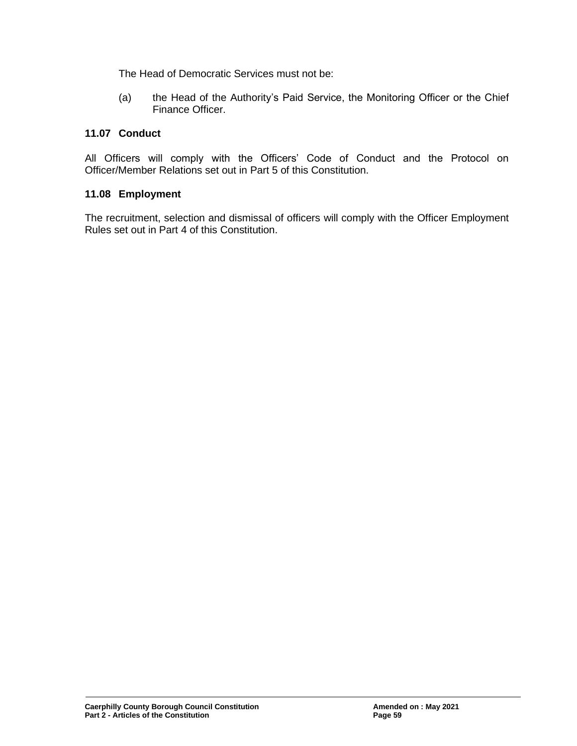The Head of Democratic Services must not be:

(a) the Head of the Authority's Paid Service, the Monitoring Officer or the Chief Finance Officer.

### 11.07 Conduct

All Officers will comply with the Officers' Code of Conduct and the Protocol on Officer/Member Relations set out in Part 5 of this Constitution.

### 11.08 Employment

The recruitment, selection and dismissal of officers will comply with the Officer Employment Rules set out in Part 4 of this Constitution.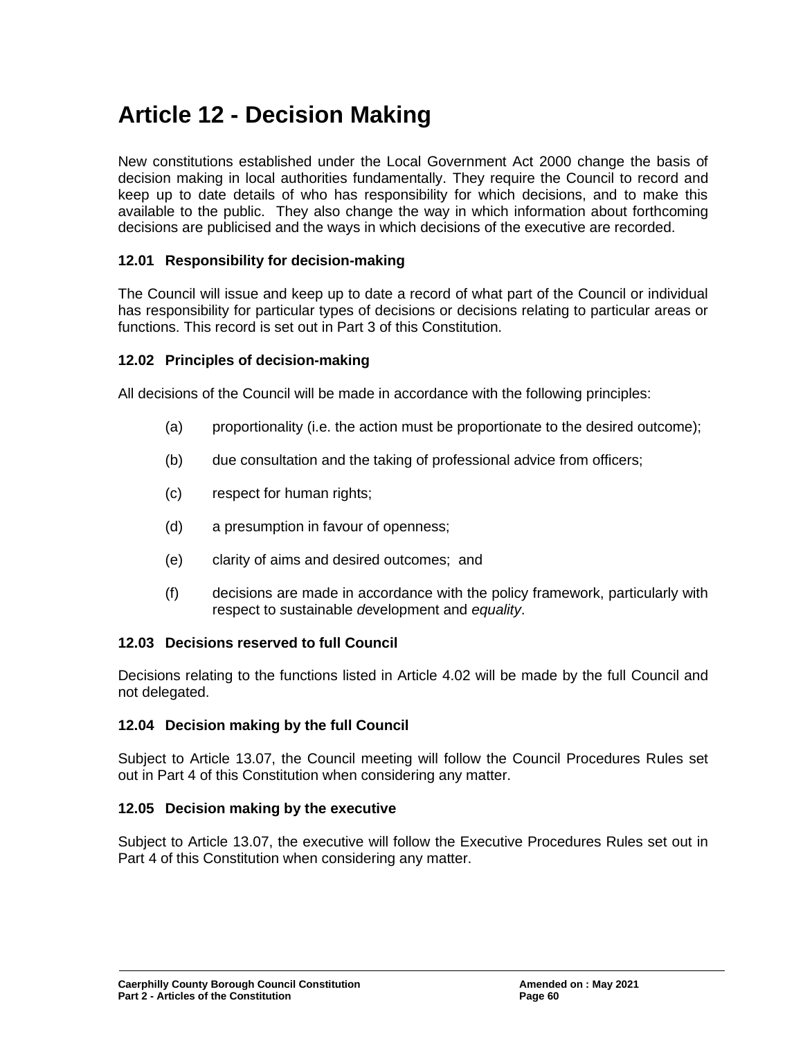# Article 12 - Decision Making

New constitutions established under the Local Government Act 2000 change the basis of decision making in local authorities fundamentally. They require the Council to record and keep up to date details of who has responsibility for which decisions, and to make this available to the public. They also change the way in which information about forthcoming decisions are publicised and the ways in which decisions of the executive are recorded.

### 12.01 Responsibility for decision-making

The Council will issue and keep up to date a record of what part of the Council or individual has responsibility for particular types of decisions or decisions relating to particular areas or functions. This record is set out in Part 3 of this Constitution.

### 12.02 Principles of decision-making

All decisions of the Council will be made in accordance with the following principles:

(a) proportionality (i.e. the action must be proportionate to the desired outcome);

(b) due consultation and the taking of professional advice from officers;

(c) respect for human rights;

(d) a presumption in favour of openness;

(e) clarity of aims and desired outcomes; and

(f) decisions are made in accordance with the policy framework, particularly with respect to *s*ustainable *d*evelopment and *equality*.

### 12.03 Decisions reserved to full Council

Decisions relating to the functions listed in Article 4.02 will be made by the full Council and not delegated.

### 12.04 Decision making by the full Council

Subject to Article 13.07, the Council meeting will follow the Council Procedures Rules set out in Part 4 of this Constitution when considering any matter.

### 12.05 Decision making by the executive

Subject to Article 13.07, the executive will follow the Executive Procedures Rules set out in Part 4 of this Constitution when considering any matter.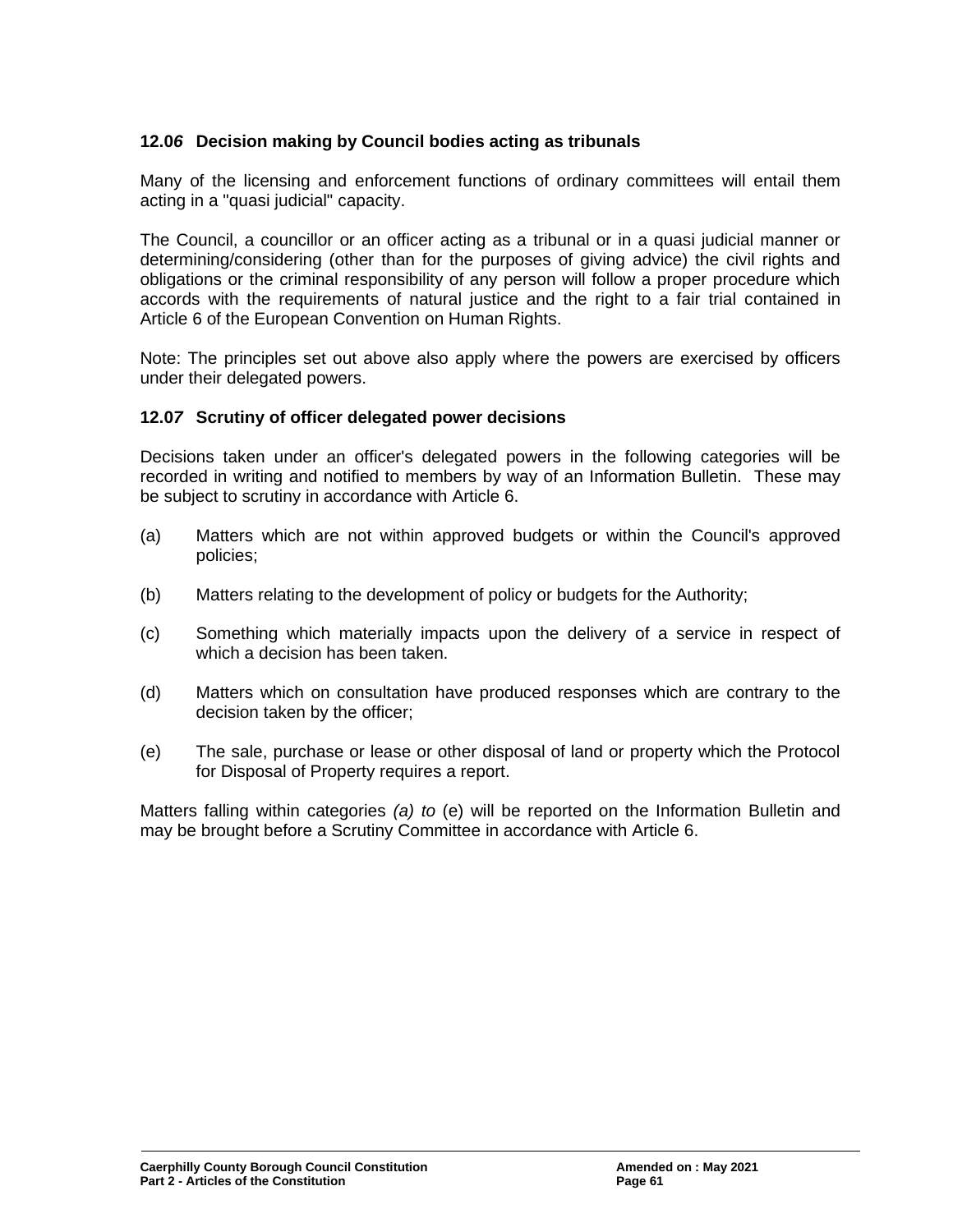### 12.06 Decision making by Council bodies acting as tribunals

Many of the licensing and enforcement functions of ordinary committees will entail them acting in a "quasi judicial" capacity.

The Council, a councillor or an officer acting as a tribunal or in a quasi judicial manner or determining/considering (other than for the purposes of giving advice) the civil rights and obligations or the criminal responsibility of any person will follow a proper procedure which accords with the requirements of natural justice and the right to a fair trial contained in Article 6 of the European Convention on Human Rights.

Note: The principles set out above also apply where the powers are exercised by officers under their delegated powers.

### 12.07 Scrutiny of officer delegated power decisions

Decisions taken under an officer's delegated powers in the following categories will be recorded in writing and notified to members by way of an Information Bulletin. These may be subject to scrutiny in accordance with Article 6.

(a) Matters which are not within approved budgets or within the Council's approved policies;

(b) Matters relating to the development of policy or budgets for the Authority;

(c) Something which materially impacts upon the delivery of a service in respect of which a decision has been taken.

(d) Matters which on consultation have produced responses which are contrary to the decision taken by the officer;

(e) The sale, purchase or lease or other disposal of land or property which the Protocol for Disposal of Property requires a report.

Matters falling within categories *(a) to* (e) will be reported on the Information Bulletin and may be brought before a Scrutiny Committee in accordance with Article 6.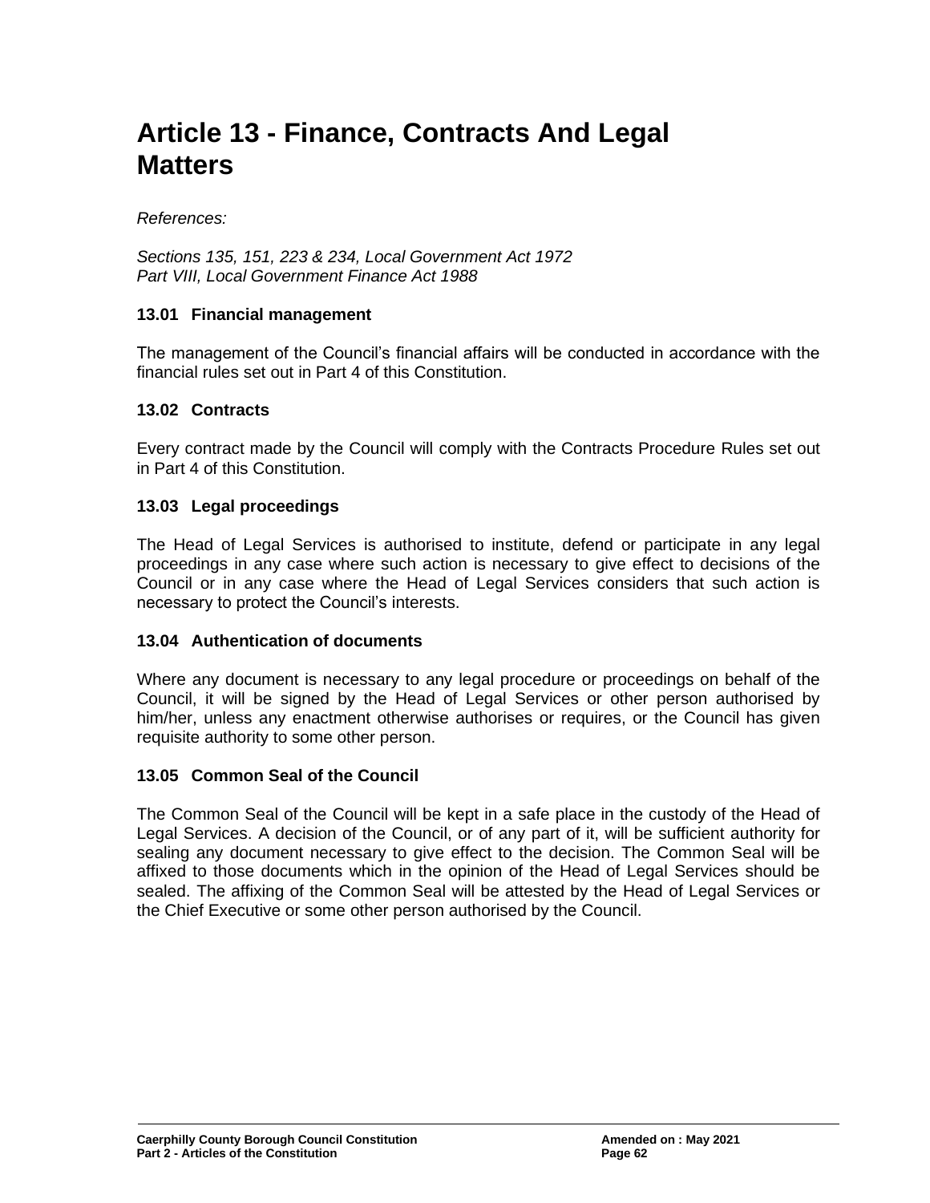# Article 13 - Finance, Contracts And Legal Matters

*References:*

*Sections 135, 151, 223 & 234, Local Government Act 1972*
*Part VIII, Local Government Finance Act 1988*

### 13.01 Financial management

The management of the Council's financial affairs will be conducted in accordance with the financial rules set out in Part 4 of this Constitution.

### 13.02 Contracts

Every contract made by the Council will comply with the Contracts Procedure Rules set out in Part 4 of this Constitution.

### 13.03 Legal proceedings

The Head of Legal Services is authorised to institute, defend or participate in any legal proceedings in any case where such action is necessary to give effect to decisions of the Council or in any case where the Head of Legal Services considers that such action is necessary to protect the Council's interests.

### 13.04 Authentication of documents

Where any document is necessary to any legal procedure or proceedings on behalf of the Council, it will be signed by the Head of Legal Services or other person authorised by him/her, unless any enactment otherwise authorises or requires, or the Council has given requisite authority to some other person.

### 13.05 Common Seal of the Council

The Common Seal of the Council will be kept in a safe place in the custody of the Head of Legal Services. A decision of the Council, or of any part of it, will be sufficient authority for sealing any document necessary to give effect to the decision. The Common Seal will be affixed to those documents which in the opinion of the Head of Legal Services should be sealed. The affixing of the Common Seal will be attested by the Head of Legal Services or the Chief Executive or some other person authorised by the Council.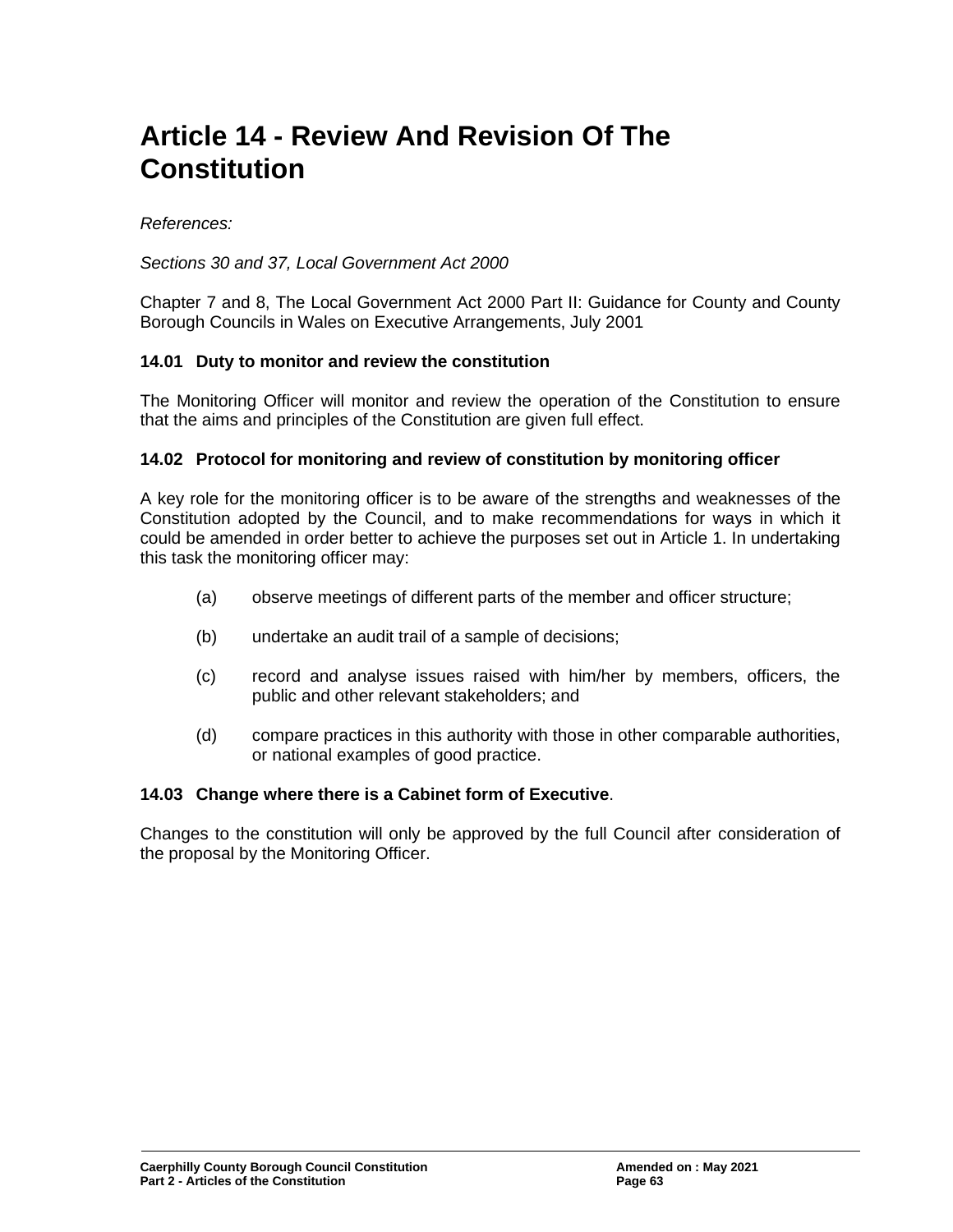# Article 14 - Review And Revision Of The Constitution

*References:*

*Sections 30 and 37, Local Government Act 2000*

Chapter 7 and 8, The Local Government Act 2000 Part II: Guidance for County and County Borough Councils in Wales on Executive Arrangements, July 2001

### 14.01 Duty to monitor and review the constitution

The Monitoring Officer will monitor and review the operation of the Constitution to ensure that the aims and principles of the Constitution are given full effect.

### 14.02 Protocol for monitoring and review of constitution by monitoring officer

A key role for the monitoring officer is to be aware of the strengths and weaknesses of the Constitution adopted by the Council, and to make recommendations for ways in which it could be amended in order better to achieve the purposes set out in Article 1. In undertaking this task the monitoring officer may:

(a) observe meetings of different parts of the member and officer structure;

(b) undertake an audit trail of a sample of decisions;

(c) record and analyse issues raised with him/her by members, officers, the public and other relevant stakeholders; and

(d) compare practices in this authority with those in other comparable authorities, or national examples of good practice.

### 14.03 Change where there is a Cabinet form of Executive.

Changes to the constitution will only be approved by the full Council after consideration of the proposal by the Monitoring Officer.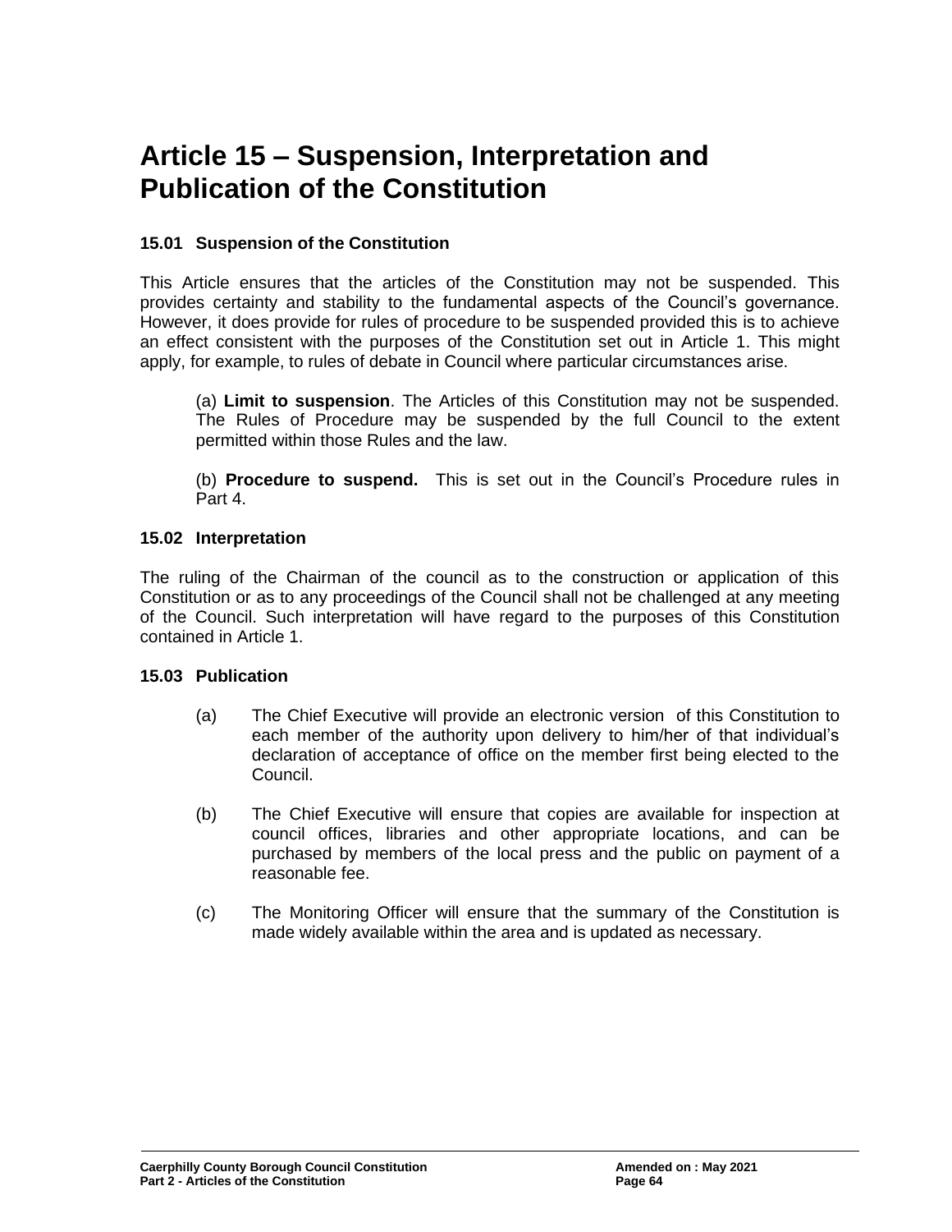# Article 15 – Suspension, Interpretation and Publication of the Constitution

### 15.01 Suspension of the Constitution

This Article ensures that the articles of the Constitution may not be suspended. This provides certainty and stability to the fundamental aspects of the Council's governance. However, it does provide for rules of procedure to be suspended provided this is to achieve an effect consistent with the purposes of the Constitution set out in Article 1. This might apply, for example, to rules of debate in Council where particular circumstances arise.

(a) **Limit to suspension**. The Articles of this Constitution may not be suspended. The Rules of Procedure may be suspended by the full Council to the extent permitted within those Rules and the law.

(b) **Procedure to suspend.** This is set out in the Council's Procedure rules in Part 4.

### 15.02 Interpretation

The ruling of the Chairman of the council as to the construction or application of this Constitution or as to any proceedings of the Council shall not be challenged at any meeting of the Council. Such interpretation will have regard to the purposes of this Constitution contained in Article 1.

### 15.03 Publication

(a) The Chief Executive will provide an electronic version of this Constitution to each member of the authority upon delivery to him/her of that individual's declaration of acceptance of office on the member first being elected to the Council.

(b) The Chief Executive will ensure that copies are available for inspection at council offices, libraries and other appropriate locations, and can be purchased by members of the local press and the public on payment of a reasonable fee.

(c) The Monitoring Officer will ensure that the summary of the Constitution is made widely available within the area and is updated as necessary.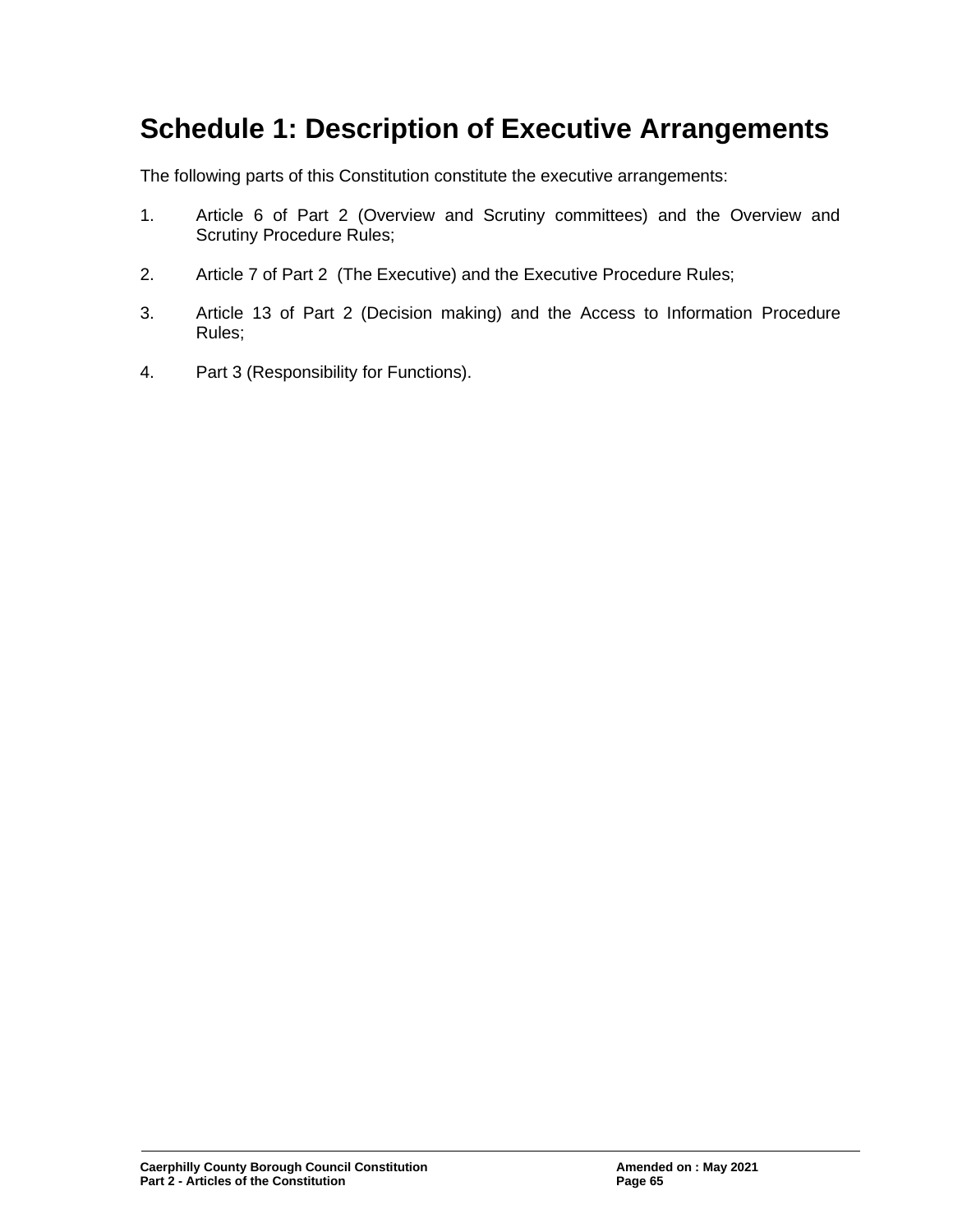# Schedule 1: Description of Executive Arrangements

The following parts of this Constitution constitute the executive arrangements:

1. Article 6 of Part 2 (Overview and Scrutiny committees) and the Overview and Scrutiny Procedure Rules;

2. Article 7 of Part 2 (The Executive) and the Executive Procedure Rules;

3. Article 13 of Part 2 (Decision making) and the Access to Information Procedure Rules;

4. Part 3 (Responsibility for Functions).